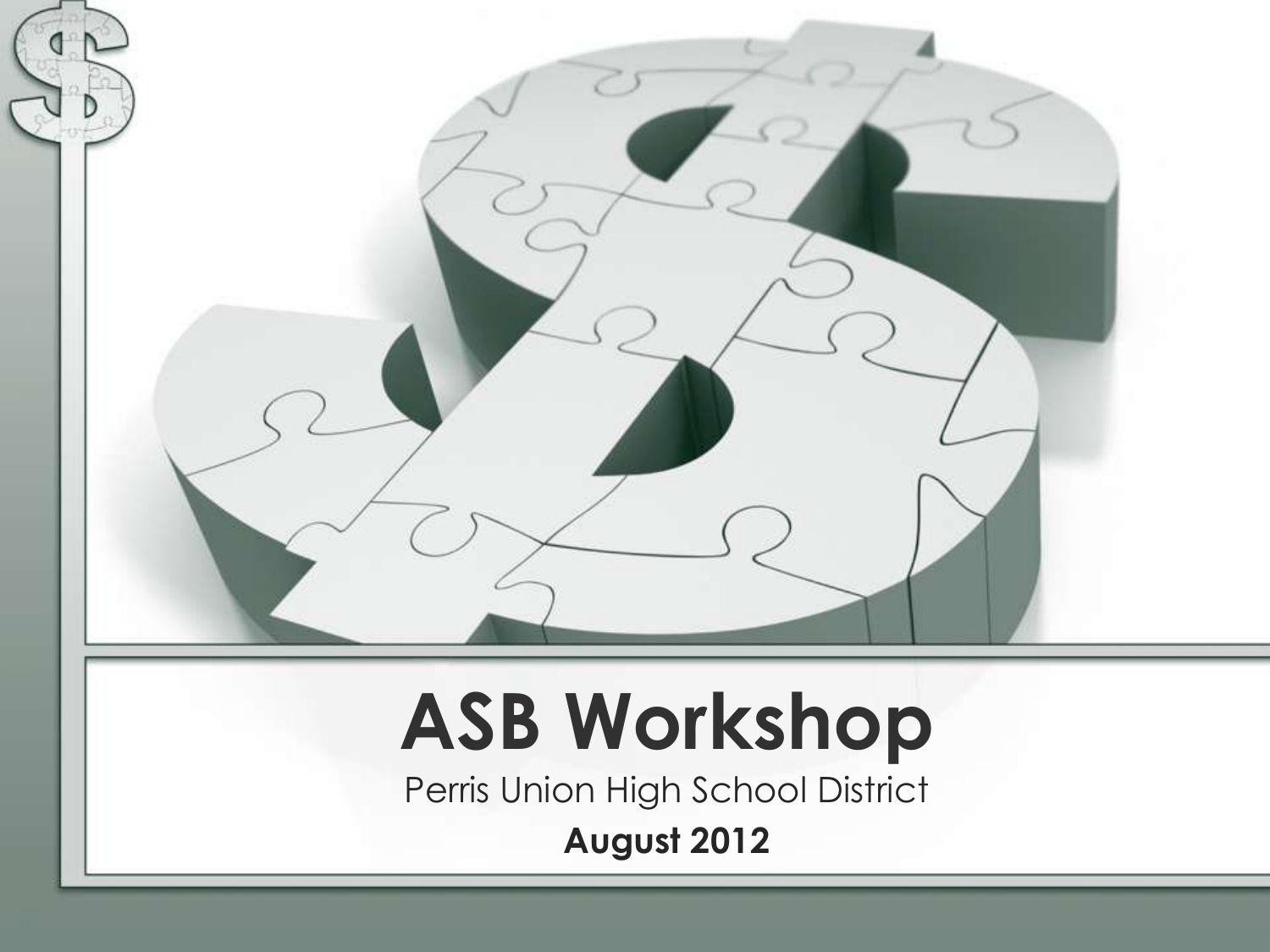# ASB Workshop

Perris Union High School District

**August 2012**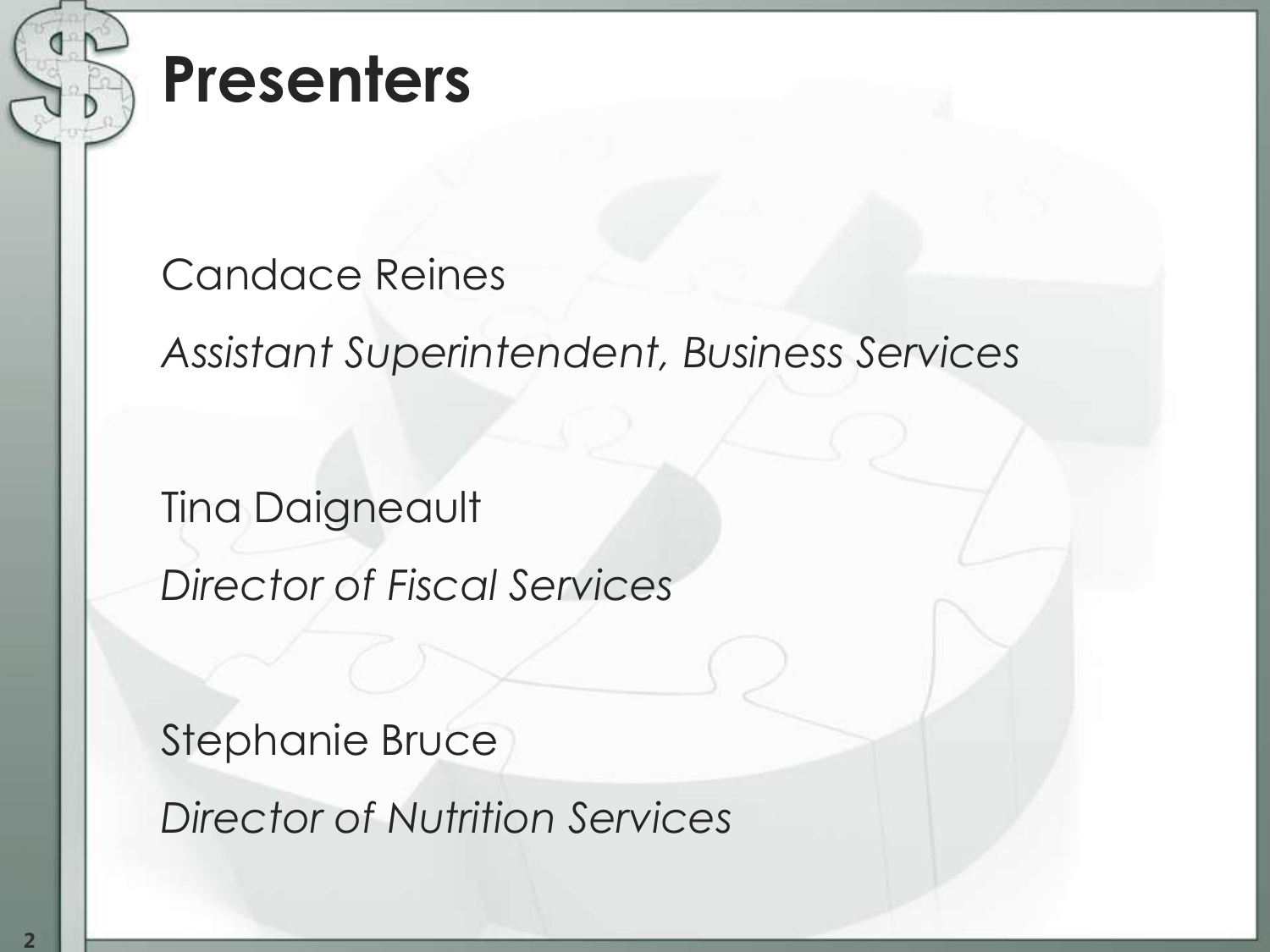# Presenters

Candace Reines

*Assistant Superintendent, Business Services*

Tina Daigneault

*Director of Fiscal Services*

Stephanie Bruce

*Director of Nutrition Services*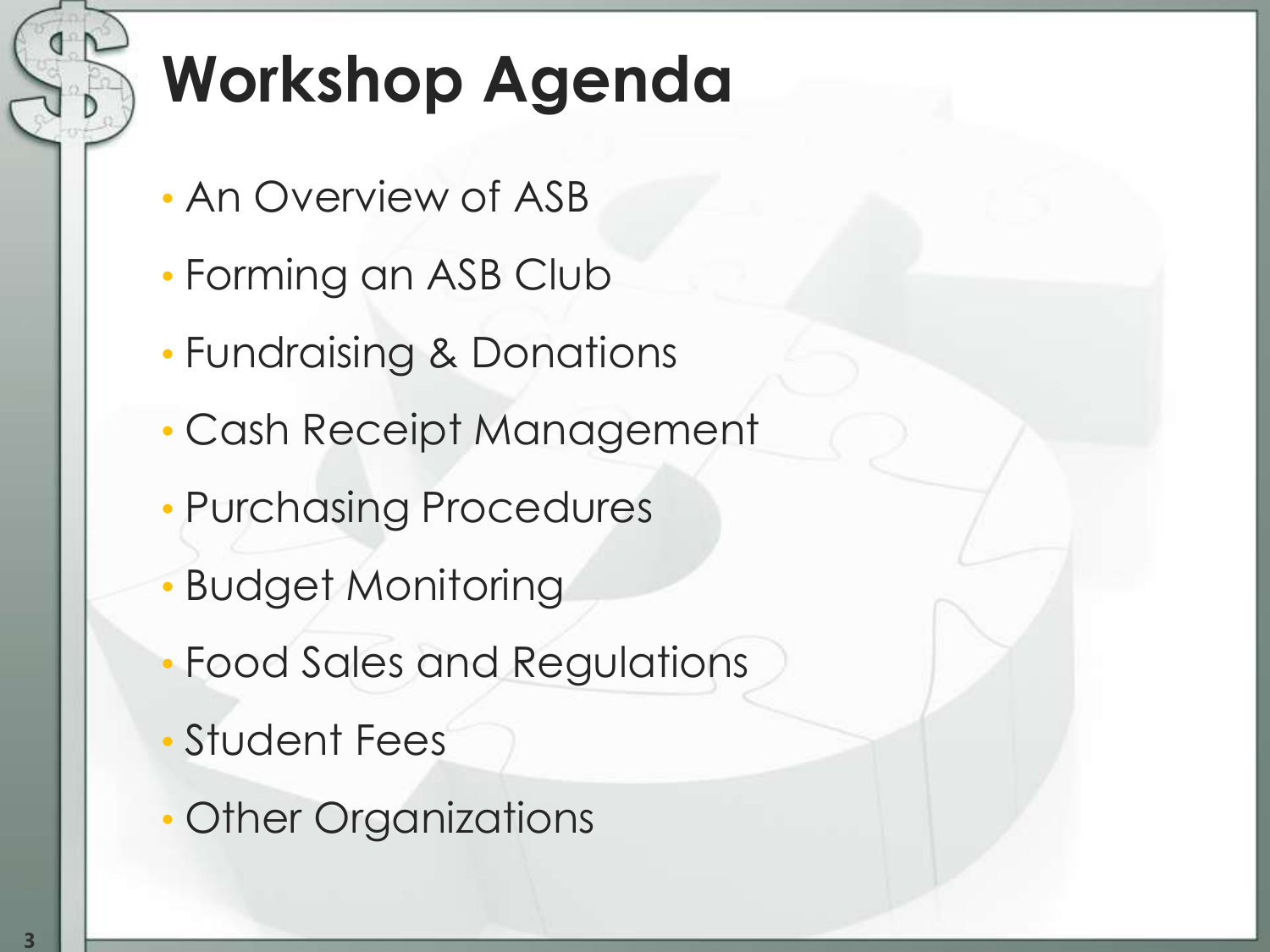# Workshop Agenda

- An Overview of ASB
- Forming an ASB Club
- Fundraising & Donations
- Cash Receipt Management
- Purchasing Procedures
- Budget Monitoring
- Food Sales and Regulations
- Student Fees
- Other Organizations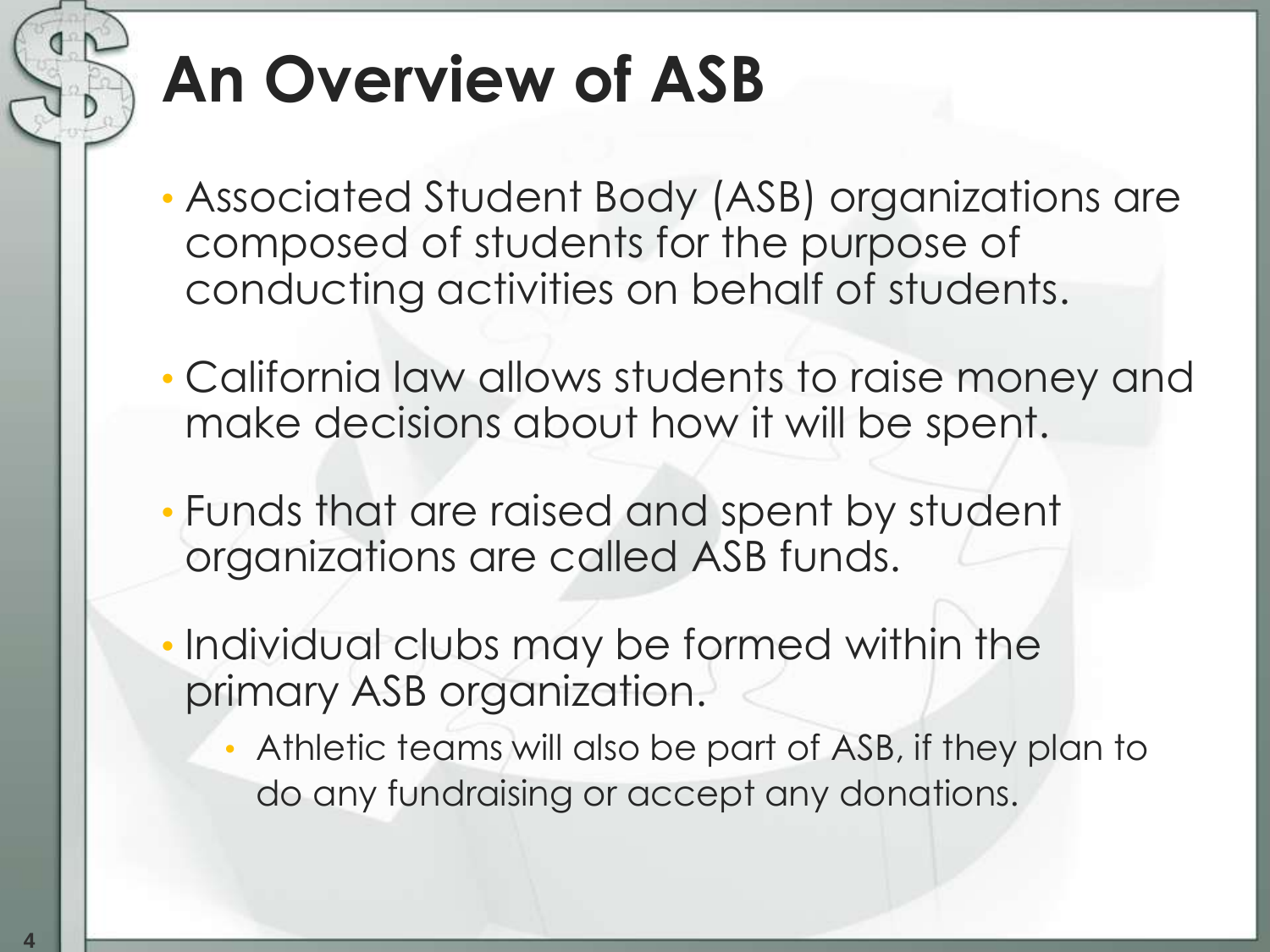# An Overview of ASB

- Associated Student Body (ASB) organizations are composed of students for the purpose of conducting activities on behalf of students.
- California law allows students to raise money and make decisions about how it will be spent.
- Funds that are raised and spent by student organizations are called ASB funds.
- Individual clubs may be formed within the primary ASB organization.
  - Athletic teams will also be part of ASB, if they plan to do any fundraising or accept any donations.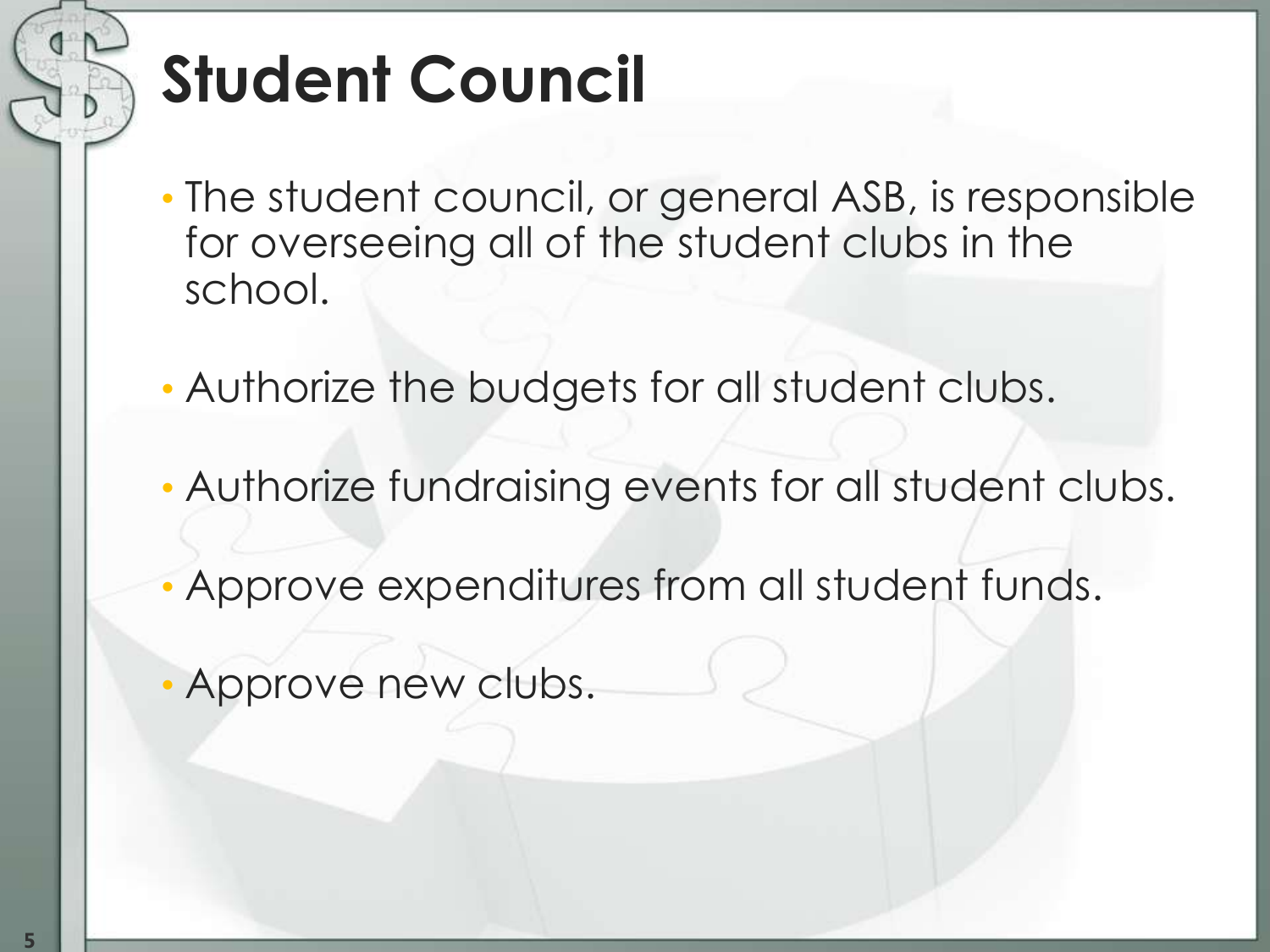# Student Council

- The student council, or general ASB, is responsible for overseeing all of the student clubs in the school.
- Authorize the budgets for all student clubs.
- Authorize fundraising events for all student clubs.
- Approve expenditures from all student funds.
- Approve new clubs.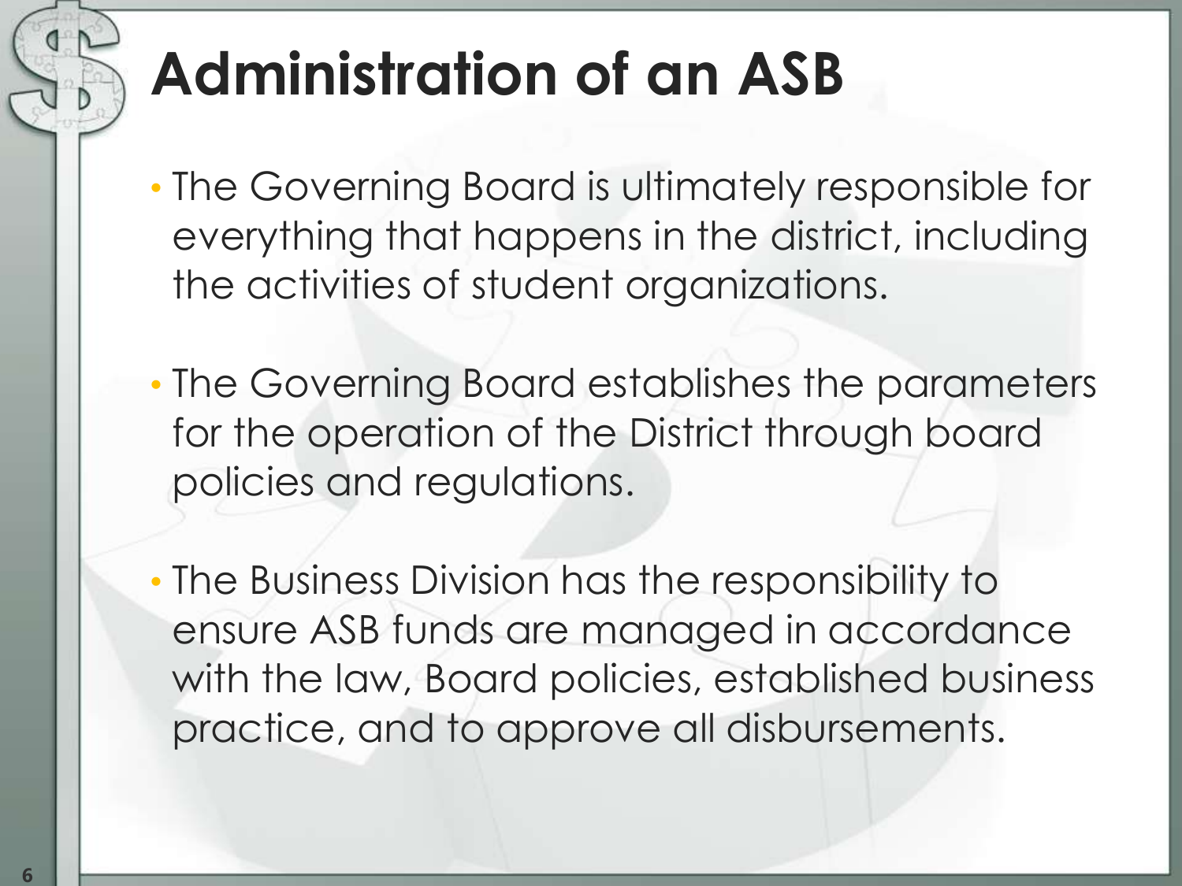# Administration of an ASB

- The Governing Board is ultimately responsible for everything that happens in the district, including the activities of student organizations.
- The Governing Board establishes the parameters for the operation of the District through board policies and regulations.
- The Business Division has the responsibility to ensure ASB funds are managed in accordance with the law, Board policies, established business practice, and to approve all disbursements.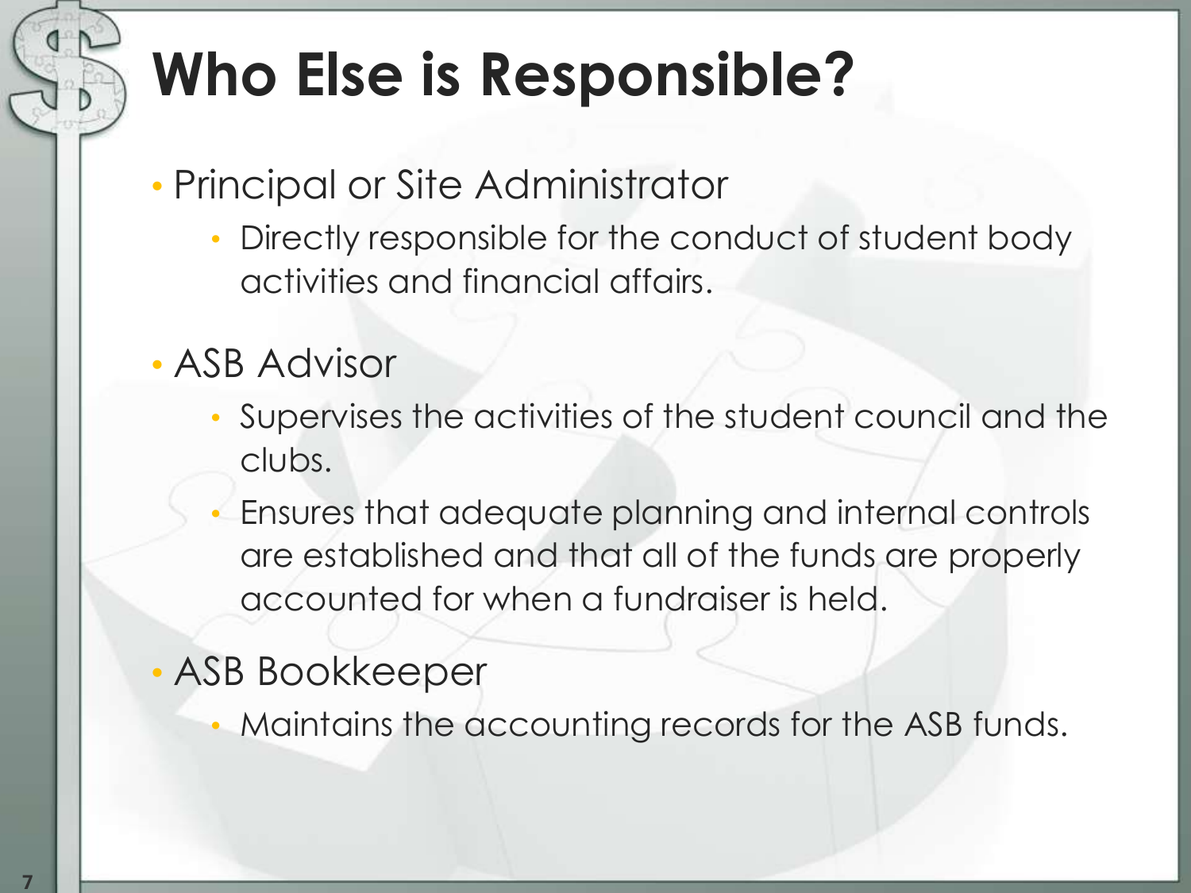# Who Else is Responsible?

- Principal or Site Administrator
  - Directly responsible for the conduct of student body activities and financial affairs.
- ASB Advisor
  - Supervises the activities of the student council and the clubs.
  - Ensures that adequate planning and internal controls are established and that all of the funds are properly accounted for when a fundraiser is held.
- ASB Bookkeeper
  - Maintains the accounting records for the ASB funds.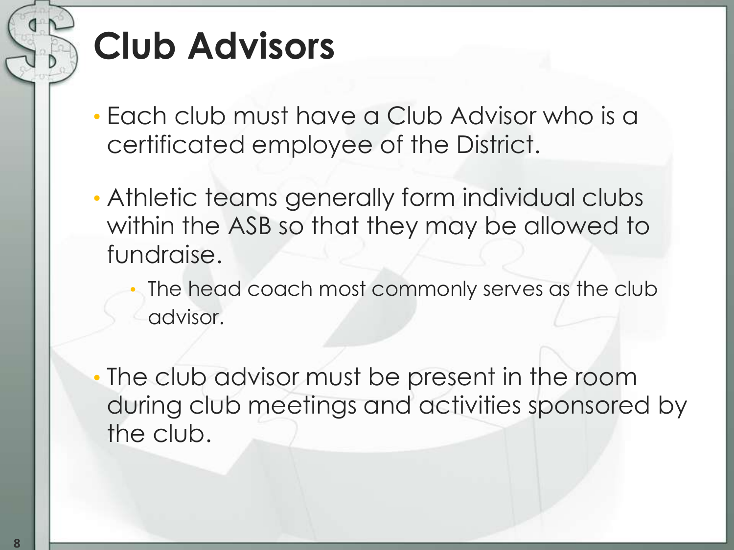# Club Advisors

- Each club must have a Club Advisor who is a certificated employee of the District.
- Athletic teams generally form individual clubs within the ASB so that they may be allowed to fundraise.
  - The head coach most commonly serves as the club advisor.
- The club advisor must be present in the room during club meetings and activities sponsored by the club.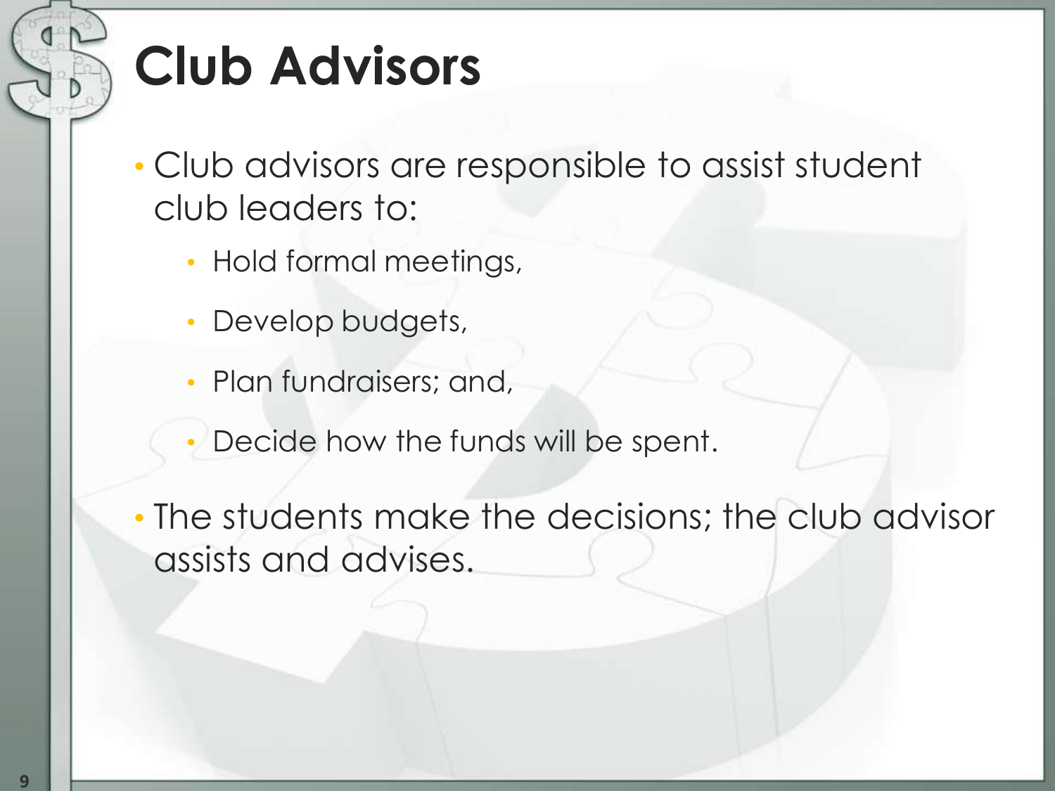# Club Advisors

- Club advisors are responsible to assist student club leaders to:
  - Hold formal meetings,
  - Develop budgets,
  - Plan fundraisers; and,
  - Decide how the funds will be spent.
- The students make the decisions; the club advisor assists and advises.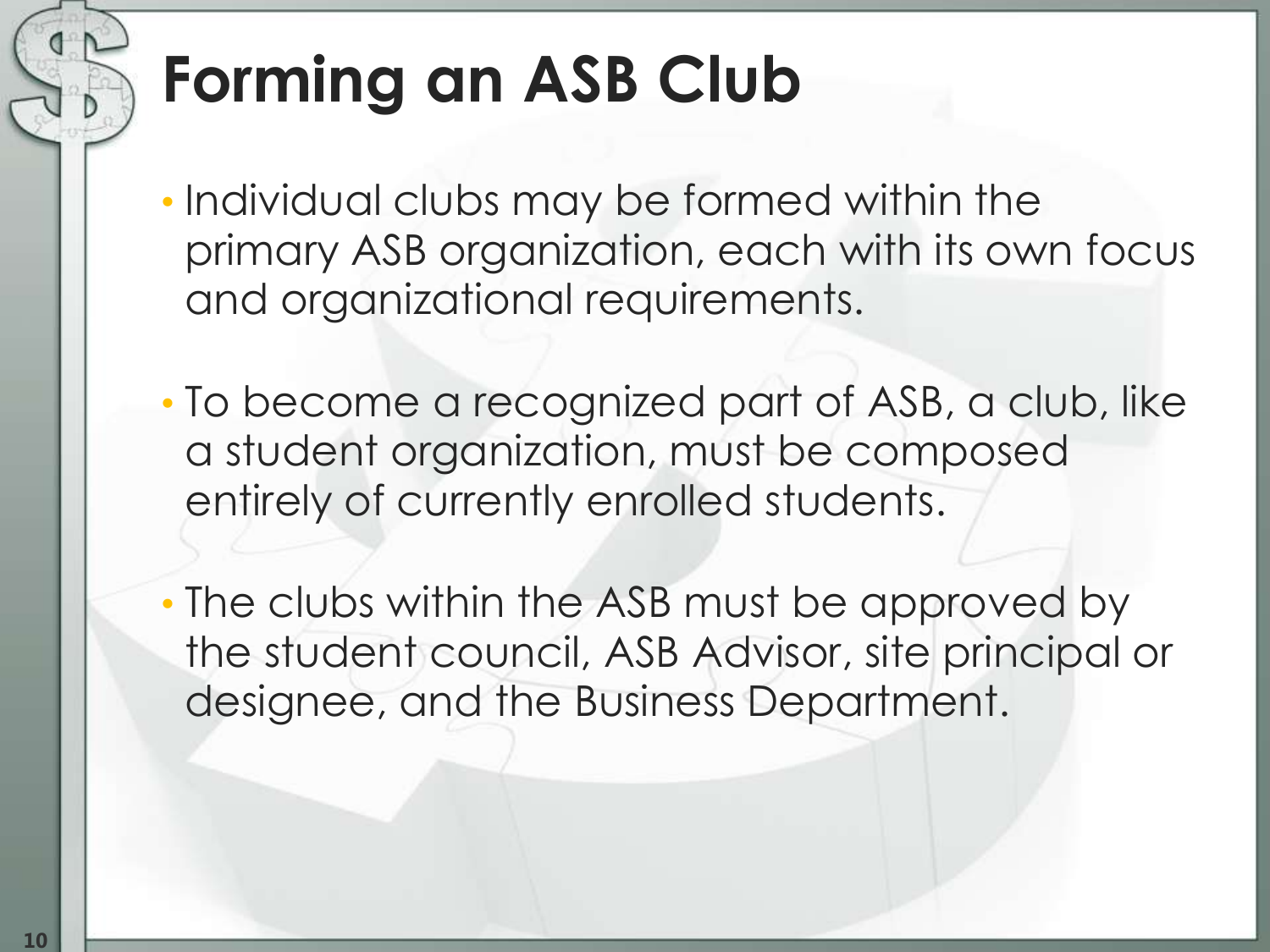# Forming an ASB Club

- Individual clubs may be formed within the primary ASB organization, each with its own focus and organizational requirements.

- To become a recognized part of ASB, a club, like a student organization, must be composed entirely of currently enrolled students.

- The clubs within the ASB must be approved by the student council, ASB Advisor, site principal or designee, and the Business Department.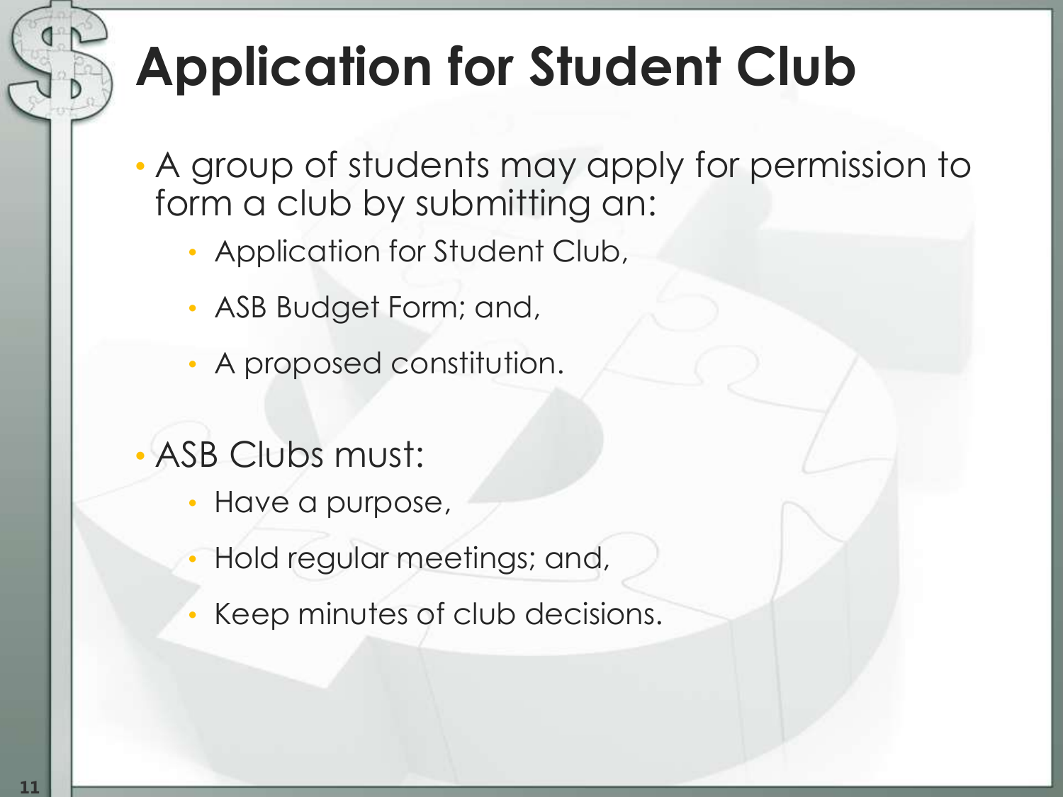# Application for Student Club

- A group of students may apply for permission to form a club by submitting an:
  - Application for Student Club,
  - ASB Budget Form; and,
  - A proposed constitution.
- ASB Clubs must:
  - Have a purpose,
  - Hold regular meetings; and,
  - Keep minutes of club decisions.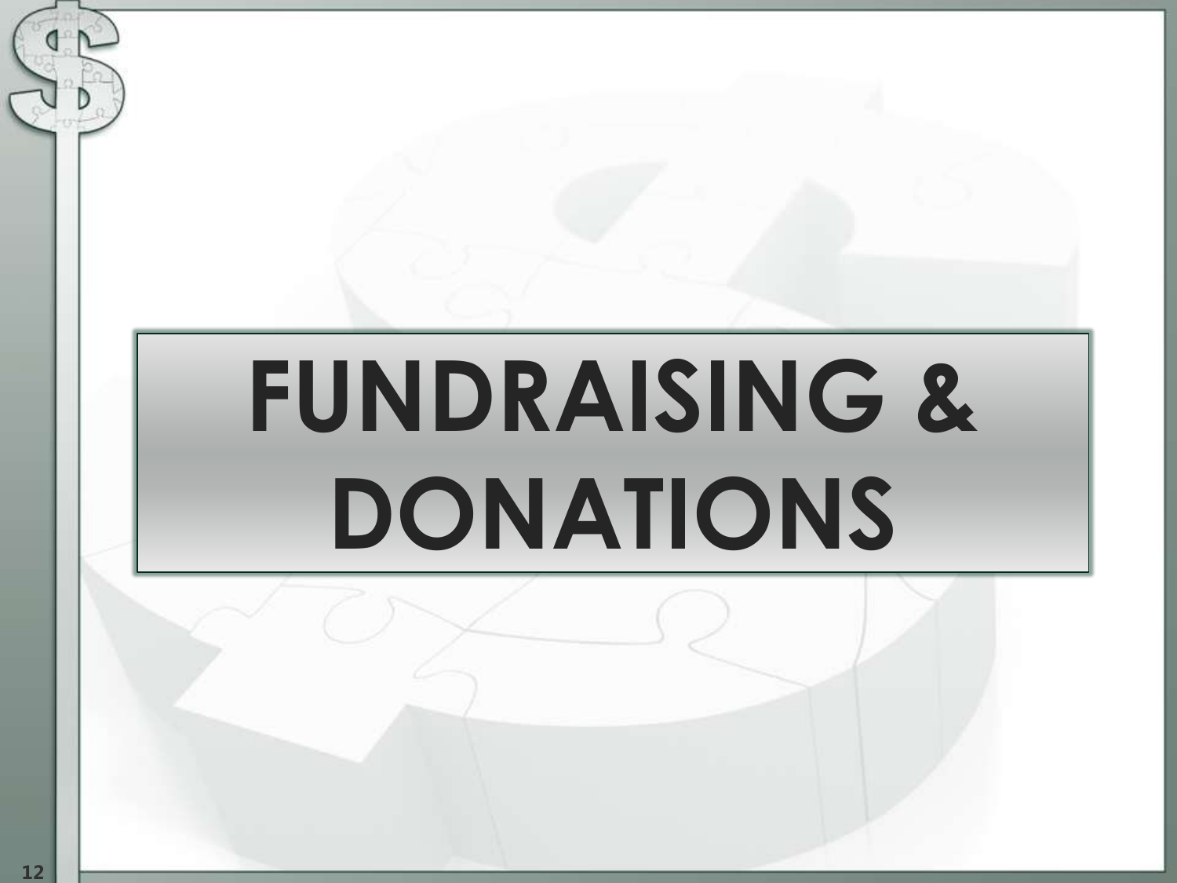# FUNDRAISING & DONATIONS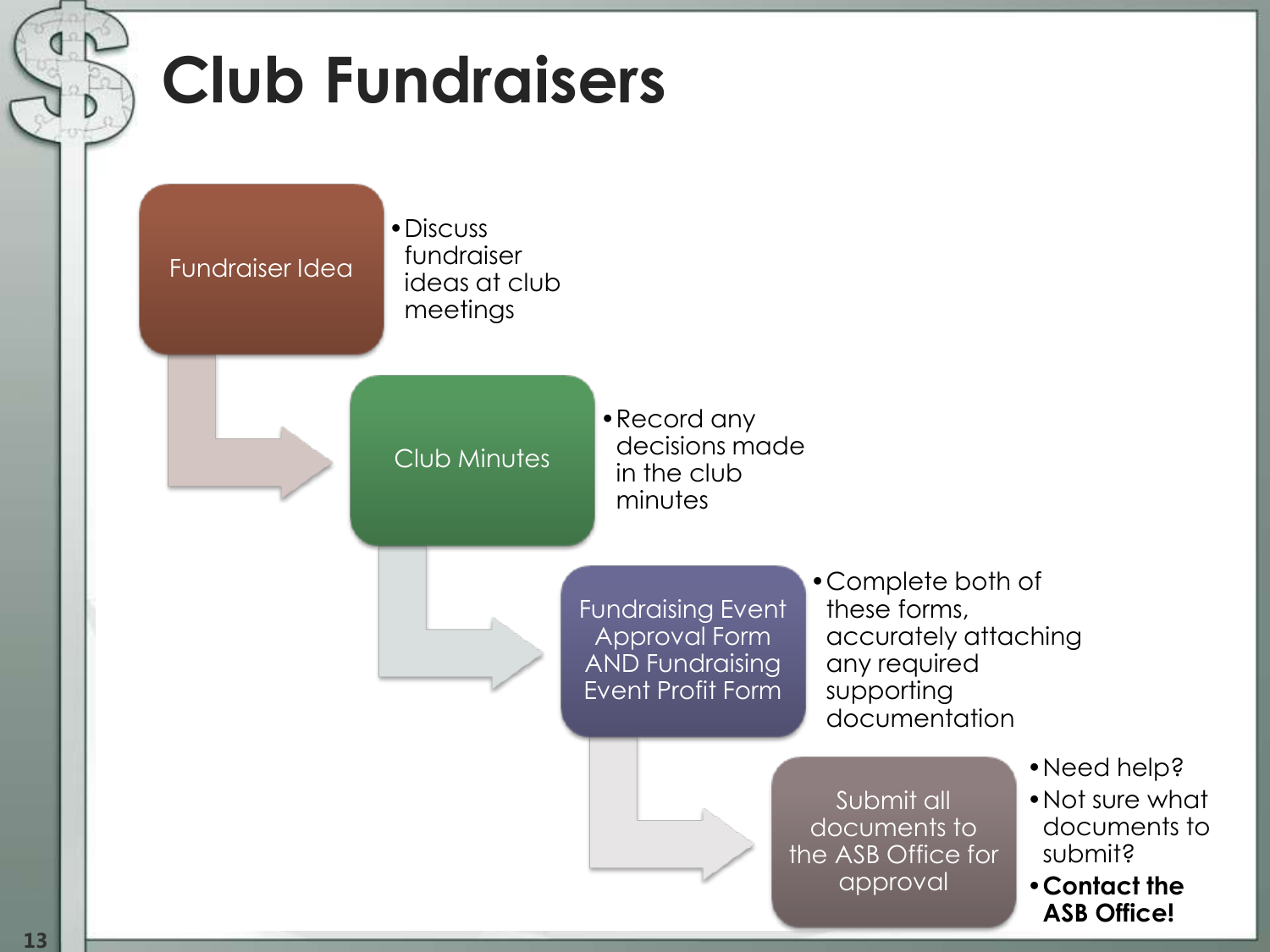# Club Fundraisers

**Fundraiser Idea**

- Discuss fundraiser ideas at club meetings

**Club Minutes**

- Record any decisions made in the club minutes

**Fundraising Event Approval Form AND Fundraising Event Profit Form**

- Complete both of these forms, accurately attaching any required supporting documentation

**Submit all documents to the ASB Office for approval**

- Need help?
- Not sure what documents to submit?
- **Contact the ASB Office!**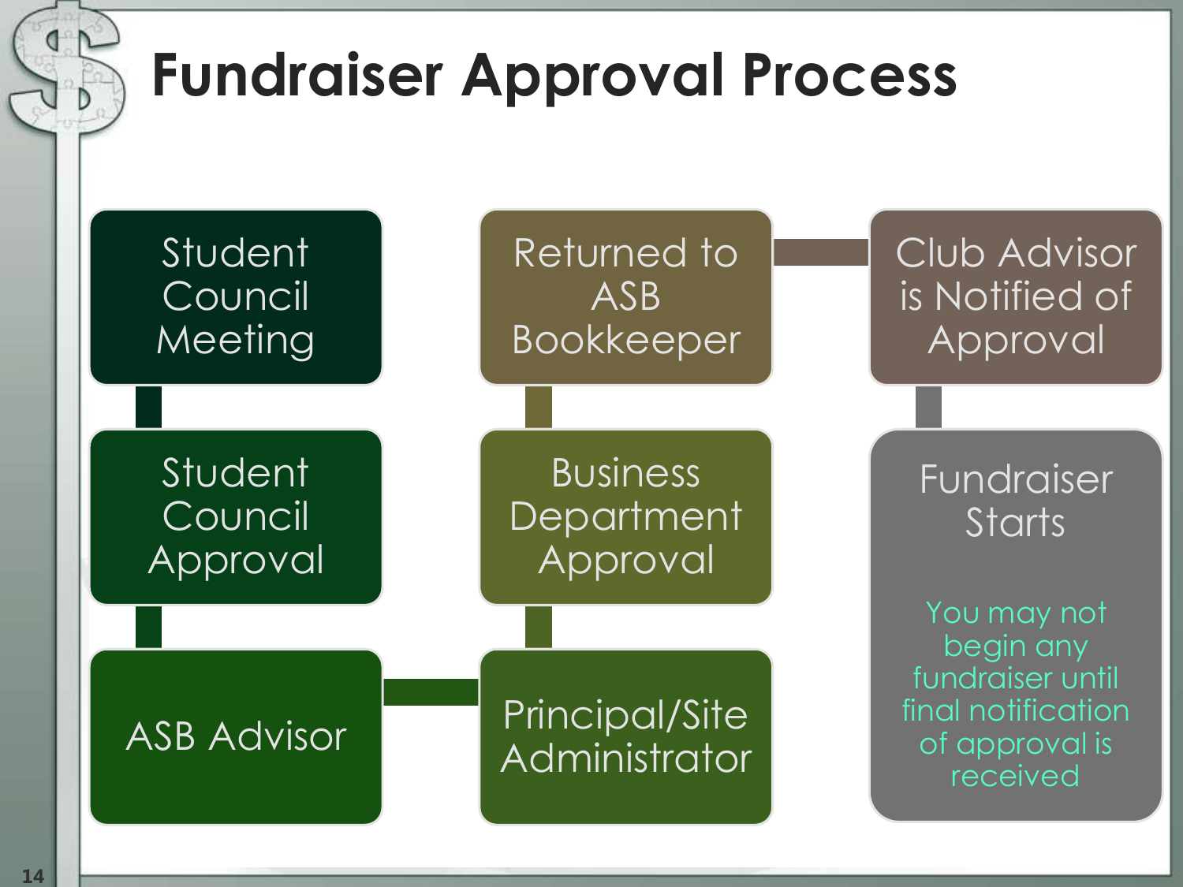# Fundraiser Approval Process

1. Student Council Meeting
2. Student Council Approval
3. ASB Advisor
4. Principal/Site Administrator
5. Business Department Approval
6. Returned to ASB Bookkeeper
7. Club Advisor is Notified of Approval
8. Fundraiser Starts

You may not begin any fundraiser until final notification of approval is received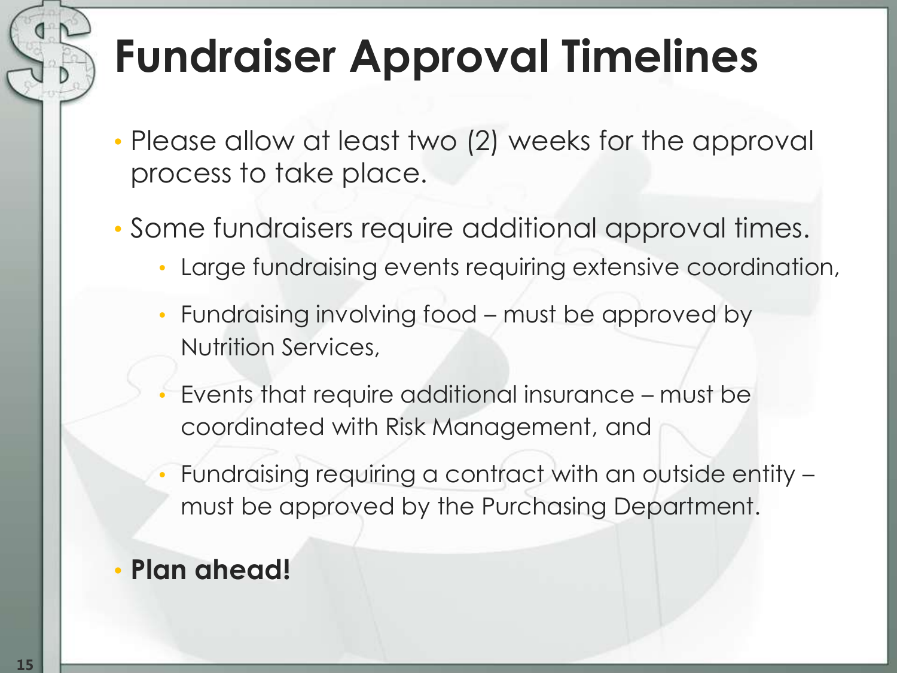# Fundraiser Approval Timelines

- Please allow at least two (2) weeks for the approval process to take place.
- Some fundraisers require additional approval times.
  - Large fundraising events requiring extensive coordination,
  - Fundraising involving food – must be approved by Nutrition Services,
  - Events that require additional insurance – must be coordinated with Risk Management, and
  - Fundraising requiring a contract with an outside entity – must be approved by the Purchasing Department.
- **Plan ahead!**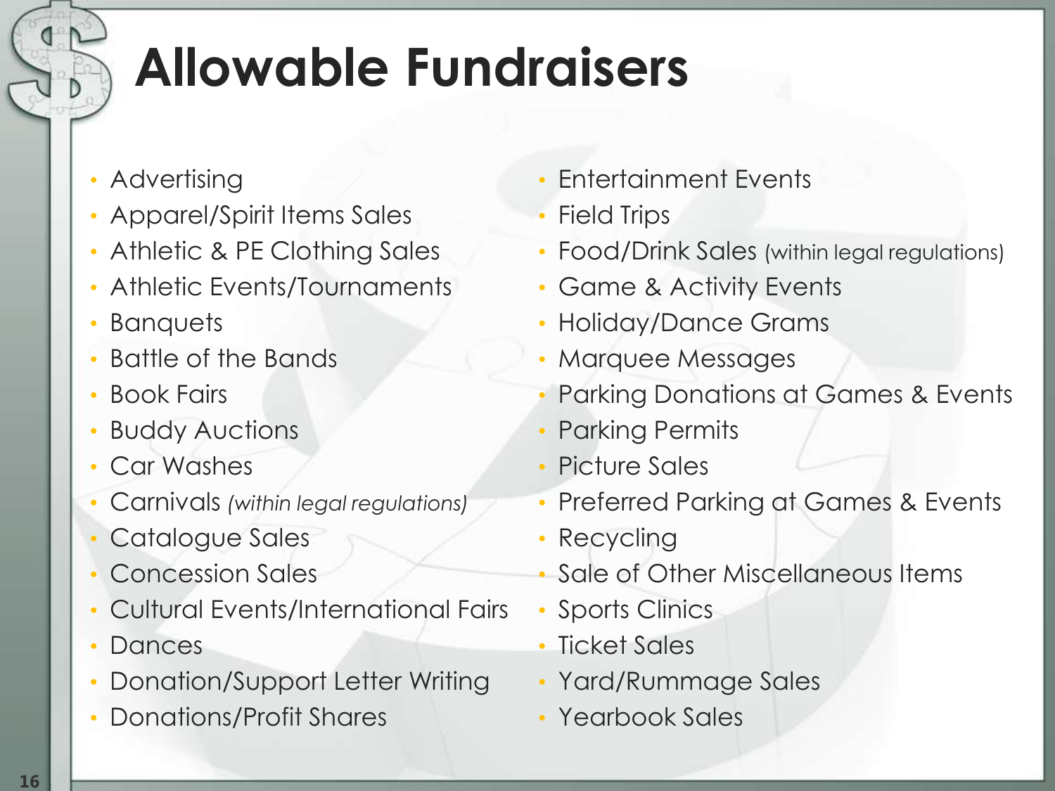# Allowable Fundraisers

- Advertising
- Apparel/Spirit Items Sales
- Athletic & PE Clothing Sales
- Athletic Events/Tournaments
- Banquets
- Battle of the Bands
- Book Fairs
- Buddy Auctions
- Car Washes
- Carnivals *(within legal regulations)*
- Catalogue Sales
- Concession Sales
- Cultural Events/International Fairs
- Dances
- Donation/Support Letter Writing
- Donations/Profit Shares
- Entertainment Events
- Field Trips
- Food/Drink Sales (within legal regulations)
- Game & Activity Events
- Holiday/Dance Grams
- Marquee Messages
- Parking Donations at Games & Events
- Parking Permits
- Picture Sales
- Preferred Parking at Games & Events
- Recycling
- Sale of Other Miscellaneous Items
- Sports Clinics
- Ticket Sales
- Yard/Rummage Sales
- Yearbook Sales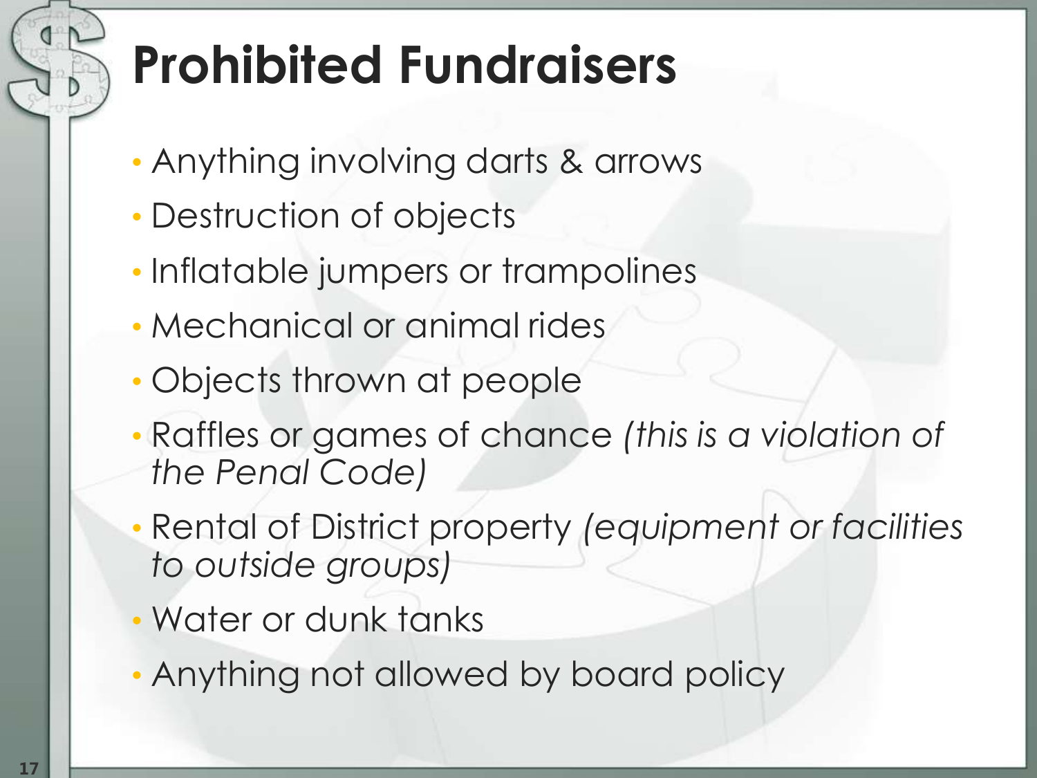# Prohibited Fundraisers

- Anything involving darts & arrows
- Destruction of objects
- Inflatable jumpers or trampolines
- Mechanical or animal rides
- Objects thrown at people
- Raffles or games of chance *(this is a violation of the Penal Code)*
- Rental of District property *(equipment or facilities to outside groups)*
- Water or dunk tanks
- Anything not allowed by board policy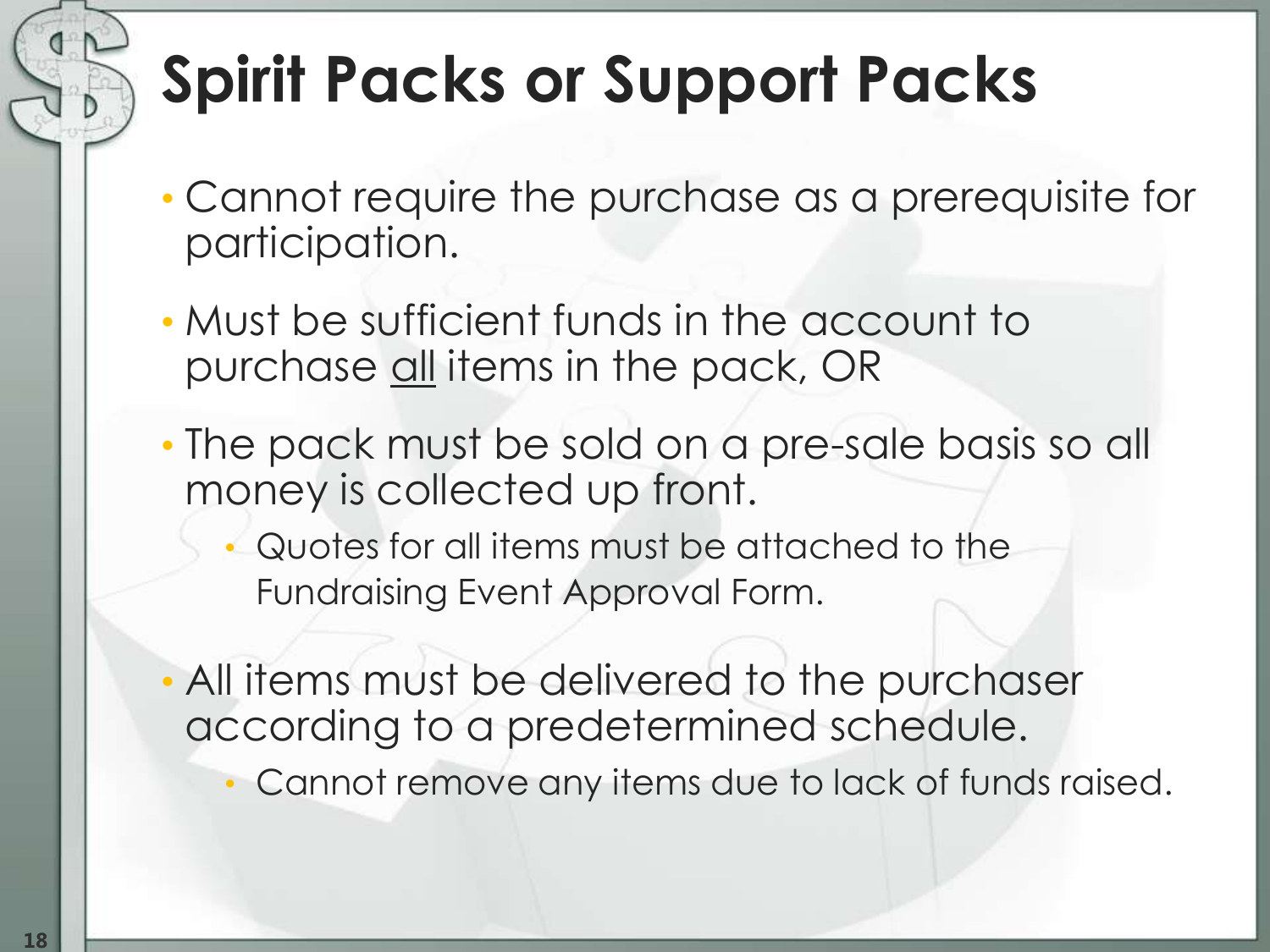# Spirit Packs or Support Packs

- Cannot require the purchase as a prerequisite for participation.
- Must be sufficient funds in the account to purchase <u>all</u> items in the pack, OR
- The pack must be sold on a pre-sale basis so all money is collected up front.
  - Quotes for all items must be attached to the Fundraising Event Approval Form.
- All items must be delivered to the purchaser according to a predetermined schedule.
  - Cannot remove any items due to lack of funds raised.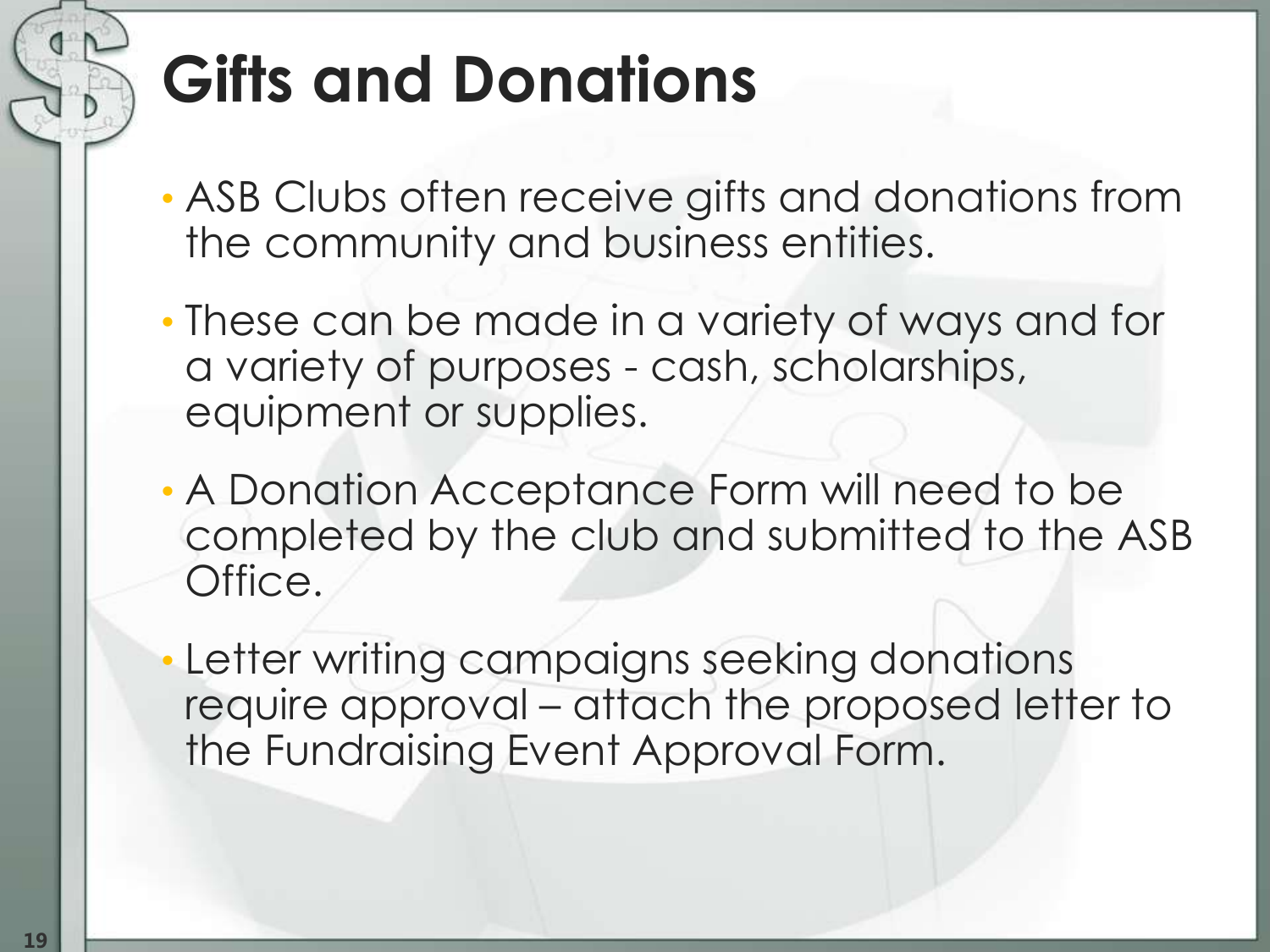# Gifts and Donations

- ASB Clubs often receive gifts and donations from the community and business entities.
- These can be made in a variety of ways and for a variety of purposes - cash, scholarships, equipment or supplies.
- A Donation Acceptance Form will need to be completed by the club and submitted to the ASB Office.
- Letter writing campaigns seeking donations require approval – attach the proposed letter to the Fundraising Event Approval Form.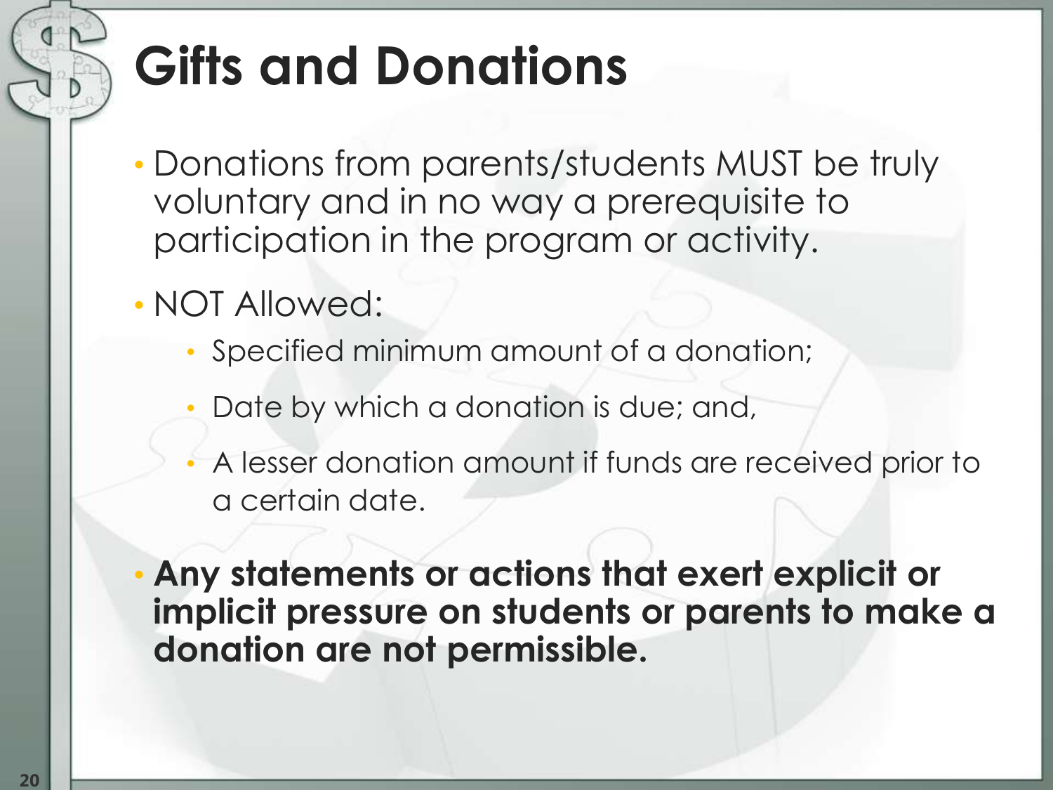# Gifts and Donations

- Donations from parents/students MUST be truly voluntary and in no way a prerequisite to participation in the program or activity.
- NOT Allowed:
  - Specified minimum amount of a donation;
  - Date by which a donation is due; and,
  - A lesser donation amount if funds are received prior to a certain date.
- **Any statements or actions that exert explicit or implicit pressure on students or parents to make a donation are not permissible.**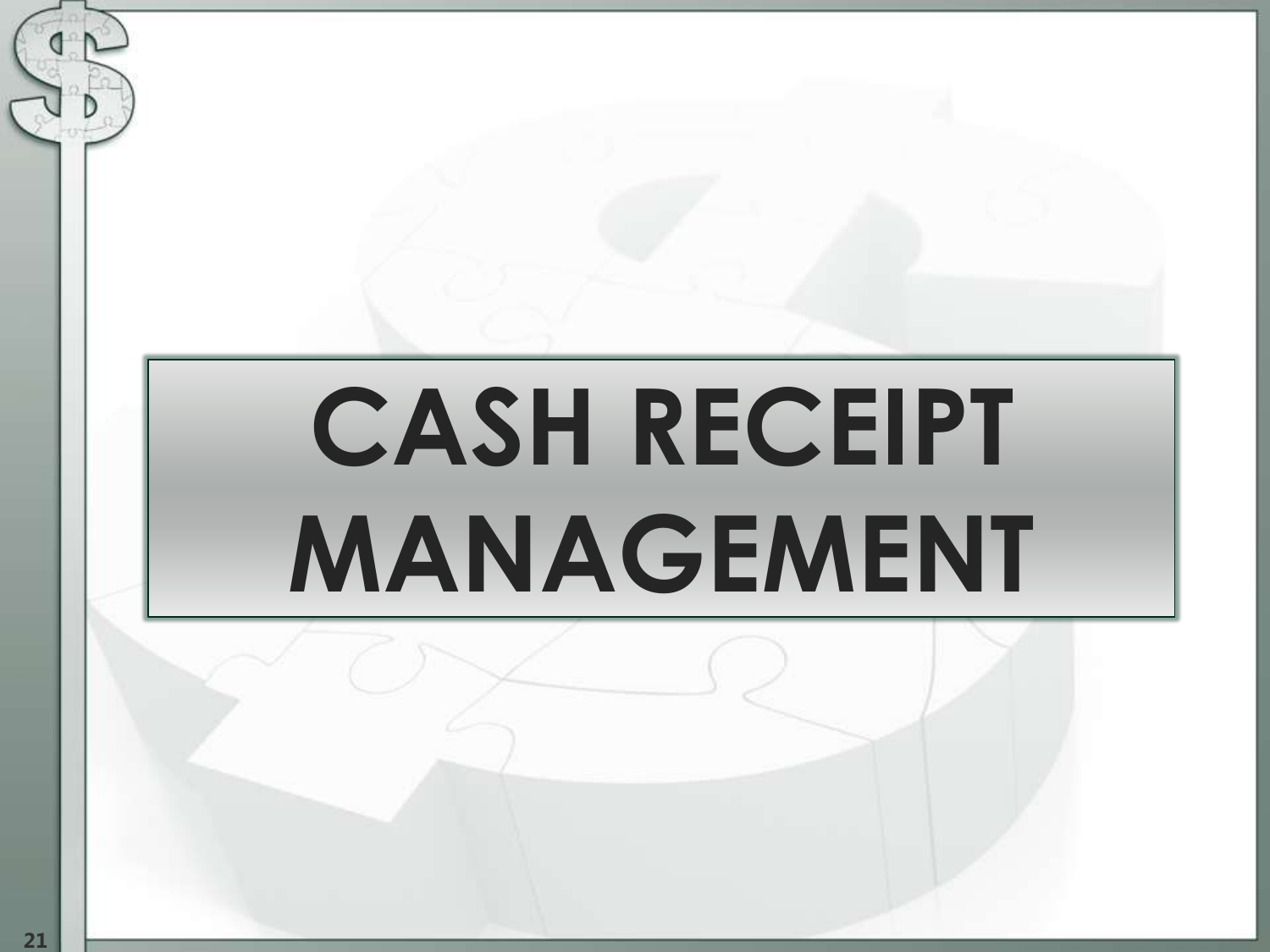# CASH RECEIPT MANAGEMENT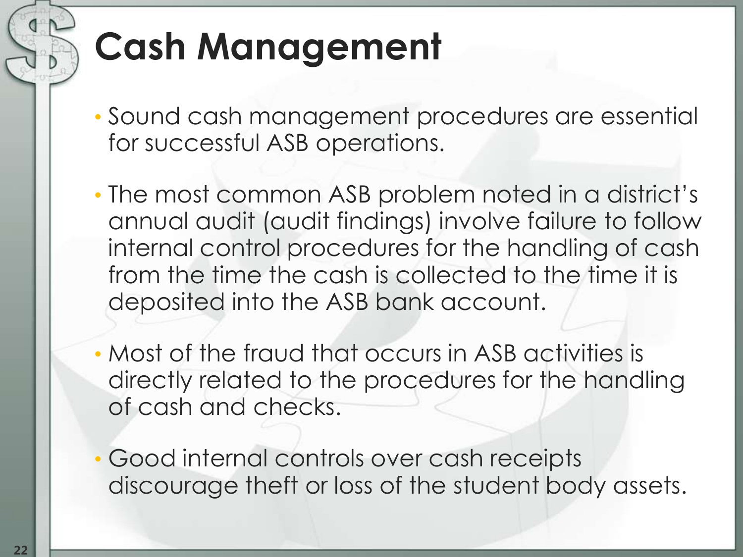# Cash Management

- Sound cash management procedures are essential for successful ASB operations.
- The most common ASB problem noted in a district's annual audit (audit findings) involve failure to follow internal control procedures for the handling of cash from the time the cash is collected to the time it is deposited into the ASB bank account.
- Most of the fraud that occurs in ASB activities is directly related to the procedures for the handling of cash and checks.
- Good internal controls over cash receipts discourage theft or loss of the student body assets.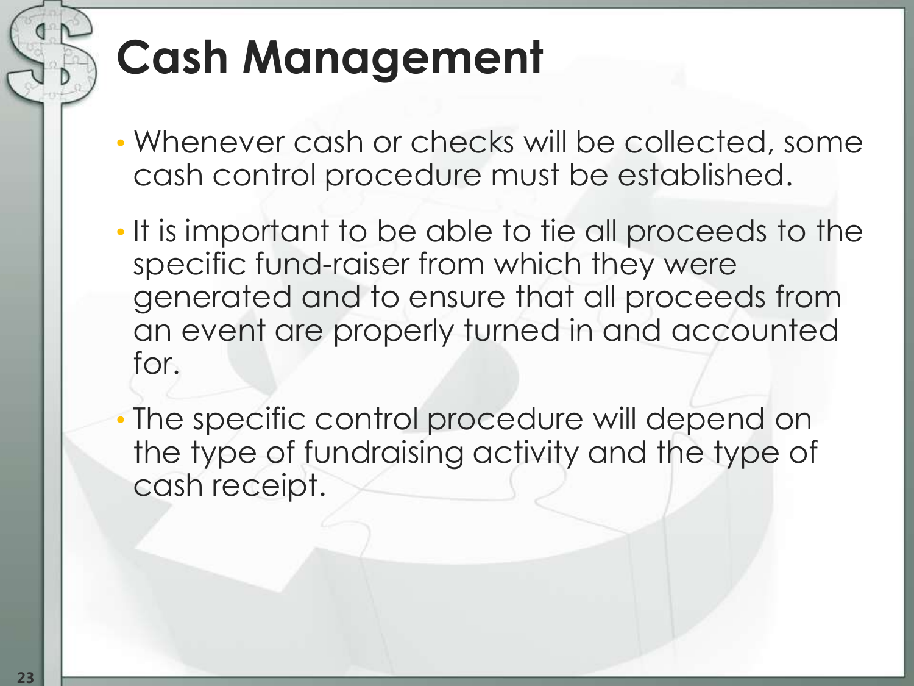# Cash Management

- Whenever cash or checks will be collected, some cash control procedure must be established.
- It is important to be able to tie all proceeds to the specific fund-raiser from which they were generated and to ensure that all proceeds from an event are properly turned in and accounted for.
- The specific control procedure will depend on the type of fundraising activity and the type of cash receipt.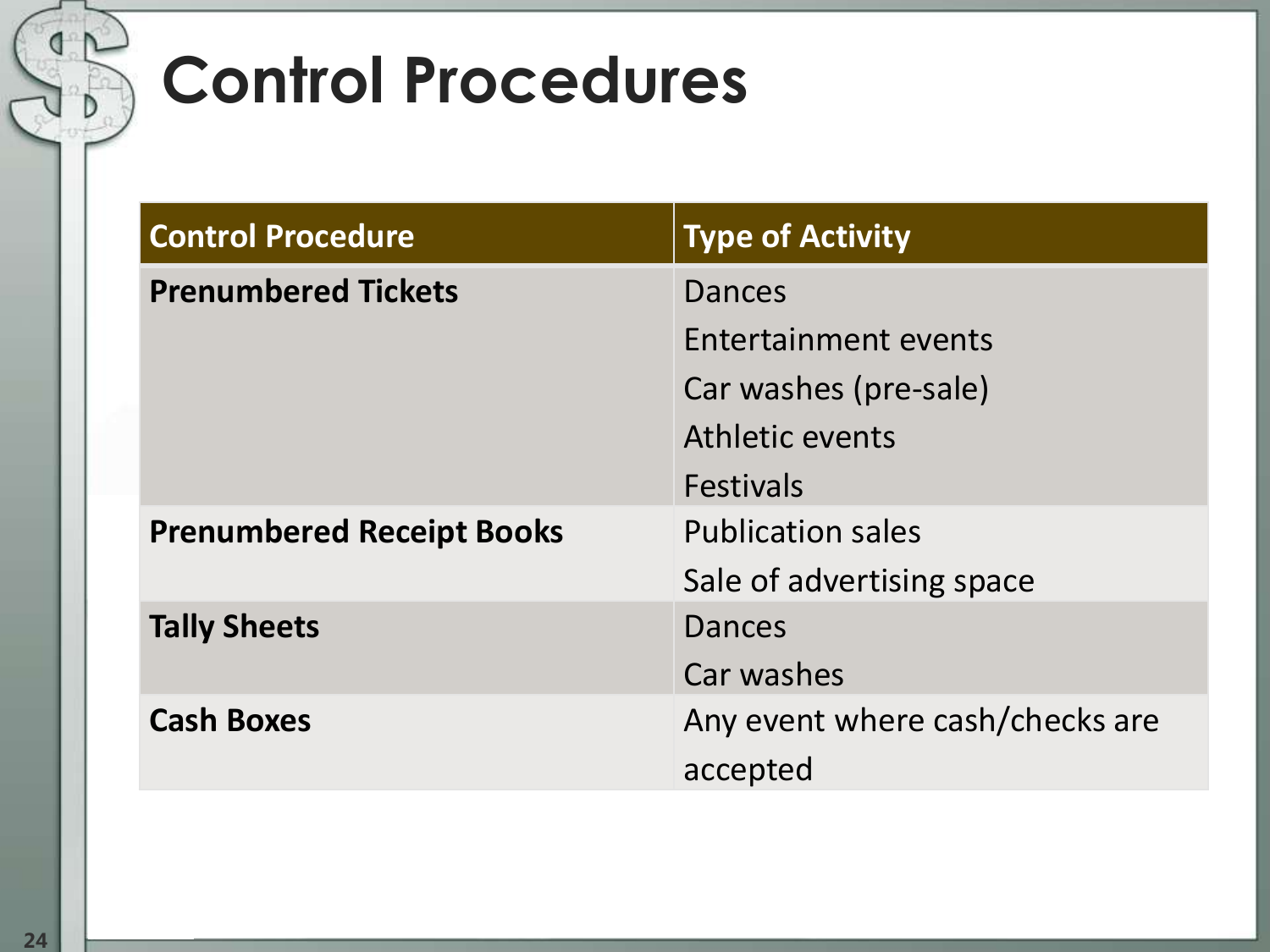# Control Procedures

| Control Procedure | Type of Activity |
| --- | --- |
| **Prenumbered Tickets** | Dances<br>Entertainment events<br>Car washes (pre-sale)<br>Athletic events<br>Festivals |
| **Prenumbered Receipt Books** | Publication sales<br>Sale of advertising space |
| **Tally Sheets** | Dances<br>Car washes |
| **Cash Boxes** | Any event where cash/checks are accepted |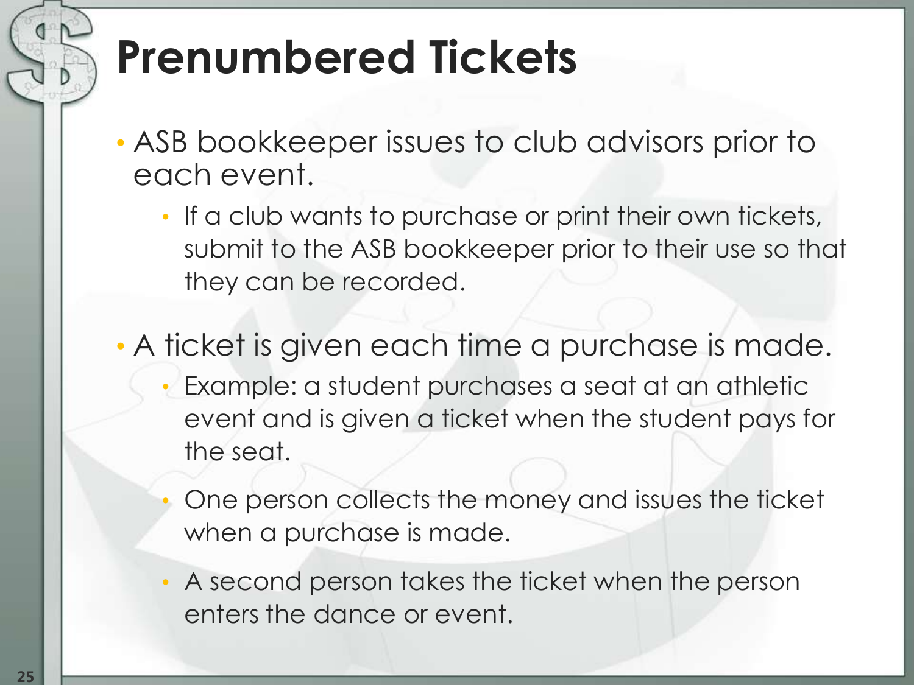# Prenumbered Tickets

- ASB bookkeeper issues to club advisors prior to each event.
  - If a club wants to purchase or print their own tickets, submit to the ASB bookkeeper prior to their use so that they can be recorded.
- A ticket is given each time a purchase is made.
  - Example: a student purchases a seat at an athletic event and is given a ticket when the student pays for the seat.
  - One person collects the money and issues the ticket when a purchase is made.
  - A second person takes the ticket when the person enters the dance or event.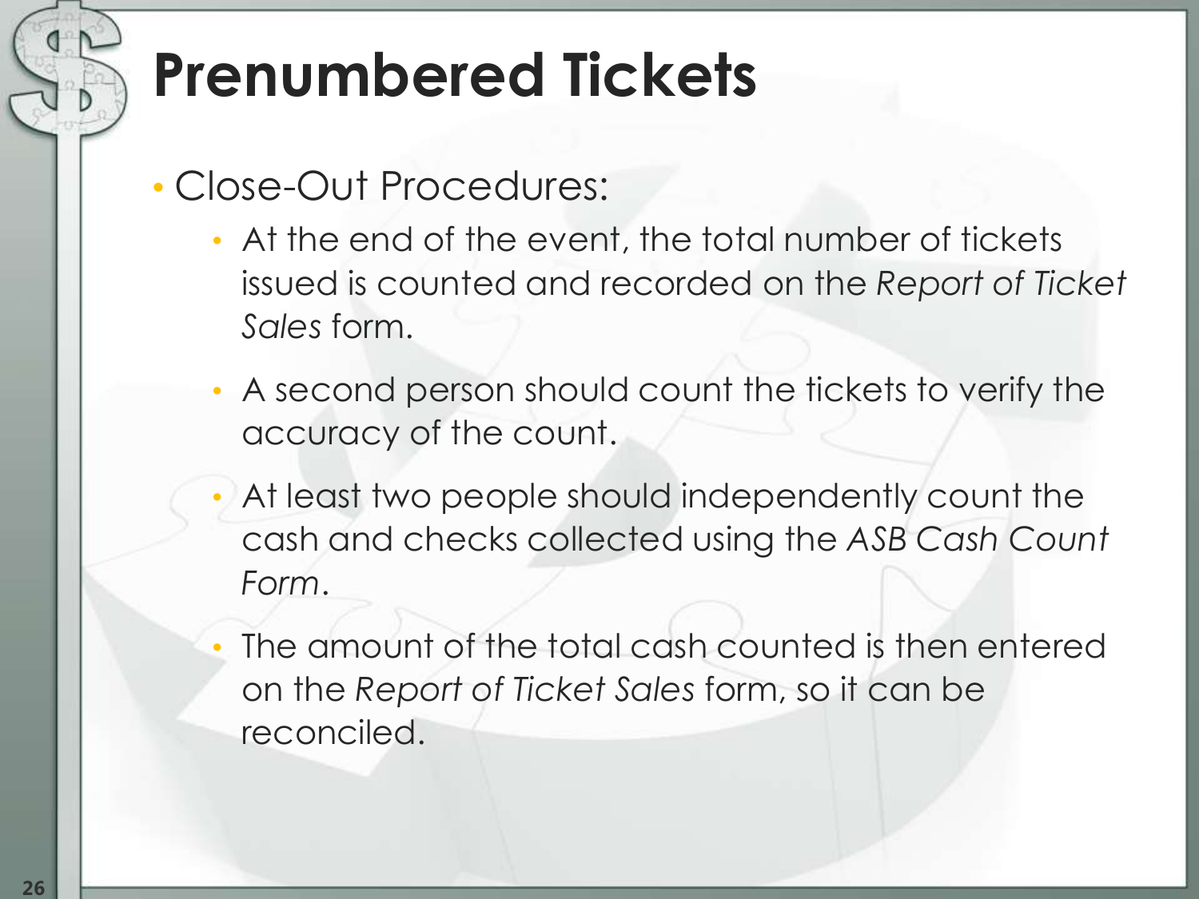# Prenumbered Tickets

- Close-Out Procedures:
  - At the end of the event, the total number of tickets issued is counted and recorded on the *Report of Ticket Sales* form.
  - A second person should count the tickets to verify the accuracy of the count.
  - At least two people should independently count the cash and checks collected using the *ASB Cash Count Form*.
  - The amount of the total cash counted is then entered on the *Report of Ticket Sales* form, so it can be reconciled.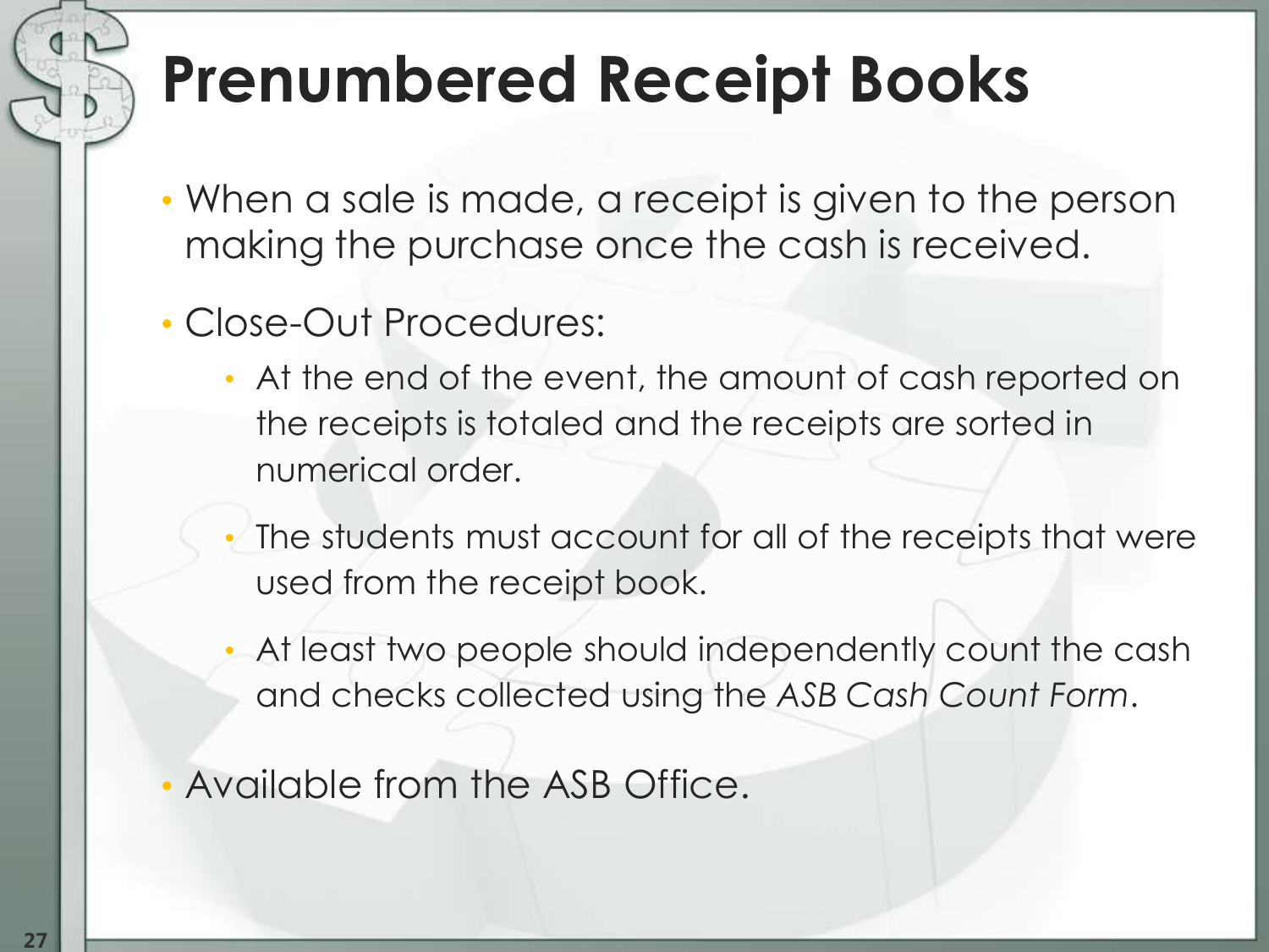# Prenumbered Receipt Books

- When a sale is made, a receipt is given to the person making the purchase once the cash is received.
- Close-Out Procedures:
  - At the end of the event, the amount of cash reported on the receipts is totaled and the receipts are sorted in numerical order.
  - The students must account for all of the receipts that were used from the receipt book.
  - At least two people should independently count the cash and checks collected using the *ASB Cash Count Form*.
- Available from the ASB Office.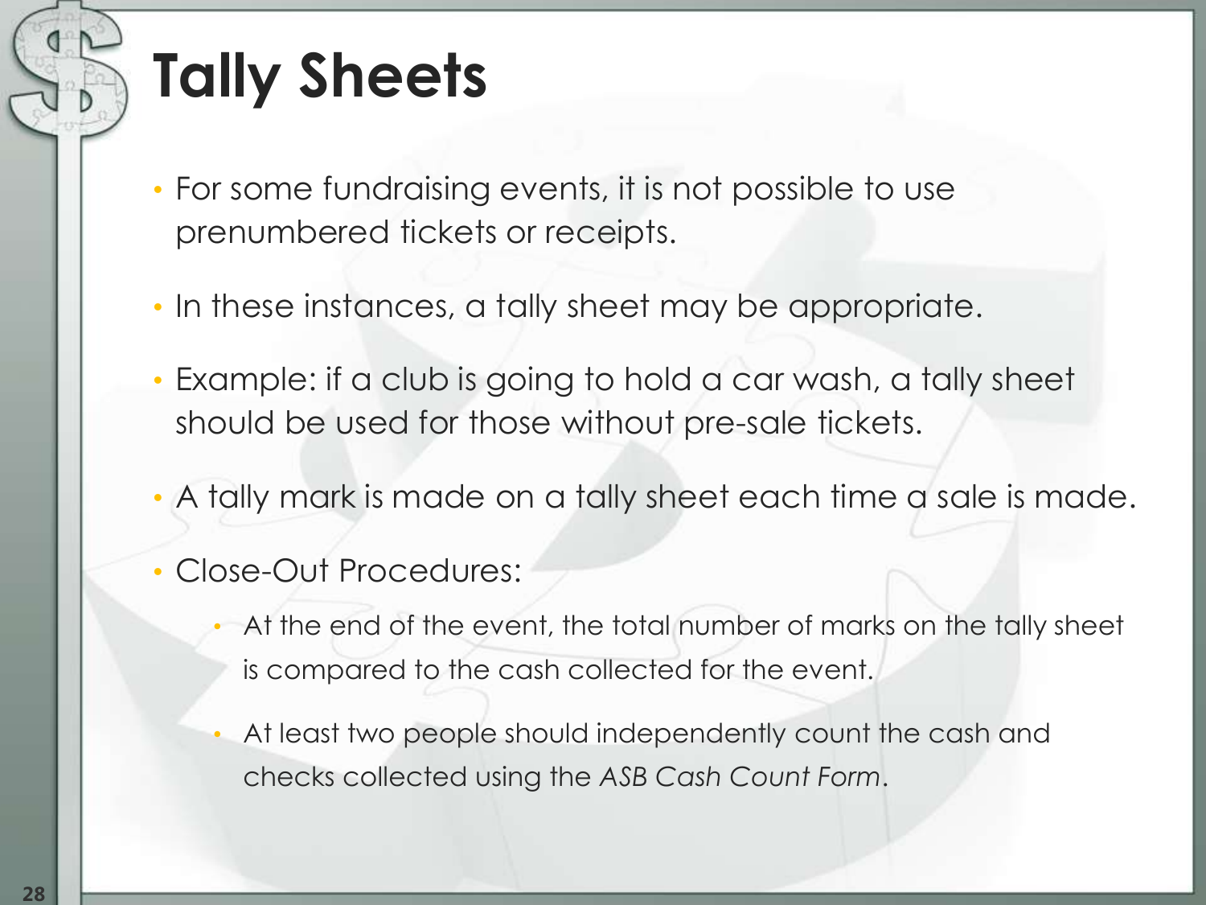# Tally Sheets

- For some fundraising events, it is not possible to use prenumbered tickets or receipts.
- In these instances, a tally sheet may be appropriate.
- Example: if a club is going to hold a car wash, a tally sheet should be used for those without pre-sale tickets.
- A tally mark is made on a tally sheet each time a sale is made.
- Close-Out Procedures:
  - At the end of the event, the total number of marks on the tally sheet is compared to the cash collected for the event.
  - At least two people should independently count the cash and checks collected using the *ASB Cash Count Form*.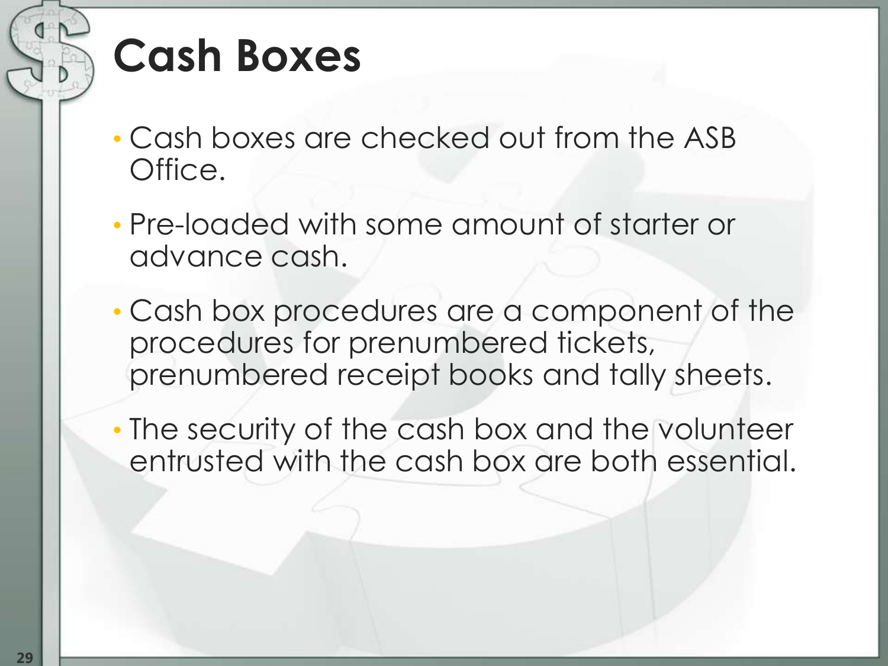# Cash Boxes

- Cash boxes are checked out from the ASB Office.
- Pre-loaded with some amount of starter or advance cash.
- Cash box procedures are a component of the procedures for prenumbered tickets, prenumbered receipt books and tally sheets.
- The security of the cash box and the volunteer entrusted with the cash box are both essential.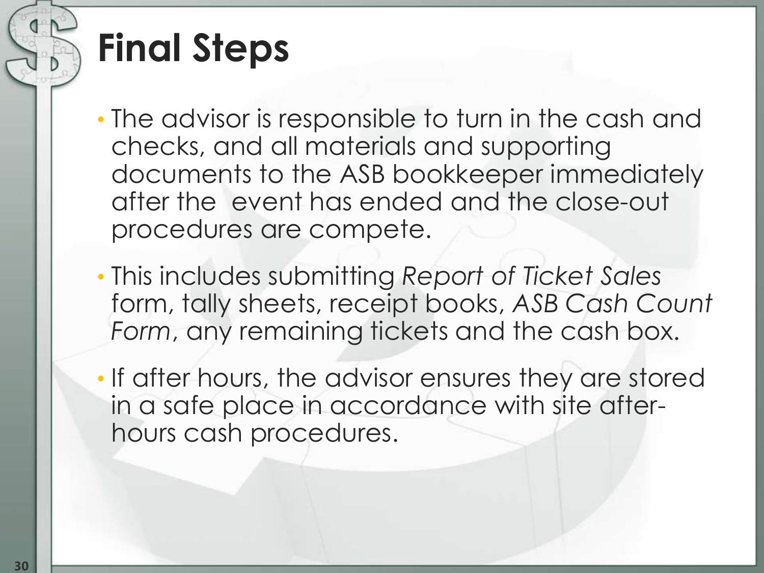# Final Steps

- The advisor is responsible to turn in the cash and checks, and all materials and supporting documents to the ASB bookkeeper immediately after the event has ended and the close-out procedures are compete.
- This includes submitting *Report of Ticket Sales* form, tally sheets, receipt books, *ASB Cash Count Form*, any remaining tickets and the cash box.
- If after hours, the advisor ensures they are stored in a safe place in accordance with site after-hours cash procedures.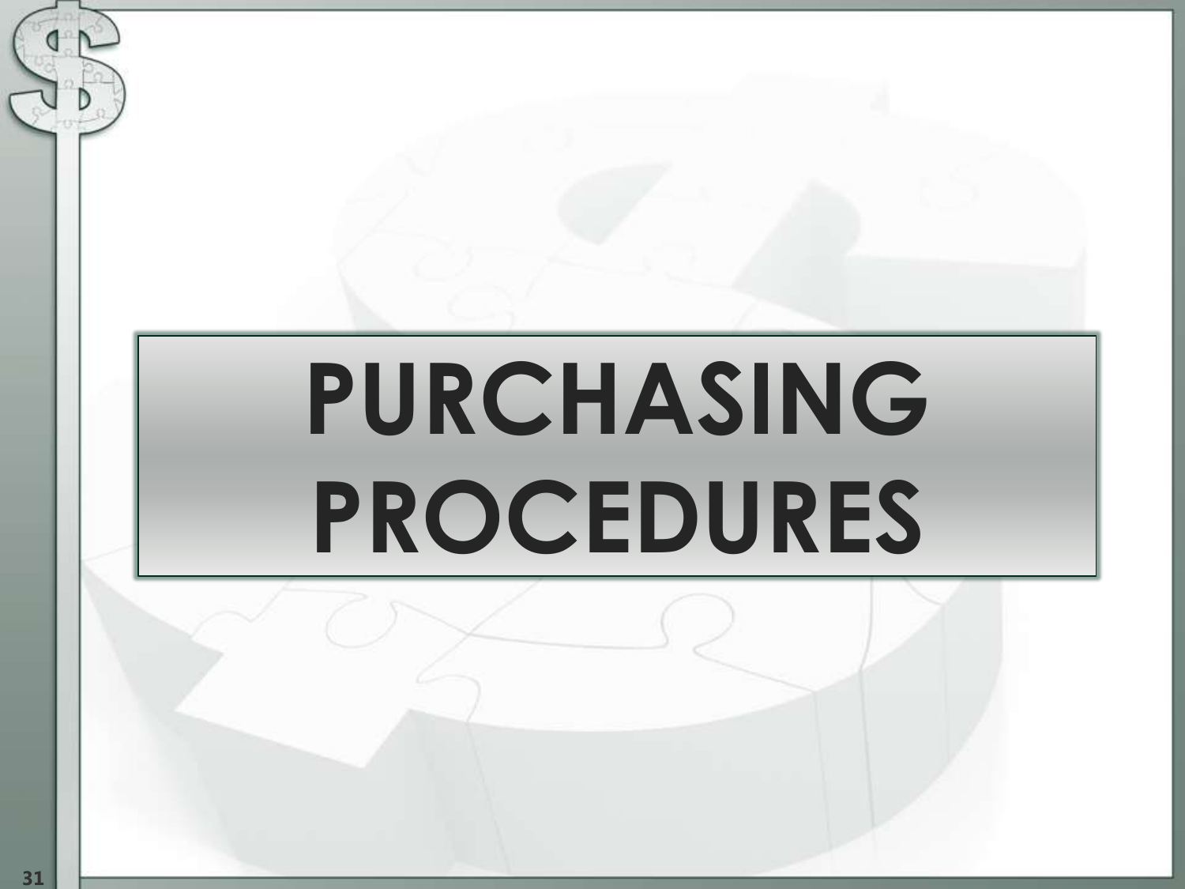# PURCHASING PROCEDURES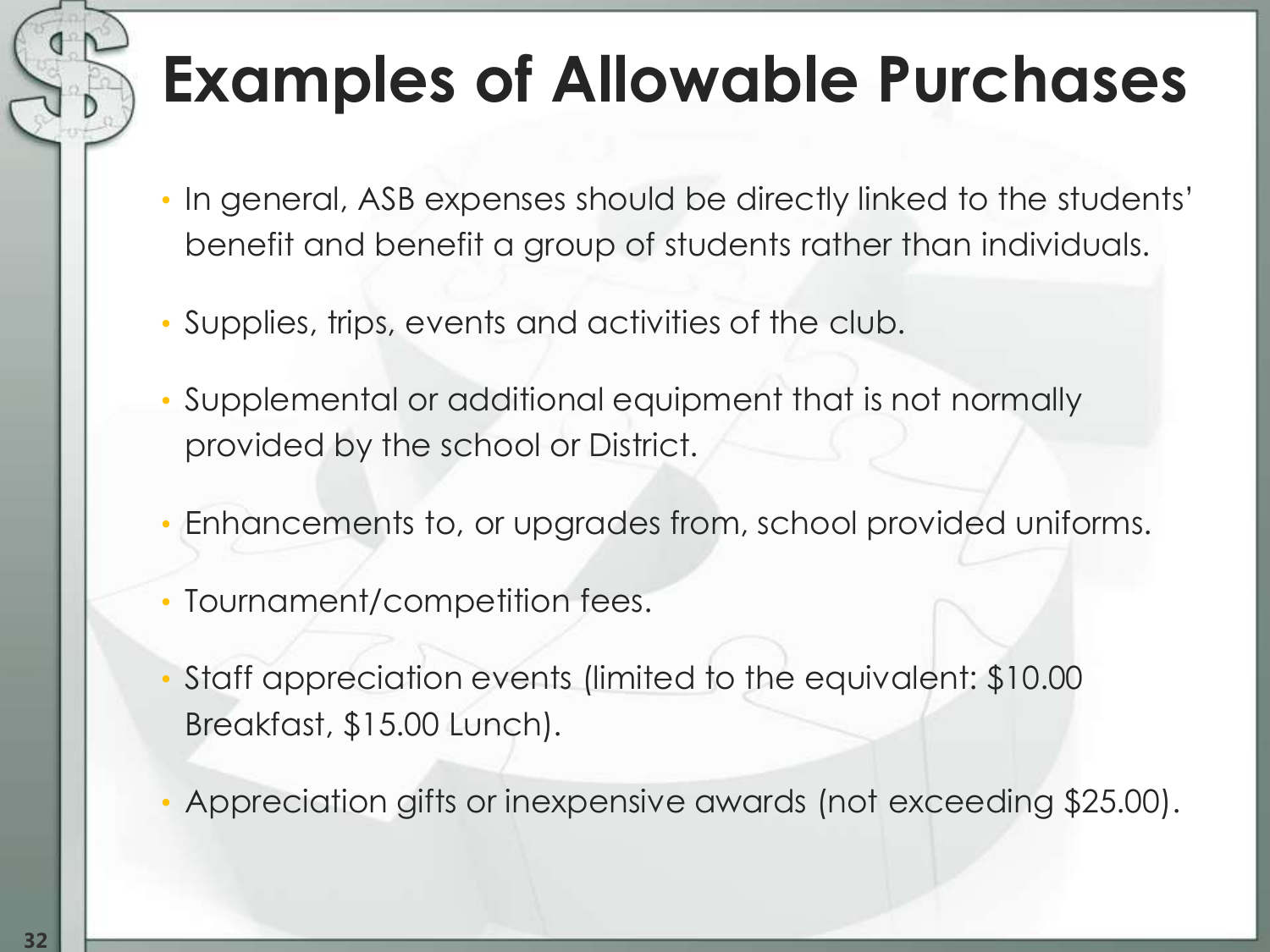# Examples of Allowable Purchases

- In general, ASB expenses should be directly linked to the students' benefit and benefit a group of students rather than individuals.
- Supplies, trips, events and activities of the club.
- Supplemental or additional equipment that is not normally provided by the school or District.
- Enhancements to, or upgrades from, school provided uniforms.
- Tournament/competition fees.
- Staff appreciation events (limited to the equivalent: $10.00 Breakfast, $15.00 Lunch).
- Appreciation gifts or inexpensive awards (not exceeding $25.00).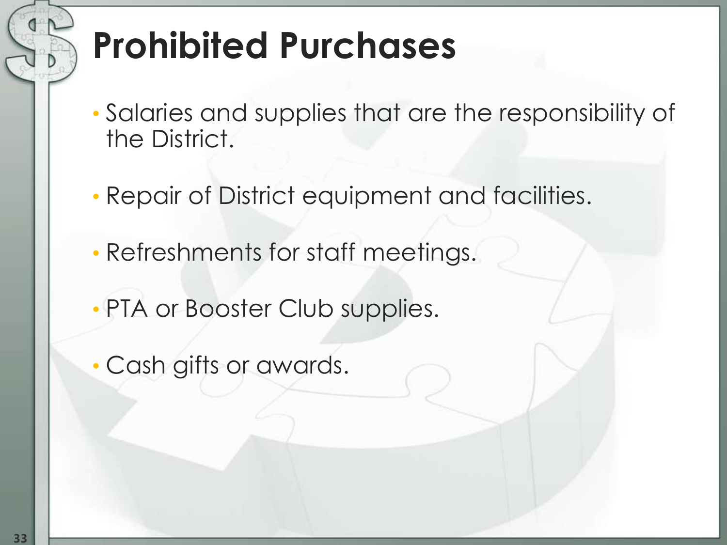# Prohibited Purchases

- Salaries and supplies that are the responsibility of the District.
- Repair of District equipment and facilities.
- Refreshments for staff meetings.
- PTA or Booster Club supplies.
- Cash gifts or awards.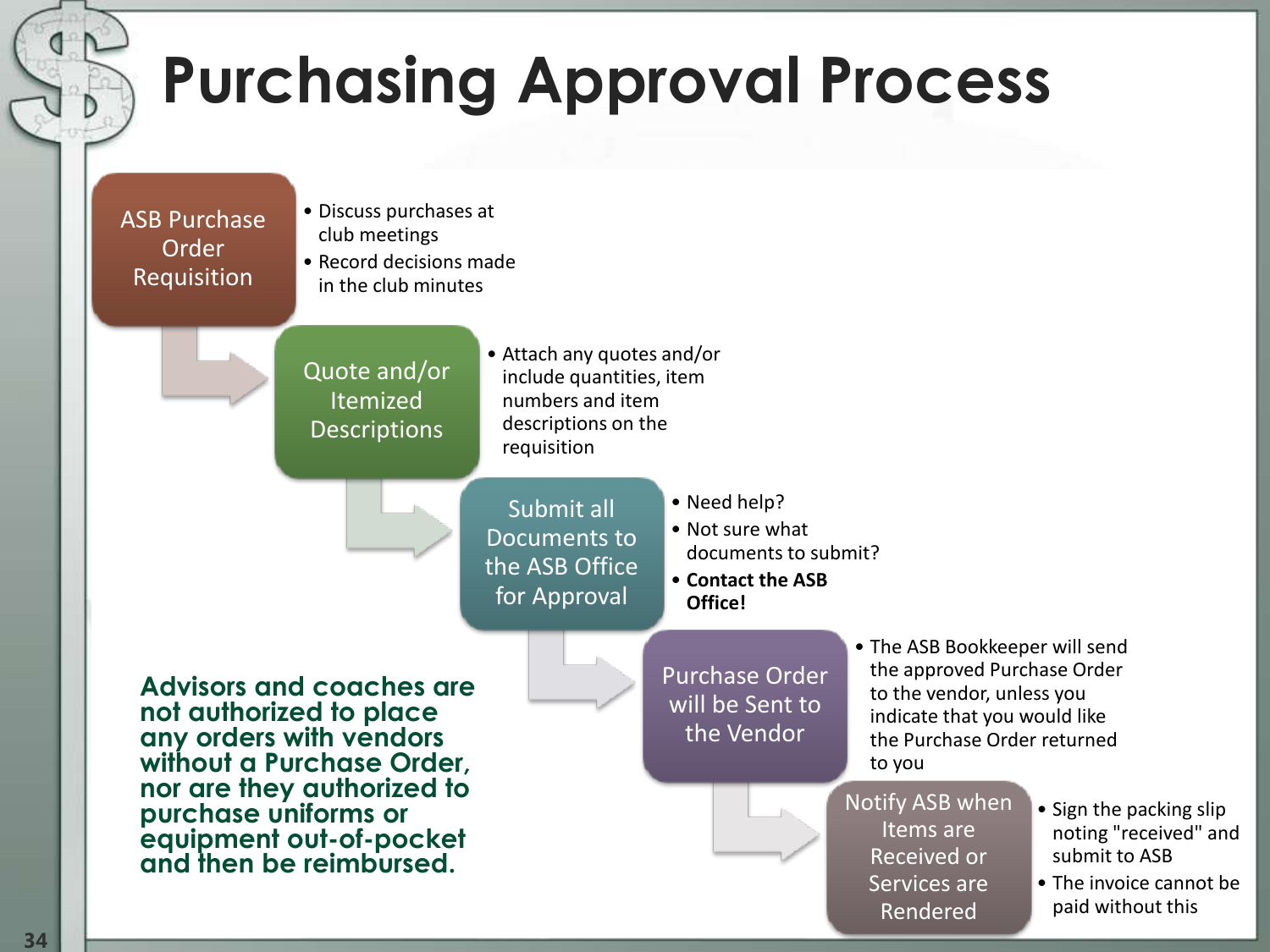# Purchasing Approval Process

### ASB Purchase Order Requisition

- Discuss purchases at club meetings
- Record decisions made in the club minutes

### Quote and/or Itemized Descriptions

- Attach any quotes and/or include quantities, item numbers and item descriptions on the requisition

### Submit all Documents to the ASB Office for Approval

- Need help?
- Not sure what documents to submit?
- **Contact the ASB Office!**

### Purchase Order will be Sent to the Vendor

- The ASB Bookkeeper will send the approved Purchase Order to the vendor, unless you indicate that you would like the Purchase Order returned to you

### Notify ASB when Items are Received or Services are Rendered

- Sign the packing slip noting "received" and submit to ASB
- The invoice cannot be paid without this

**Advisors and coaches are not authorized to place any orders with vendors without a Purchase Order, nor are they authorized to purchase uniforms or equipment out-of-pocket and then be reimbursed.**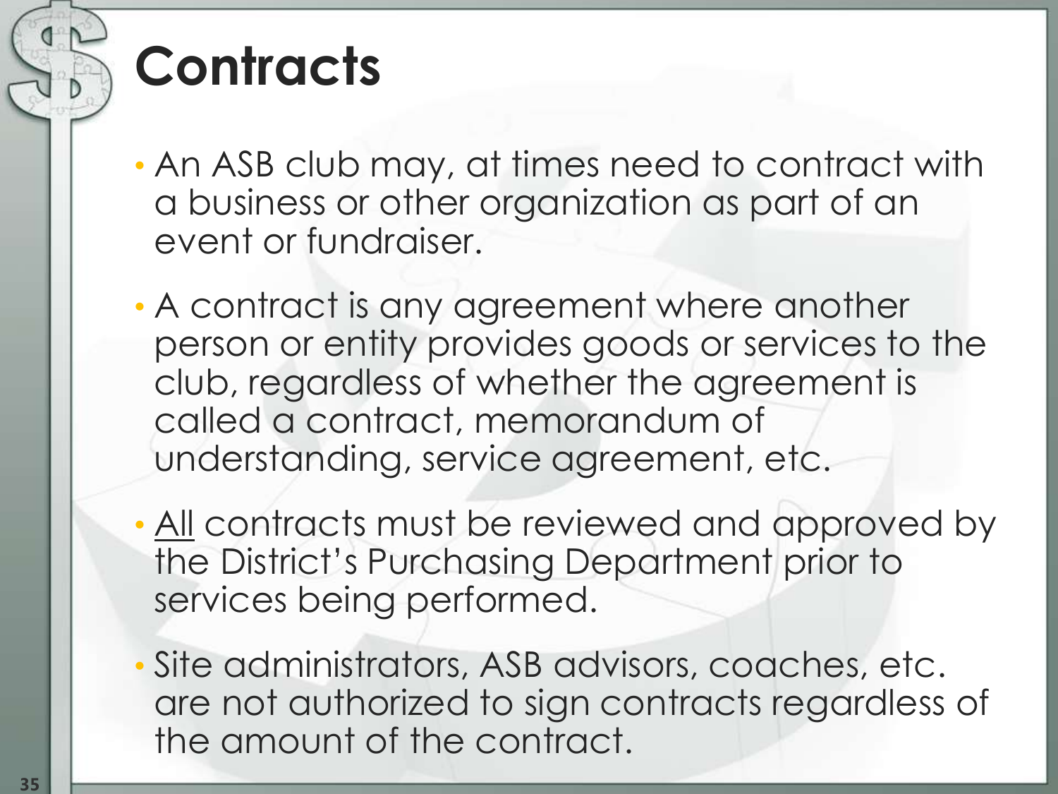# Contracts

- An ASB club may, at times need to contract with a business or other organization as part of an event or fundraiser.
- A contract is any agreement where another person or entity provides goods or services to the club, regardless of whether the agreement is called a contract, memorandum of understanding, service agreement, etc.
- <u>All</u> contracts must be reviewed and approved by the District's Purchasing Department prior to services being performed.
- Site administrators, ASB advisors, coaches, etc. are not authorized to sign contracts regardless of the amount of the contract.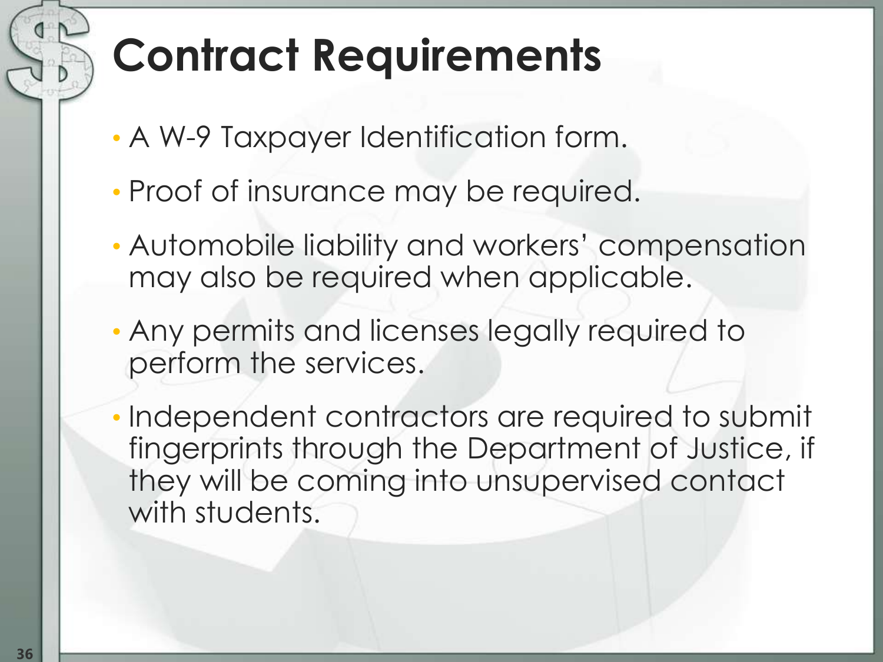# Contract Requirements

- A W-9 Taxpayer Identification form.
- Proof of insurance may be required.
- Automobile liability and workers' compensation may also be required when applicable.
- Any permits and licenses legally required to perform the services.
- Independent contractors are required to submit fingerprints through the Department of Justice, if they will be coming into unsupervised contact with students.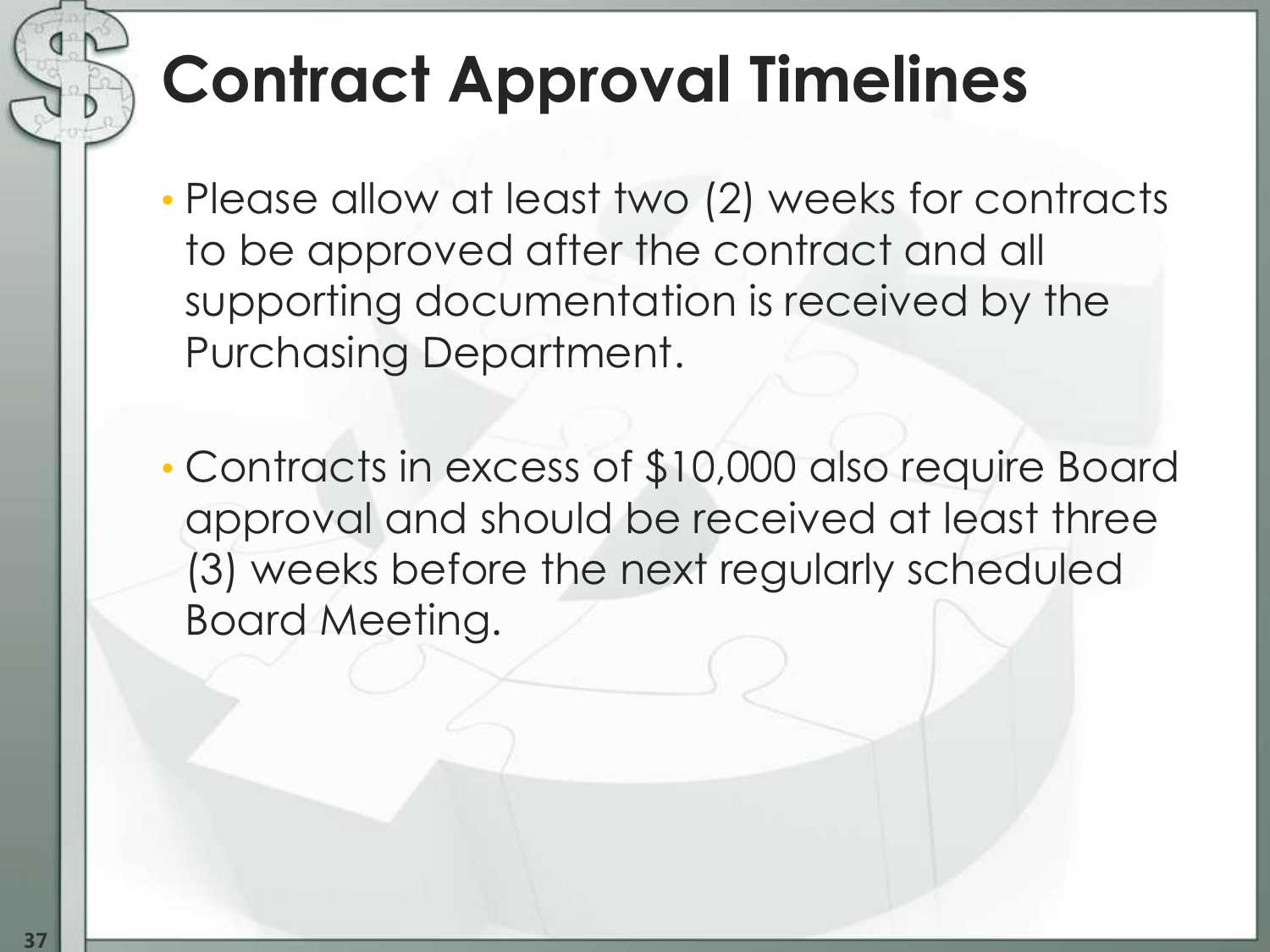# Contract Approval Timelines

- Please allow at least two (2) weeks for contracts to be approved after the contract and all supporting documentation is received by the Purchasing Department.

- Contracts in excess of $10,000 also require Board approval and should be received at least three (3) weeks before the next regularly scheduled Board Meeting.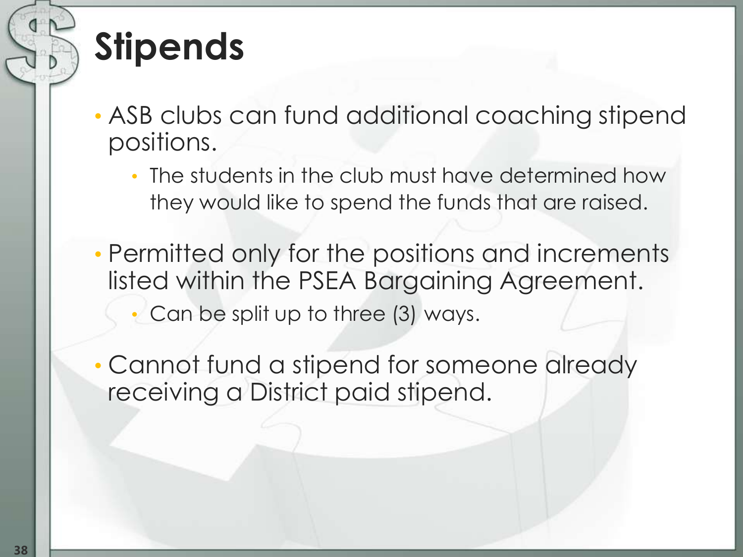# Stipends

- ASB clubs can fund additional coaching stipend positions.
  - The students in the club must have determined how they would like to spend the funds that are raised.
- Permitted only for the positions and increments listed within the PSEA Bargaining Agreement.
  - Can be split up to three (3) ways.
- Cannot fund a stipend for someone already receiving a District paid stipend.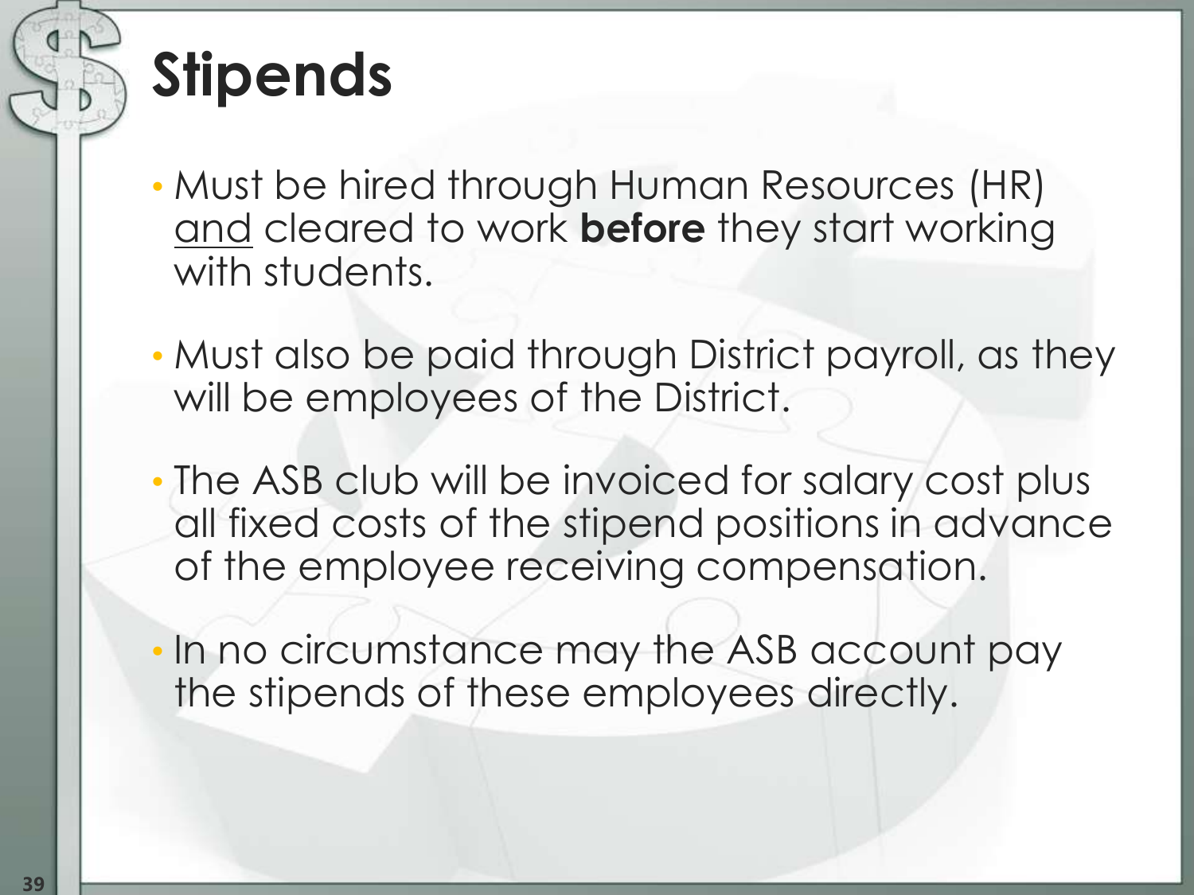# Stipends

- Must be hired through Human Resources (HR) <u>and</u> cleared to work **before** they start working with students.
- Must also be paid through District payroll, as they will be employees of the District.
- The ASB club will be invoiced for salary cost plus all fixed costs of the stipend positions in advance of the employee receiving compensation.
- In no circumstance may the ASB account pay the stipends of these employees directly.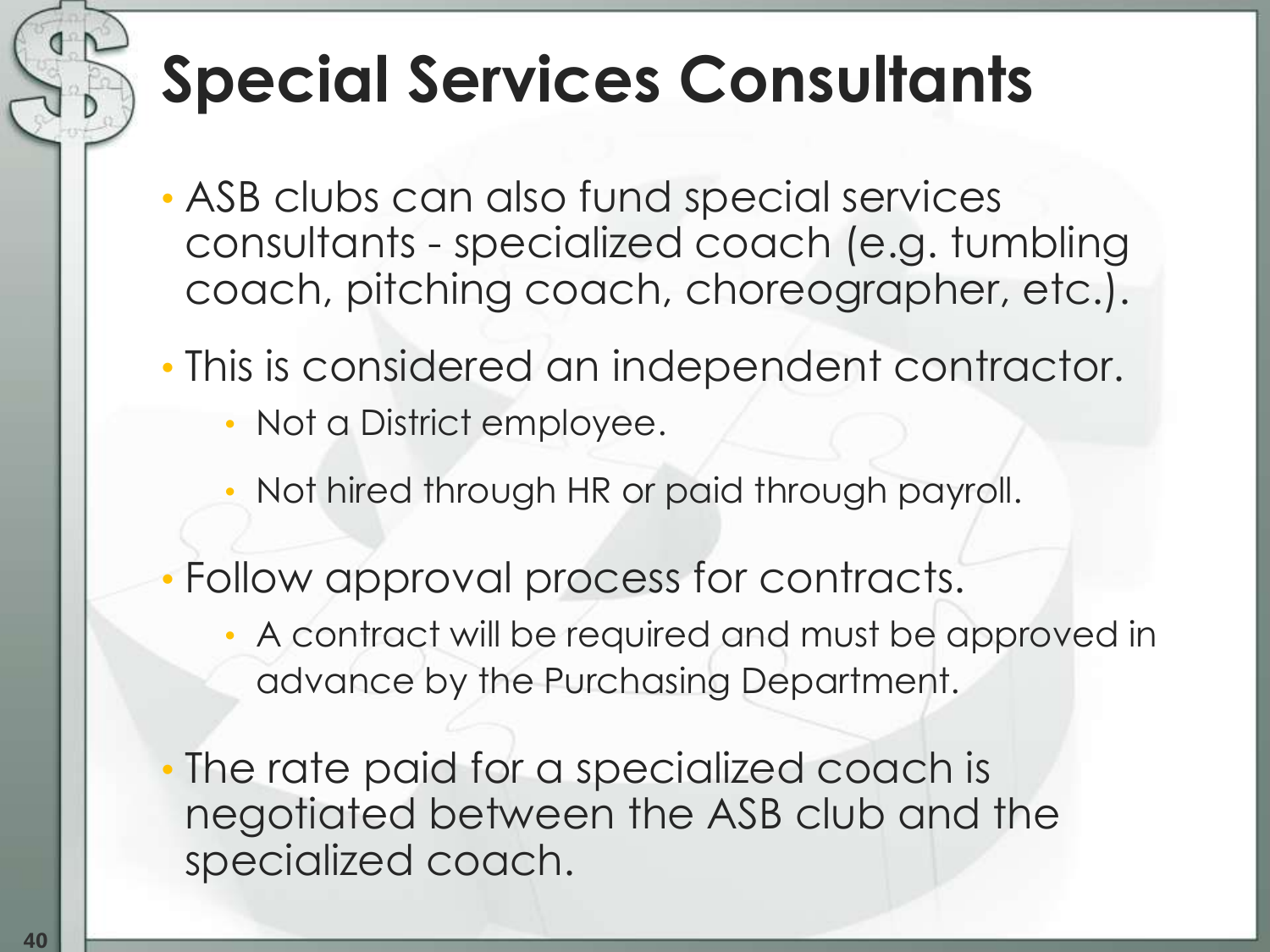# Special Services Consultants

- ASB clubs can also fund special services consultants - specialized coach (e.g. tumbling coach, pitching coach, choreographer, etc.).
- This is considered an independent contractor.
  - Not a District employee.
  - Not hired through HR or paid through payroll.
- Follow approval process for contracts.
  - A contract will be required and must be approved in advance by the Purchasing Department.
- The rate paid for a specialized coach is negotiated between the ASB club and the specialized coach.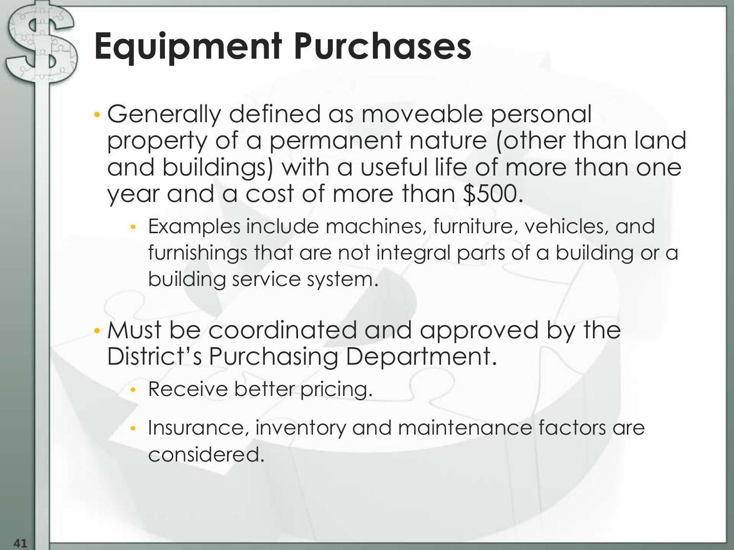# Equipment Purchases

- Generally defined as moveable personal property of a permanent nature (other than land and buildings) with a useful life of more than one year and a cost of more than $500.
  - Examples include machines, furniture, vehicles, and furnishings that are not integral parts of a building or a building service system.
- Must be coordinated and approved by the District's Purchasing Department.
  - Receive better pricing.
  - Insurance, inventory and maintenance factors are considered.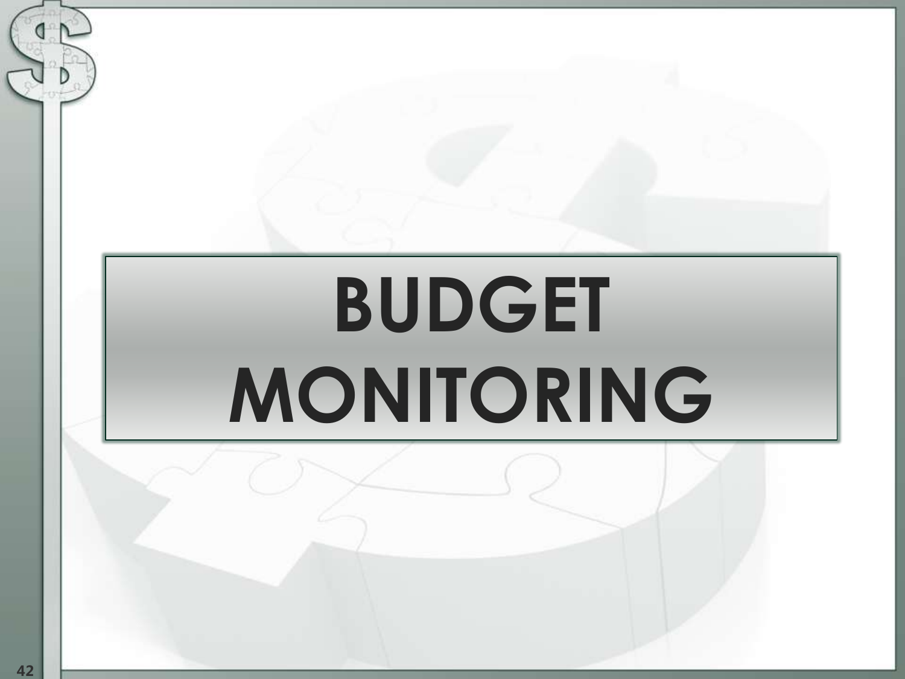# BUDGET MONITORING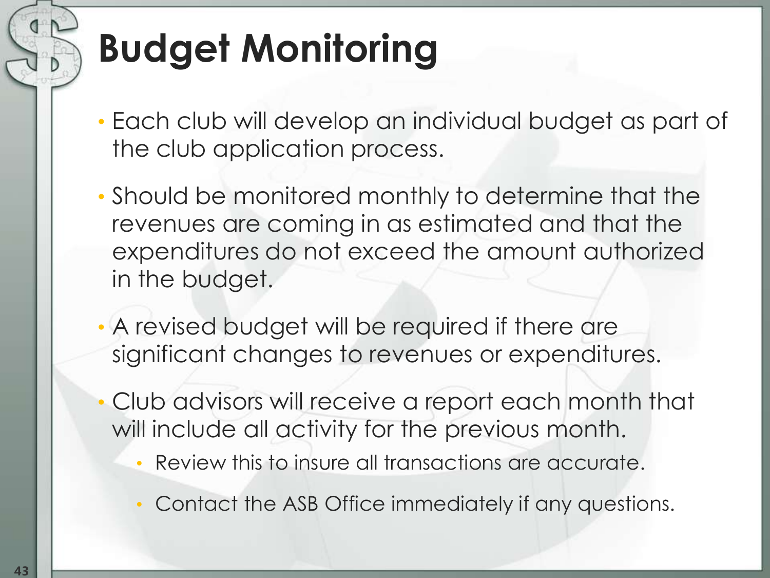# Budget Monitoring

- Each club will develop an individual budget as part of the club application process.
- Should be monitored monthly to determine that the revenues are coming in as estimated and that the expenditures do not exceed the amount authorized in the budget.
- A revised budget will be required if there are significant changes to revenues or expenditures.
- Club advisors will receive a report each month that will include all activity for the previous month.
  - Review this to insure all transactions are accurate.
  - Contact the ASB Office immediately if any questions.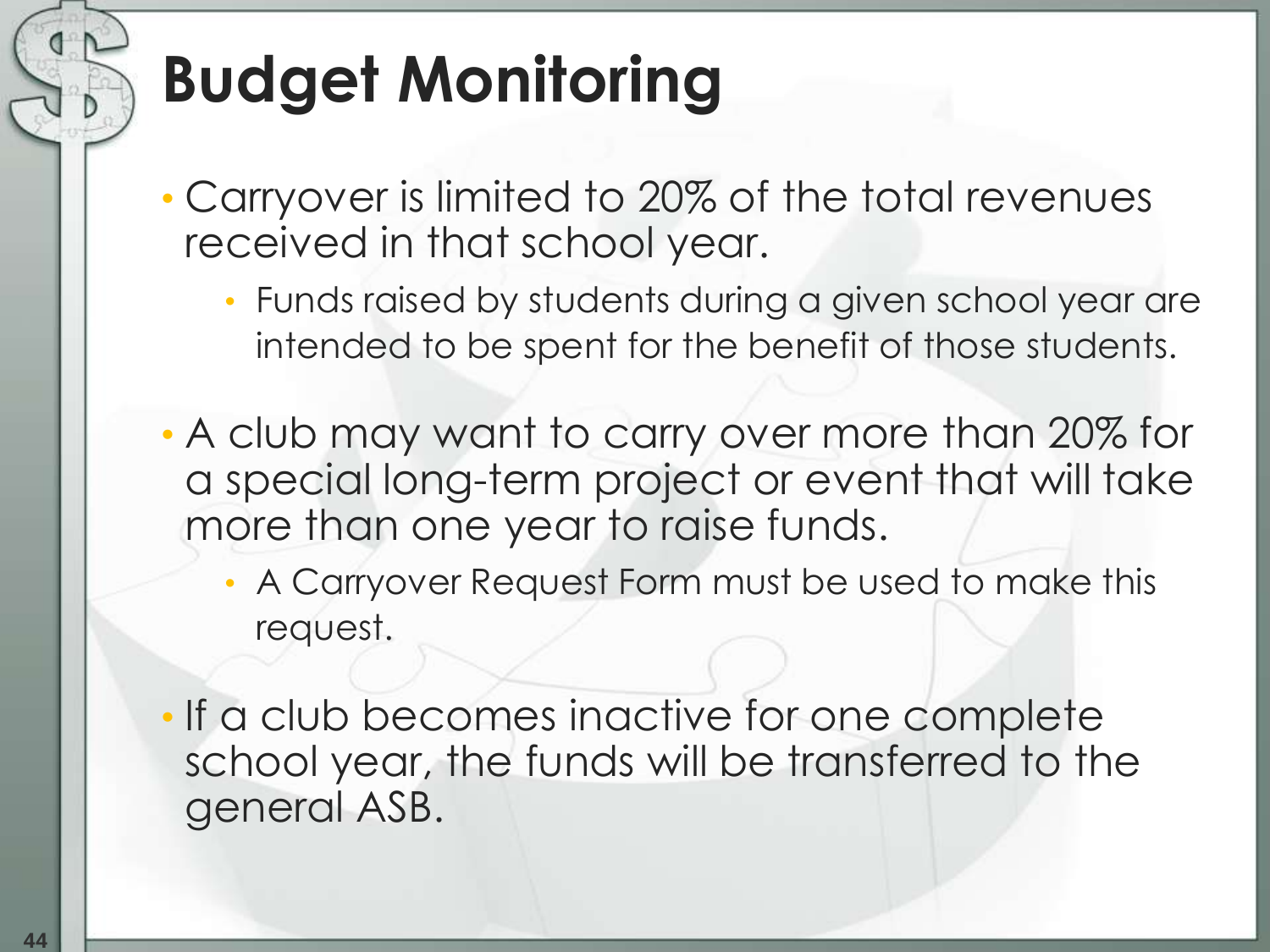# Budget Monitoring

- Carryover is limited to 20% of the total revenues received in that school year.
  - Funds raised by students during a given school year are intended to be spent for the benefit of those students.
- A club may want to carry over more than 20% for a special long-term project or event that will take more than one year to raise funds.
  - A Carryover Request Form must be used to make this request.
- If a club becomes inactive for one complete school year, the funds will be transferred to the general ASB.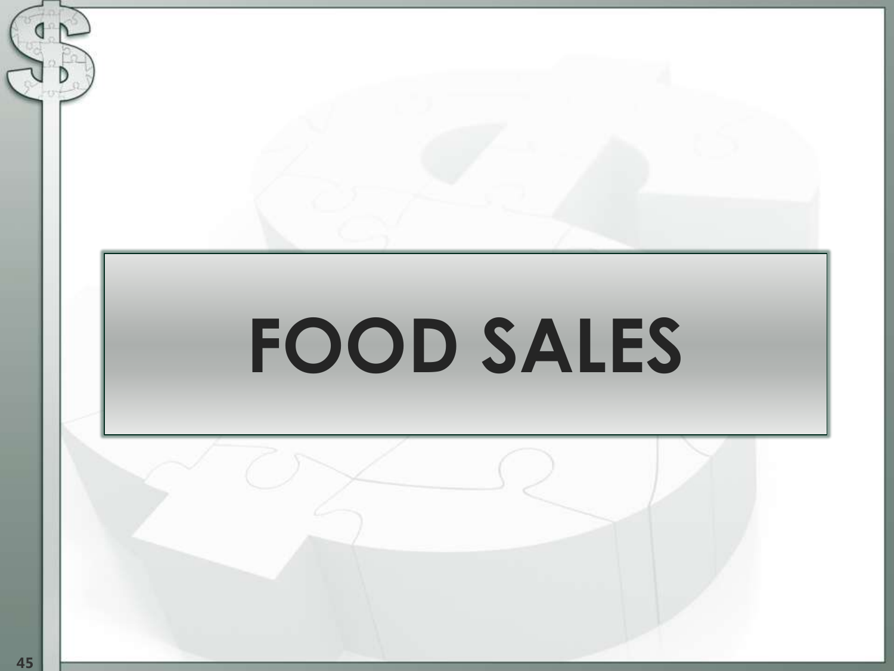# FOOD SALES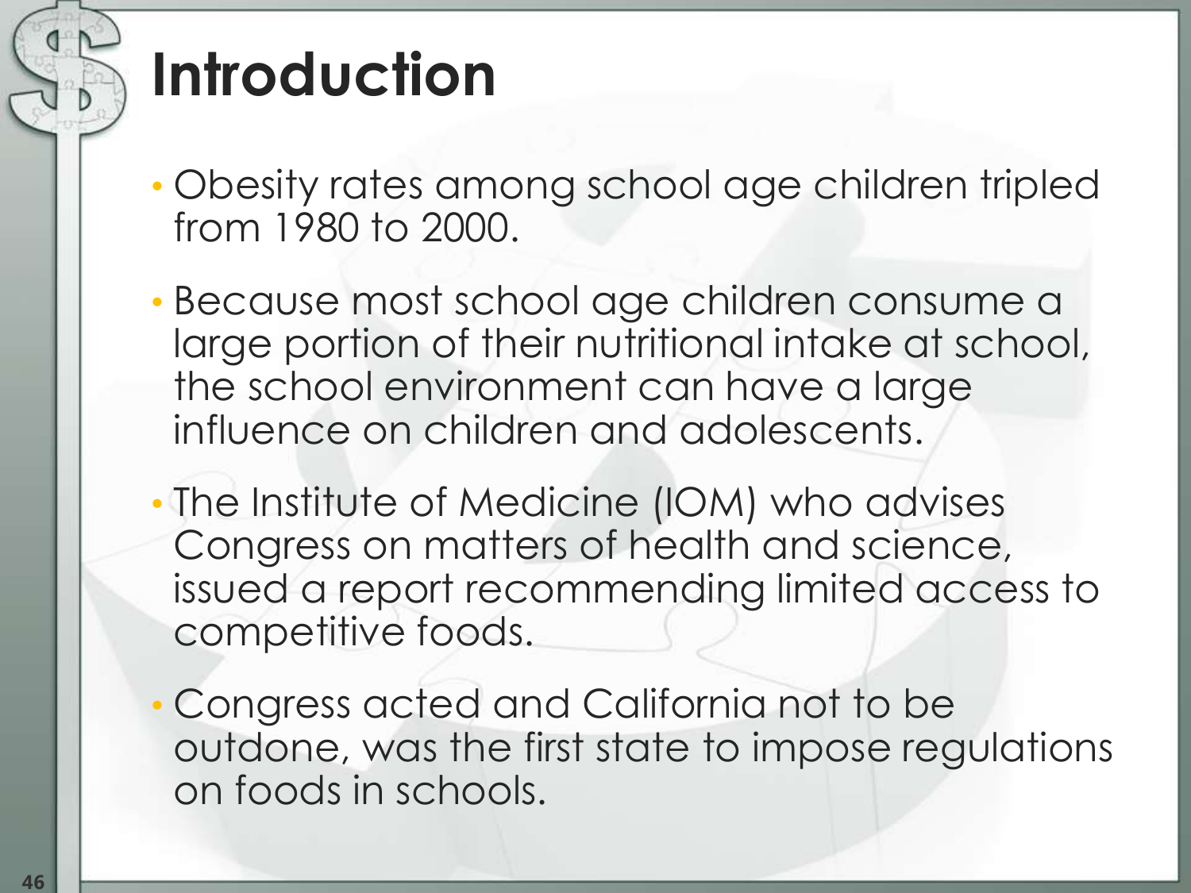# Introduction

- Obesity rates among school age children tripled from 1980 to 2000.
- Because most school age children consume a large portion of their nutritional intake at school, the school environment can have a large influence on children and adolescents.
- The Institute of Medicine (IOM) who advises Congress on matters of health and science, issued a report recommending limited access to competitive foods.
- Congress acted and California not to be outdone, was the first state to impose regulations on foods in schools.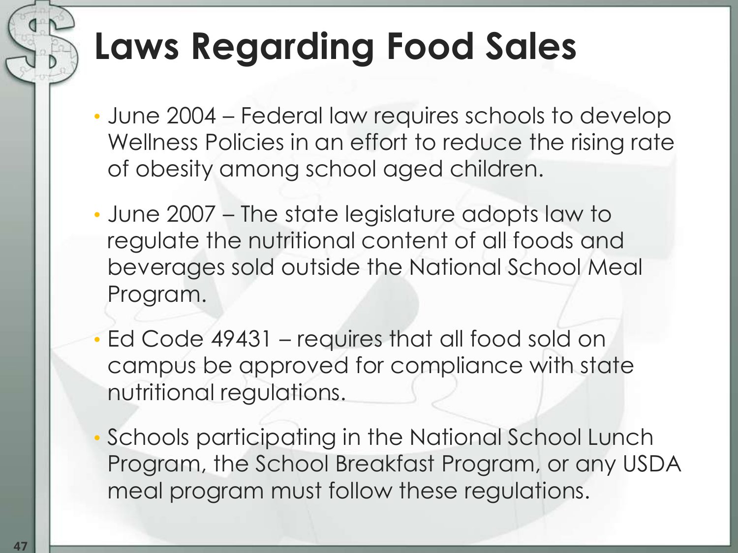# Laws Regarding Food Sales

- June 2004 – Federal law requires schools to develop Wellness Policies in an effort to reduce the rising rate of obesity among school aged children.
- June 2007 – The state legislature adopts law to regulate the nutritional content of all foods and beverages sold outside the National School Meal Program.
- Ed Code 49431 – requires that all food sold on campus be approved for compliance with state nutritional regulations.
- Schools participating in the National School Lunch Program, the School Breakfast Program, or any USDA meal program must follow these regulations.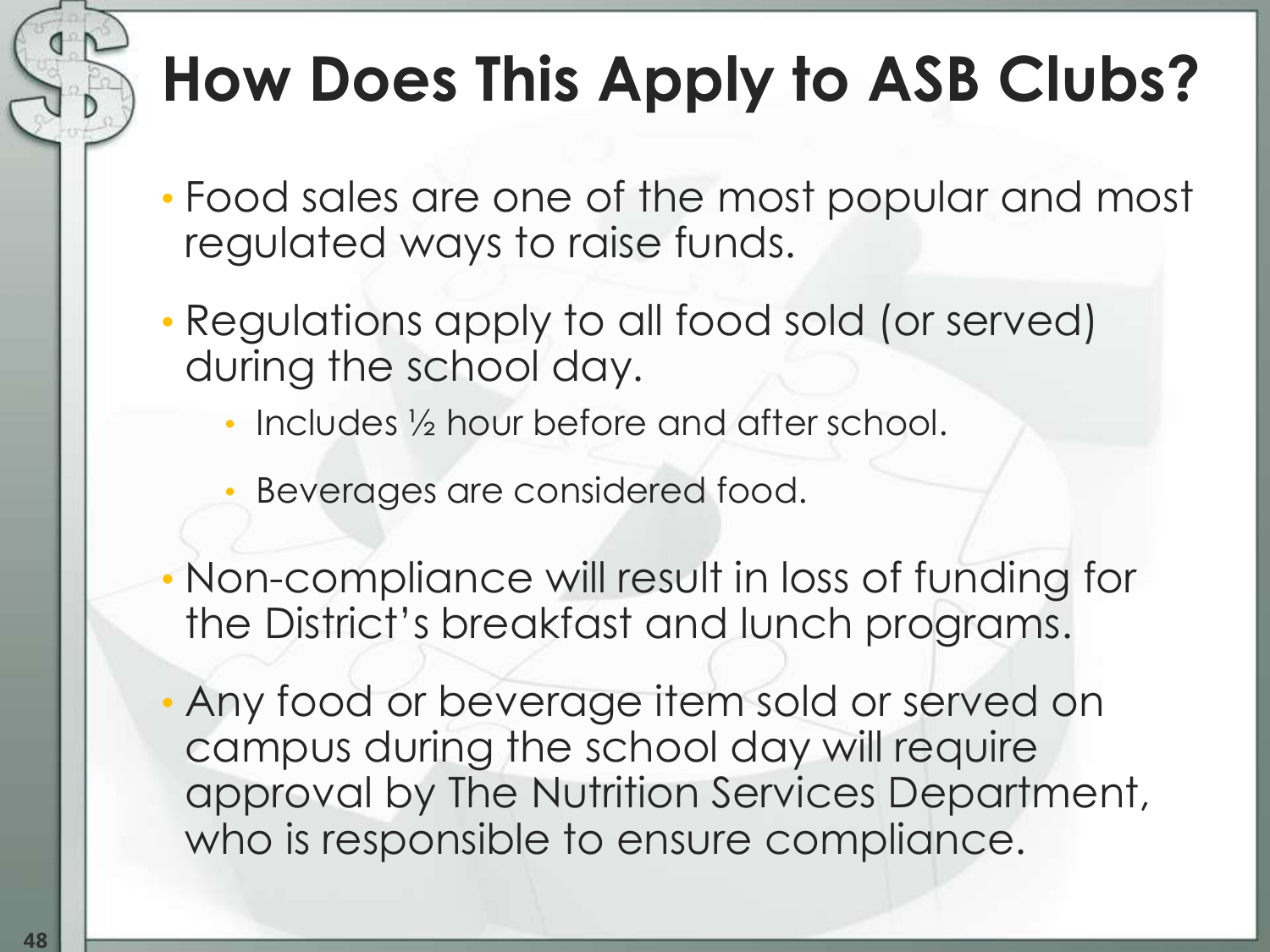# How Does This Apply to ASB Clubs?

- Food sales are one of the most popular and most regulated ways to raise funds.
- Regulations apply to all food sold (or served) during the school day.
  - Includes ½ hour before and after school.
  - Beverages are considered food.
- Non-compliance will result in loss of funding for the District's breakfast and lunch programs.
- Any food or beverage item sold or served on campus during the school day will require approval by The Nutrition Services Department, who is responsible to ensure compliance.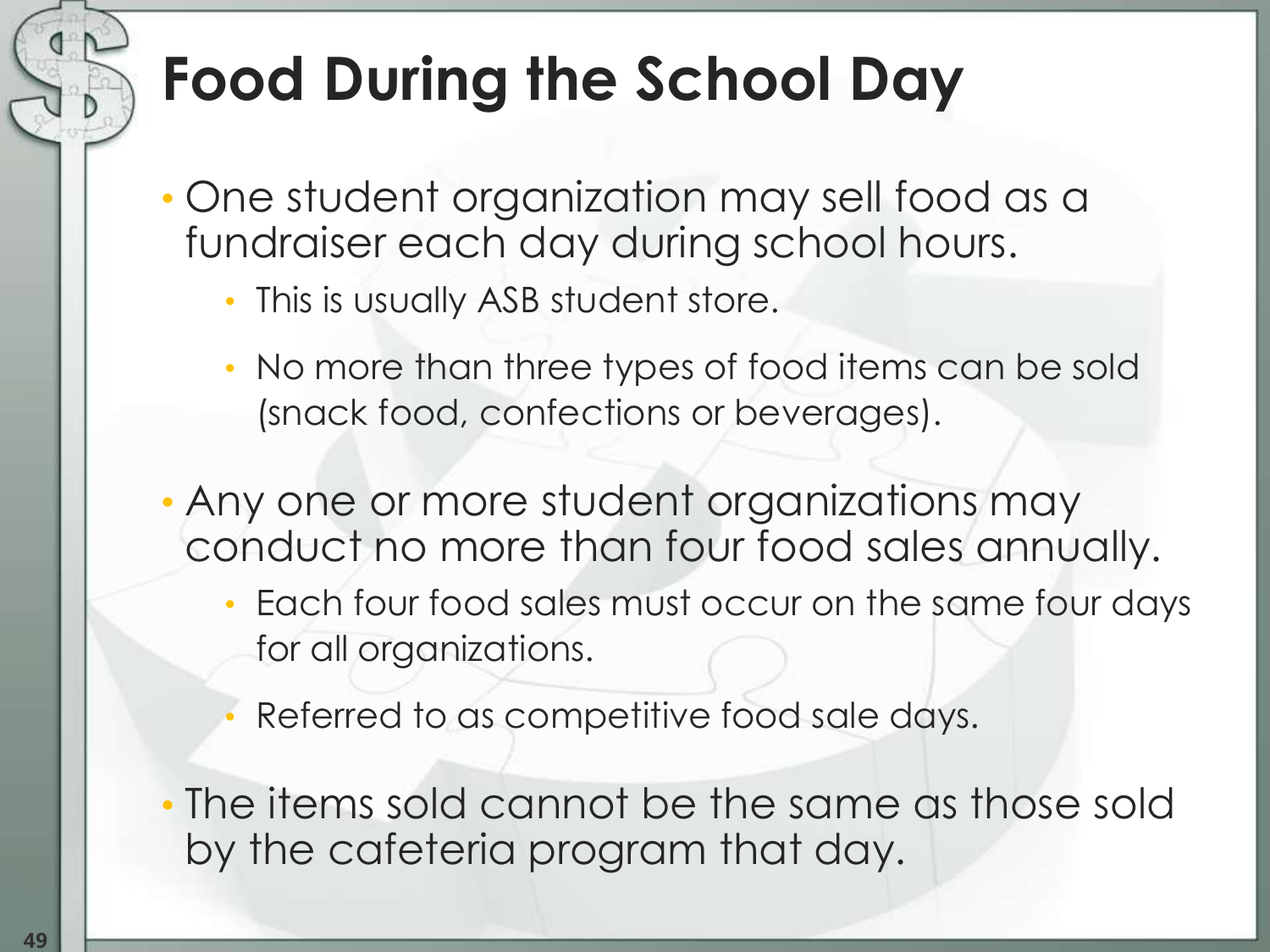# Food During the School Day

- One student organization may sell food as a fundraiser each day during school hours.
  - This is usually ASB student store.
  - No more than three types of food items can be sold (snack food, confections or beverages).
- Any one or more student organizations may conduct no more than four food sales annually.
  - Each four food sales must occur on the same four days for all organizations.
  - Referred to as competitive food sale days.
- The items sold cannot be the same as those sold by the cafeteria program that day.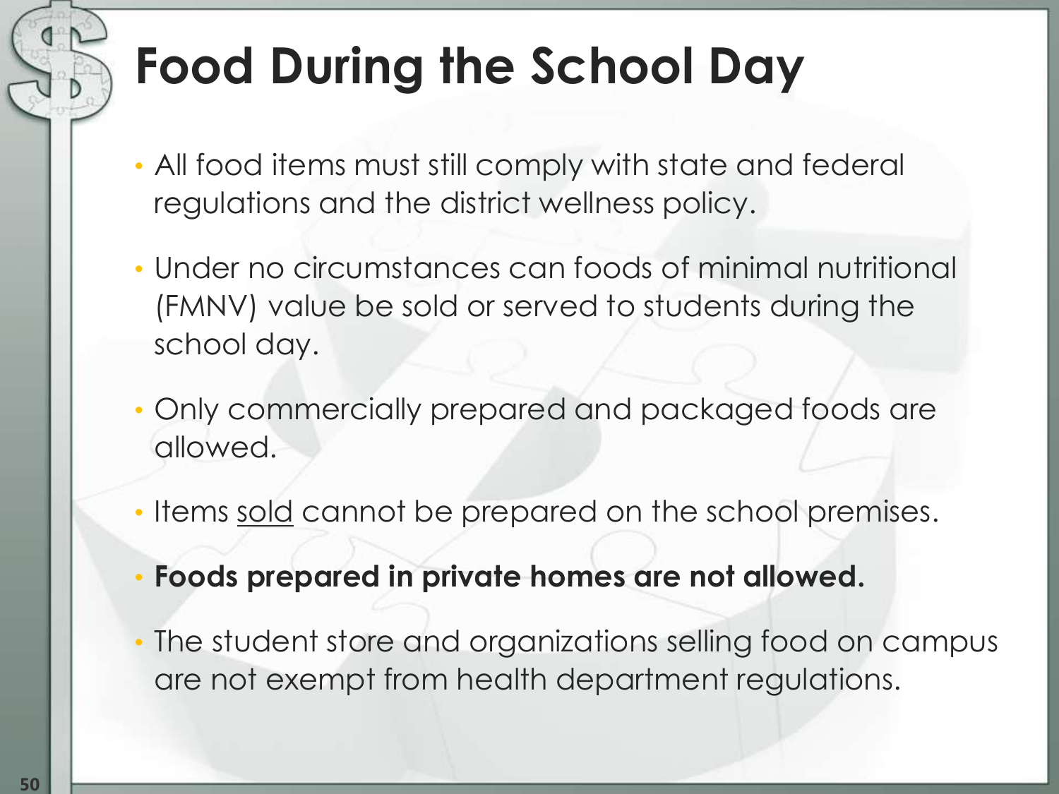# Food During the School Day

- All food items must still comply with state and federal regulations and the district wellness policy.
- Under no circumstances can foods of minimal nutritional (FMNV) value be sold or served to students during the school day.
- Only commercially prepared and packaged foods are allowed.
- Items <u>sold</u> cannot be prepared on the school premises.
- **Foods prepared in private homes are not allowed.**
- The student store and organizations selling food on campus are not exempt from health department regulations.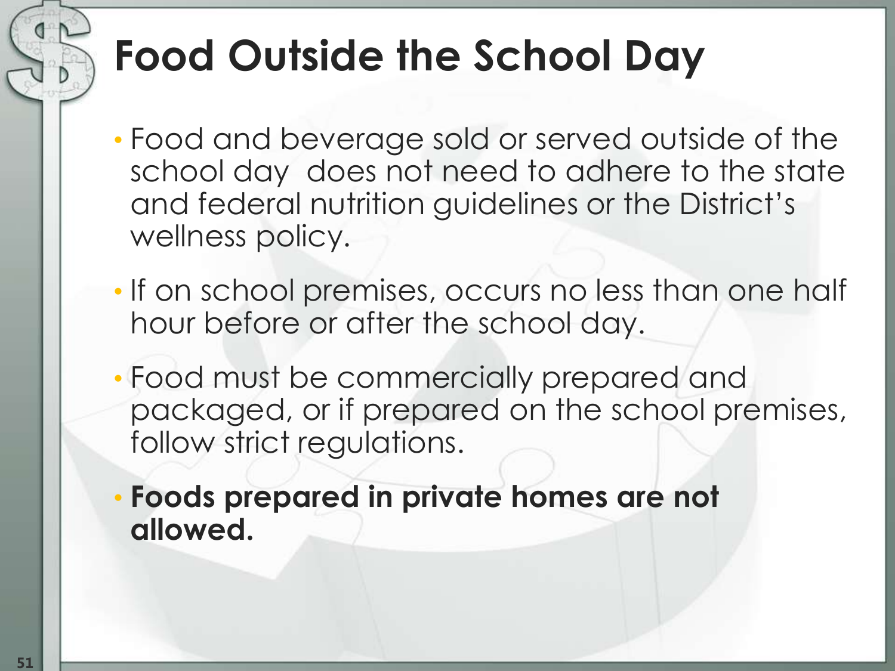# Food Outside the School Day

- Food and beverage sold or served outside of the school day does not need to adhere to the state and federal nutrition guidelines or the District's wellness policy.
- If on school premises, occurs no less than one half hour before or after the school day.
- Food must be commercially prepared and packaged, or if prepared on the school premises, follow strict regulations.
- **Foods prepared in private homes are not allowed.**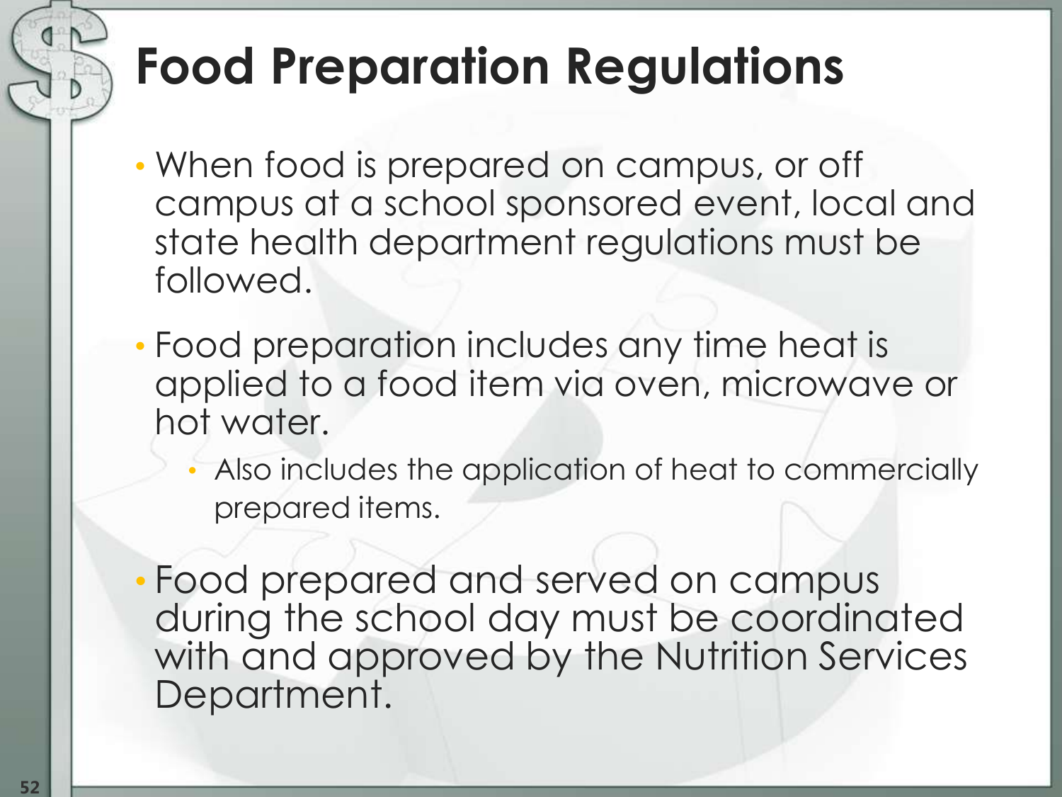# Food Preparation Regulations

- When food is prepared on campus, or off campus at a school sponsored event, local and state health department regulations must be followed.
- Food preparation includes any time heat is applied to a food item via oven, microwave or hot water.
  - Also includes the application of heat to commercially prepared items.
- Food prepared and served on campus during the school day must be coordinated with and approved by the Nutrition Services Department.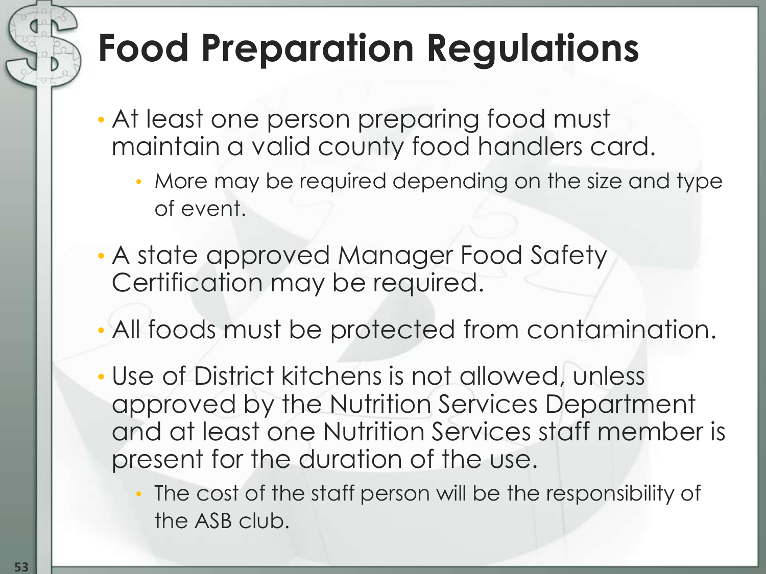# Food Preparation Regulations

- At least one person preparing food must maintain a valid county food handlers card.
  - More may be required depending on the size and type of event.
- A state approved Manager Food Safety Certification may be required.
- All foods must be protected from contamination.
- Use of District kitchens is not allowed, unless approved by the Nutrition Services Department and at least one Nutrition Services staff member is present for the duration of the use.
  - The cost of the staff person will be the responsibility of the ASB club.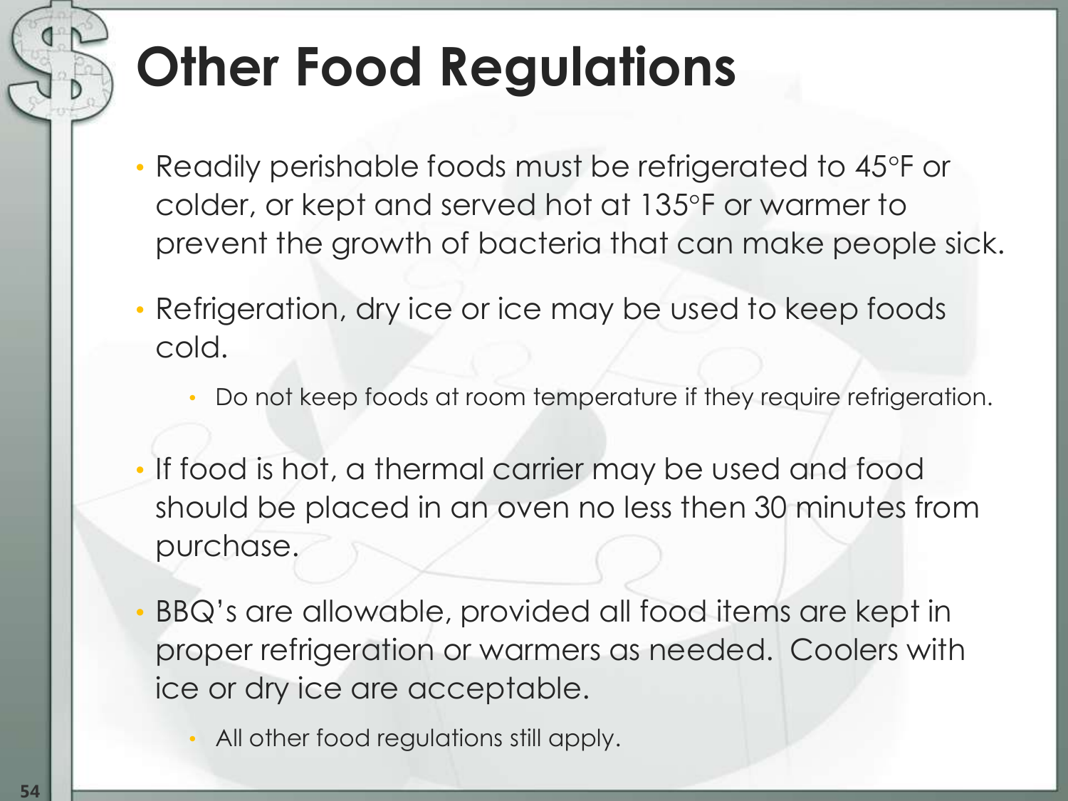# Other Food Regulations

- Readily perishable foods must be refrigerated to 45°F or colder, or kept and served hot at 135°F or warmer to prevent the growth of bacteria that can make people sick.
- Refrigeration, dry ice or ice may be used to keep foods cold.
  - Do not keep foods at room temperature if they require refrigeration.
- If food is hot, a thermal carrier may be used and food should be placed in an oven no less then 30 minutes from purchase.
- BBQ's are allowable, provided all food items are kept in proper refrigeration or warmers as needed. Coolers with ice or dry ice are acceptable.
  - All other food regulations still apply.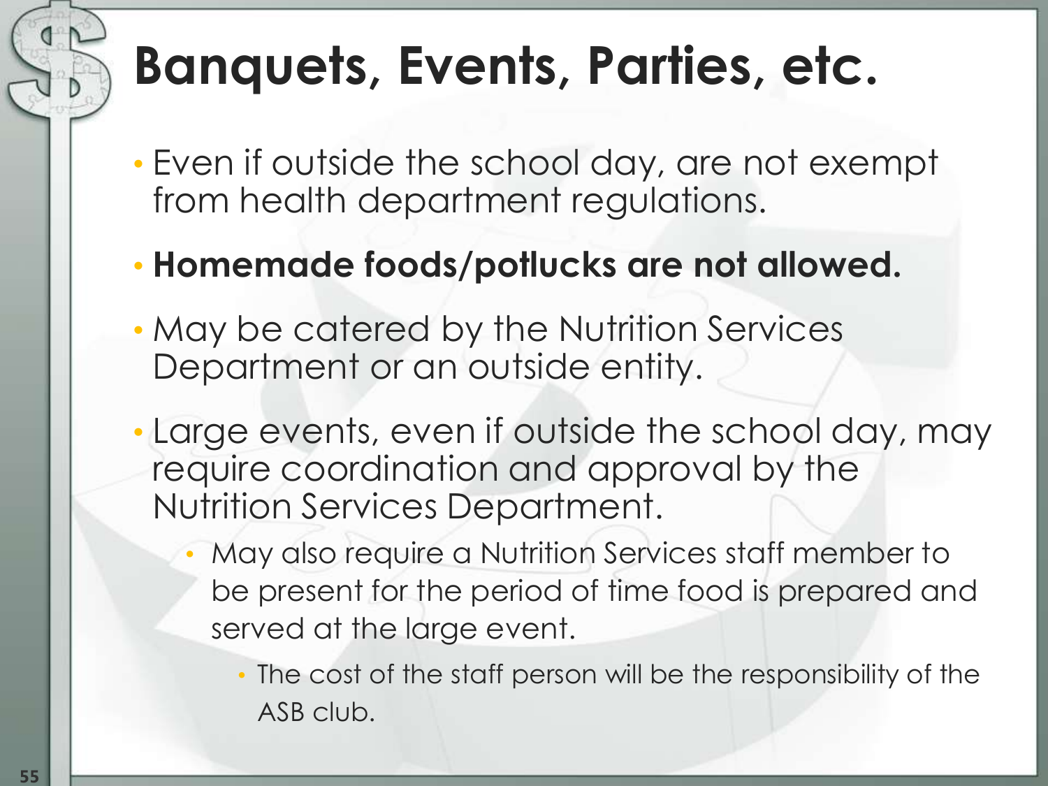# Banquets, Events, Parties, etc.

- Even if outside the school day, are not exempt from health department regulations.
- **Homemade foods/potlucks are not allowed.**
- May be catered by the Nutrition Services Department or an outside entity.
- Large events, even if outside the school day, may require coordination and approval by the Nutrition Services Department.
  - May also require a Nutrition Services staff member to be present for the period of time food is prepared and served at the large event.
    - The cost of the staff person will be the responsibility of the ASB club.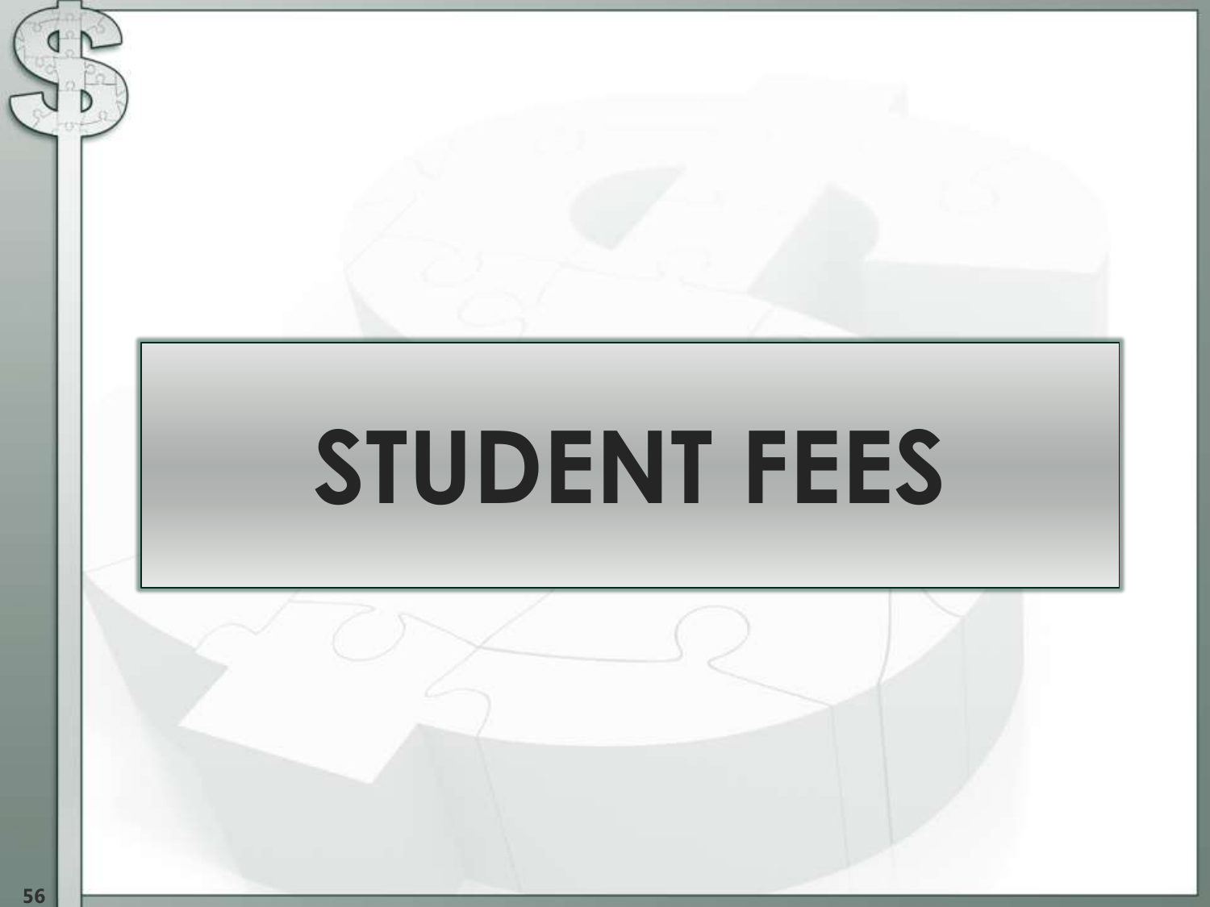# STUDENT FEES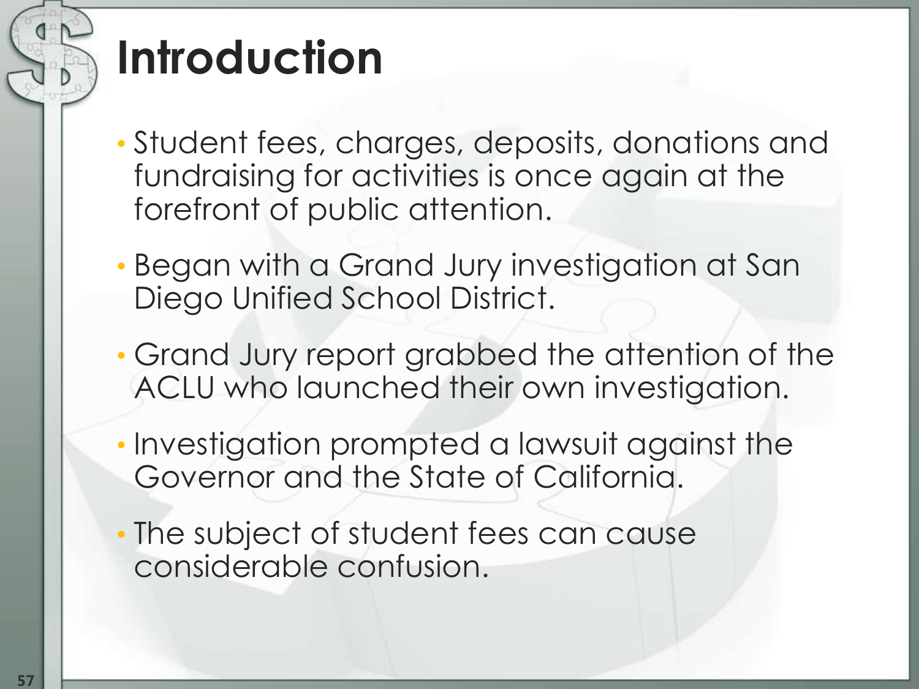# Introduction

- Student fees, charges, deposits, donations and fundraising for activities is once again at the forefront of public attention.
- Began with a Grand Jury investigation at San Diego Unified School District.
- Grand Jury report grabbed the attention of the ACLU who launched their own investigation.
- Investigation prompted a lawsuit against the Governor and the State of California.
- The subject of student fees can cause considerable confusion.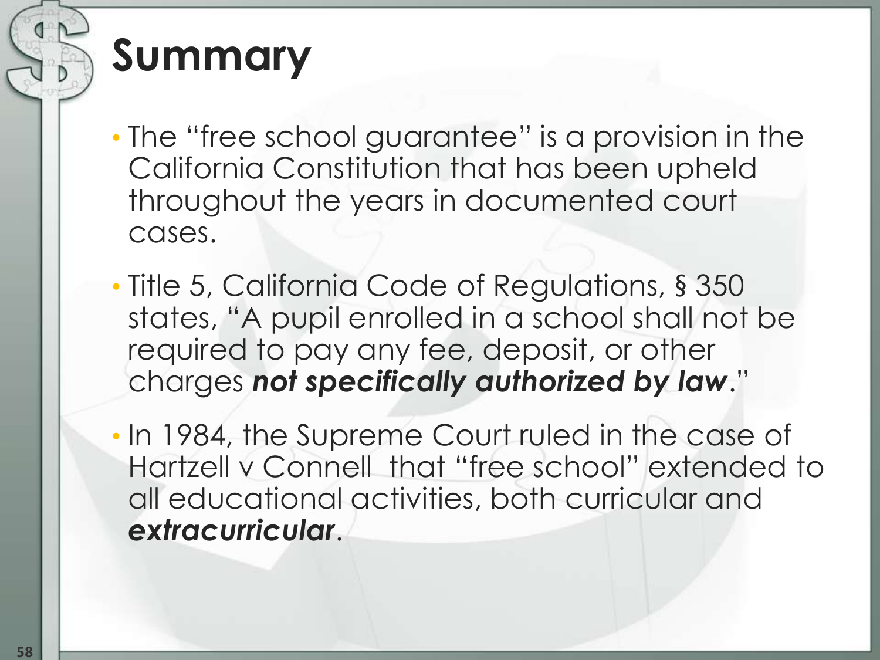# Summary

- The "free school guarantee" is a provision in the California Constitution that has been upheld throughout the years in documented court cases.
- Title 5, California Code of Regulations, § 350 states, "A pupil enrolled in a school shall not be required to pay any fee, deposit, or other charges ***not specifically authorized by law***."
- In 1984, the Supreme Court ruled in the case of Hartzell v Connell that "free school" extended to all educational activities, both curricular and ***extracurricular***.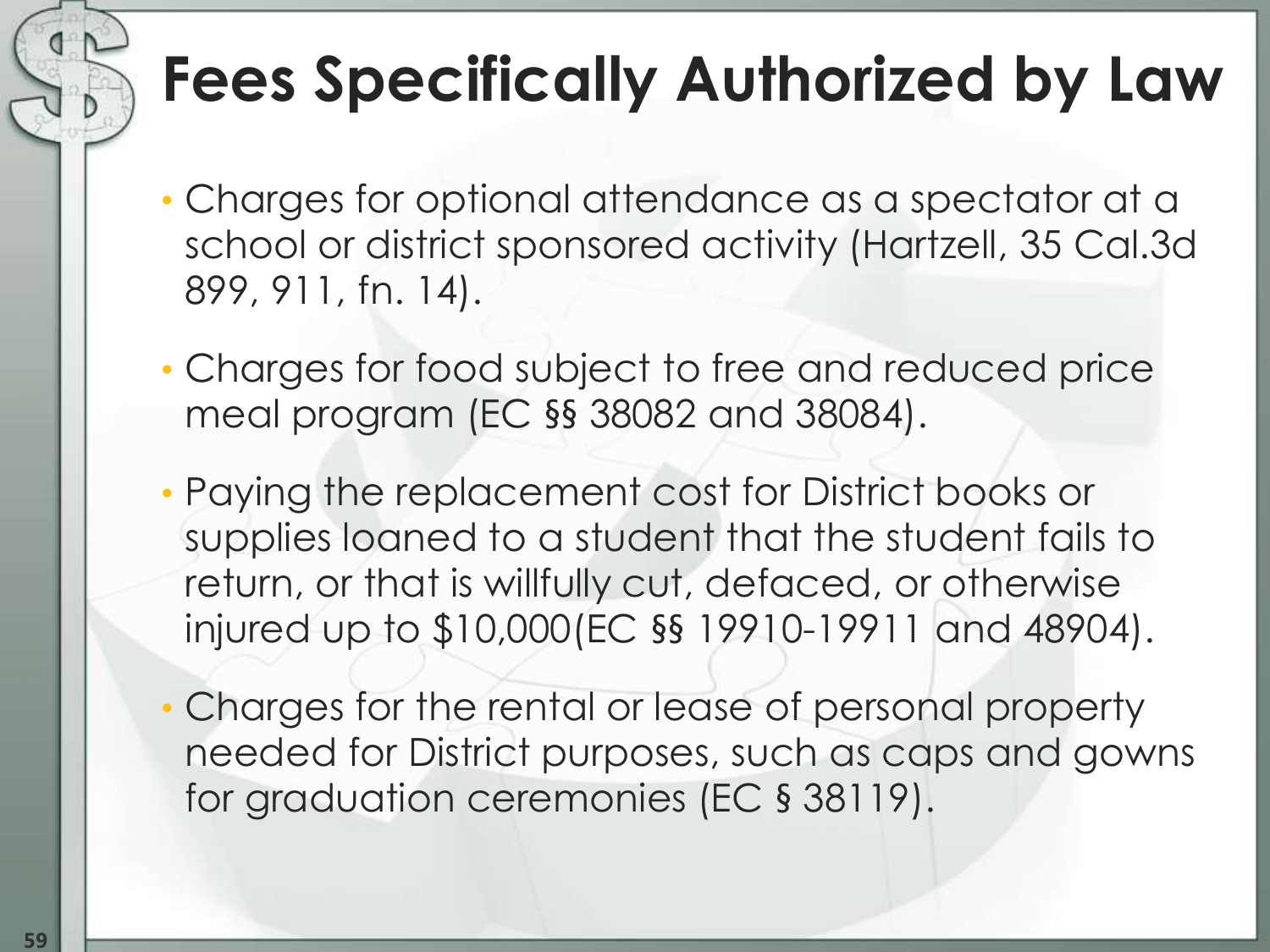# Fees Specifically Authorized by Law

- Charges for optional attendance as a spectator at a school or district sponsored activity (Hartzell, 35 Cal.3d 899, 911, fn. 14).
- Charges for food subject to free and reduced price meal program (EC §§ 38082 and 38084).
- Paying the replacement cost for District books or supplies loaned to a student that the student fails to return, or that is willfully cut, defaced, or otherwise injured up to $10,000(EC §§ 19910-19911 and 48904).
- Charges for the rental or lease of personal property needed for District purposes, such as caps and gowns for graduation ceremonies (EC § 38119).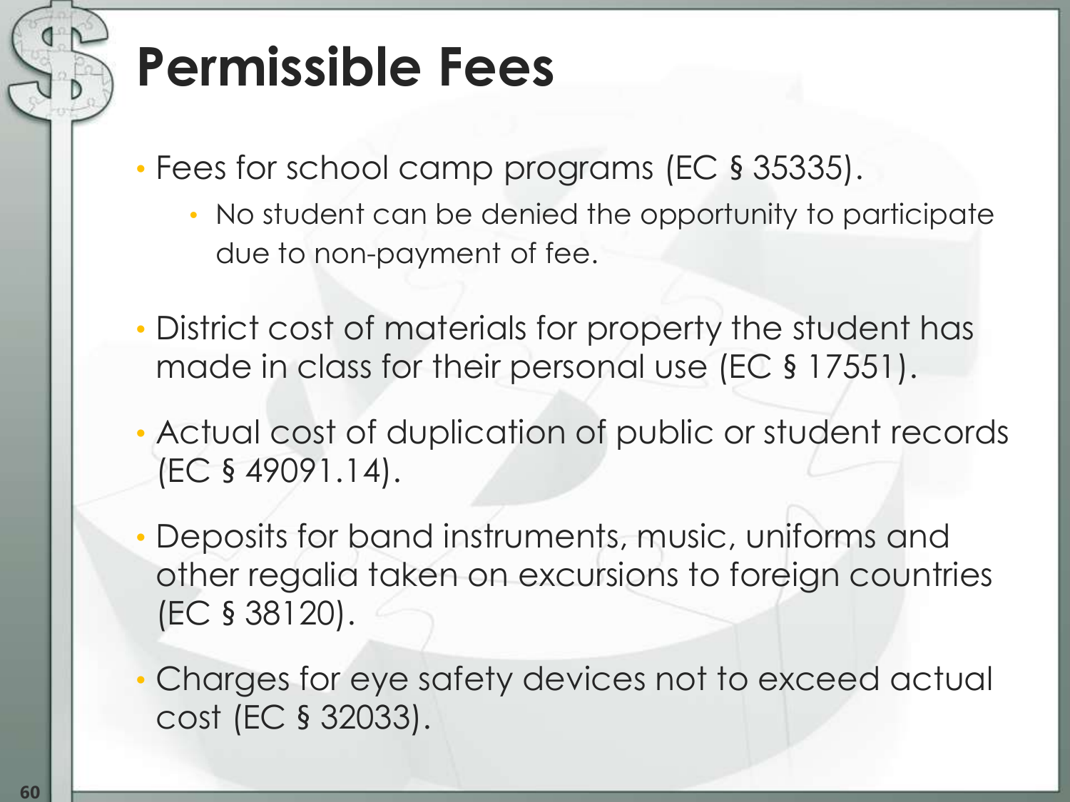# Permissible Fees

- Fees for school camp programs (EC § 35335).
  - No student can be denied the opportunity to participate due to non-payment of fee.
- District cost of materials for property the student has made in class for their personal use (EC § 17551).
- Actual cost of duplication of public or student records (EC § 49091.14).
- Deposits for band instruments, music, uniforms and other regalia taken on excursions to foreign countries (EC § 38120).
- Charges for eye safety devices not to exceed actual cost (EC § 32033).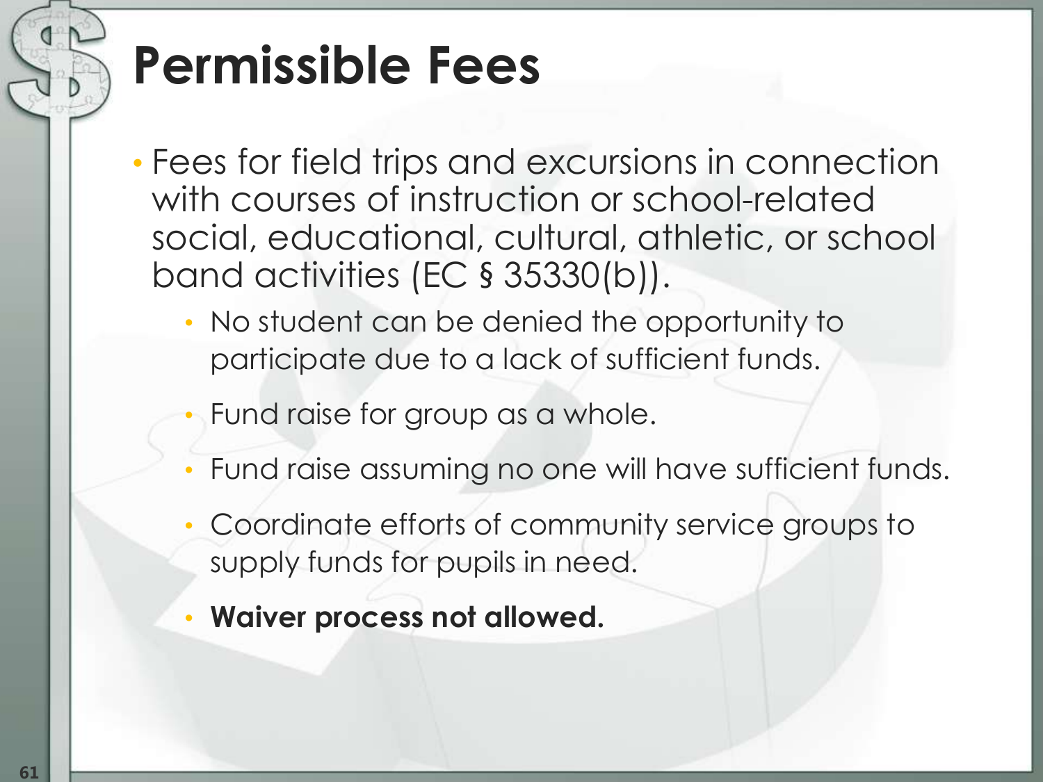# Permissible Fees

- Fees for field trips and excursions in connection with courses of instruction or school-related social, educational, cultural, athletic, or school band activities (EC § 35330(b)).
  - No student can be denied the opportunity to participate due to a lack of sufficient funds.
  - Fund raise for group as a whole.
  - Fund raise assuming no one will have sufficient funds.
  - Coordinate efforts of community service groups to supply funds for pupils in need.
  - **Waiver process not allowed.**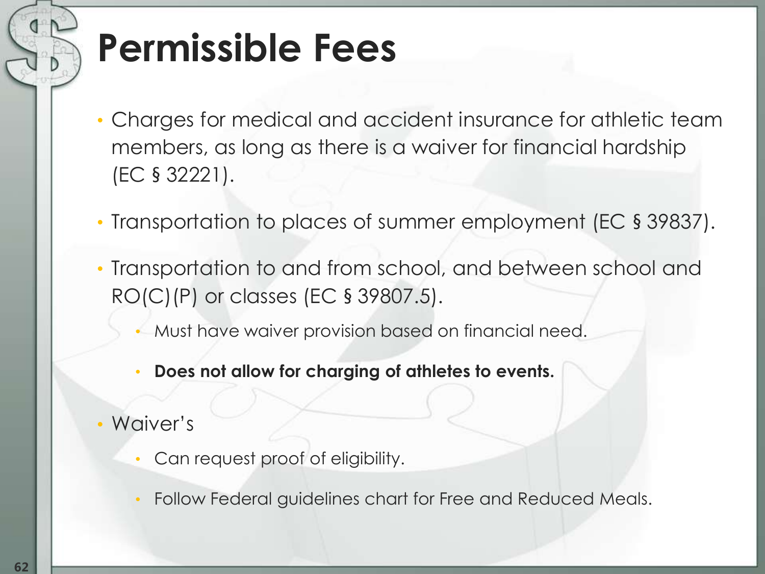# Permissible Fees

- Charges for medical and accident insurance for athletic team members, as long as there is a waiver for financial hardship (EC § 32221).
- Transportation to places of summer employment (EC § 39837).
- Transportation to and from school, and between school and RO(C)(P) or classes (EC § 39807.5).
  - Must have waiver provision based on financial need.
  - **Does not allow for charging of athletes to events.**
- Waiver's
  - Can request proof of eligibility.
  - Follow Federal guidelines chart for Free and Reduced Meals.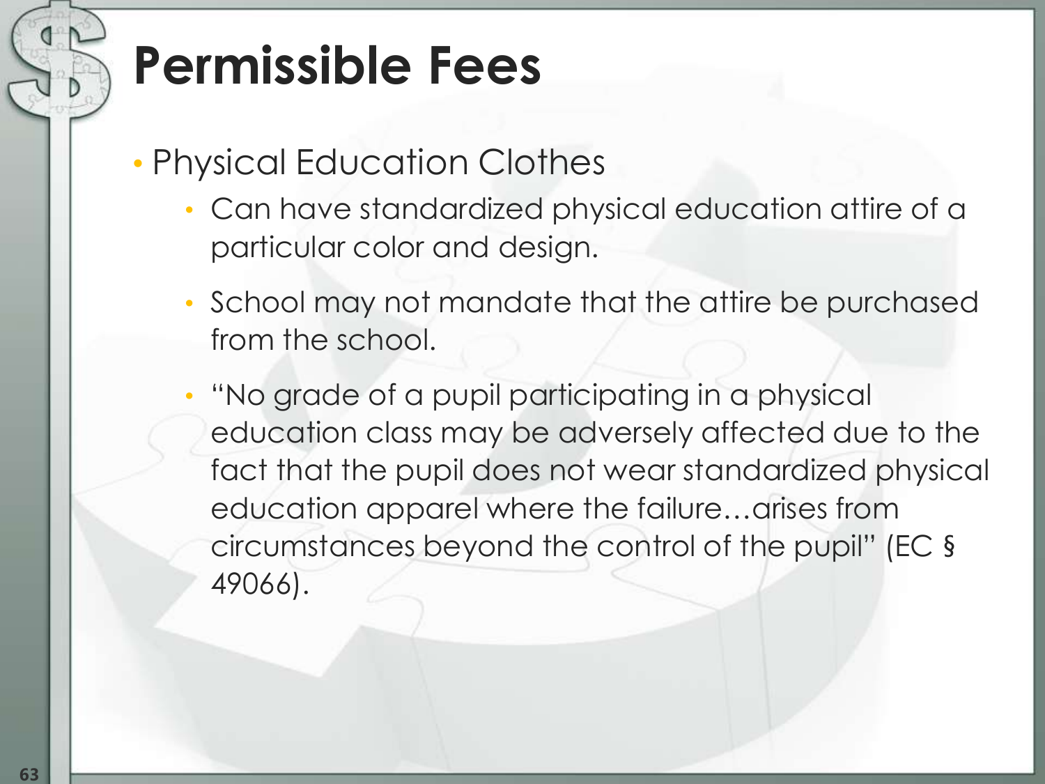# Permissible Fees

- Physical Education Clothes
  - Can have standardized physical education attire of a particular color and design.
  - School may not mandate that the attire be purchased from the school.
  - "No grade of a pupil participating in a physical education class may be adversely affected due to the fact that the pupil does not wear standardized physical education apparel where the failure…arises from circumstances beyond the control of the pupil" (EC § 49066).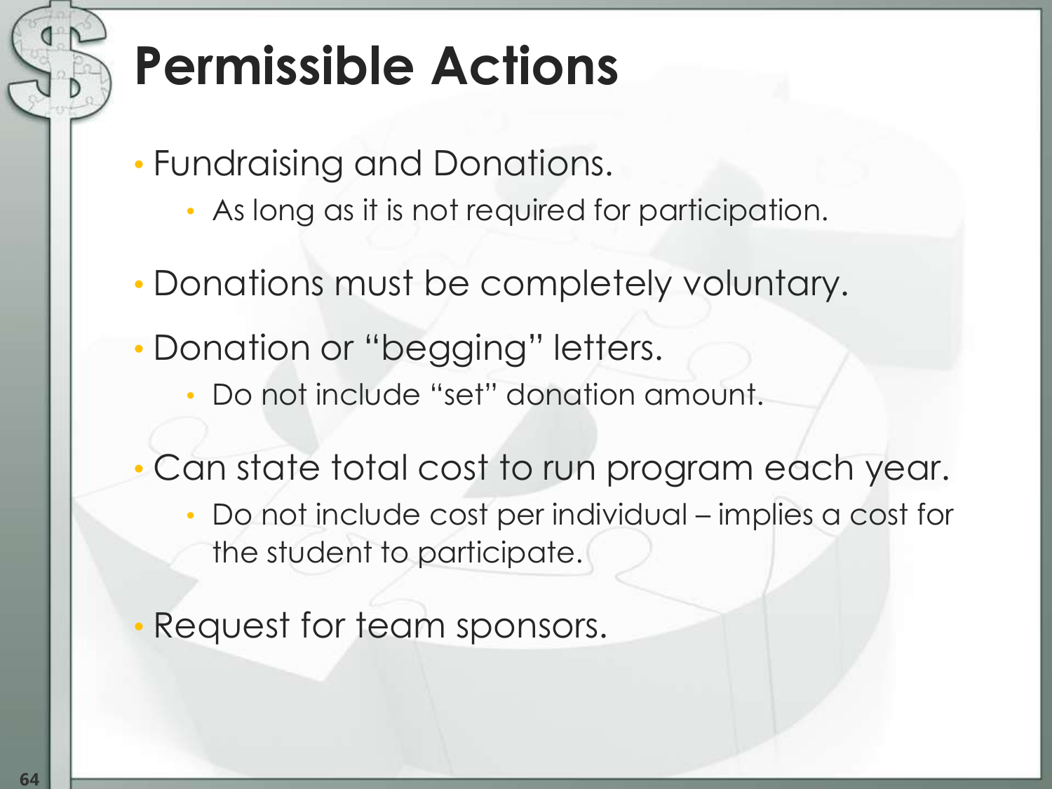# Permissible Actions

- Fundraising and Donations.
  - As long as it is not required for participation.
- Donations must be completely voluntary.
- Donation or "begging" letters.
  - Do not include "set" donation amount.
- Can state total cost to run program each year.
  - Do not include cost per individual – implies a cost for the student to participate.
- Request for team sponsors.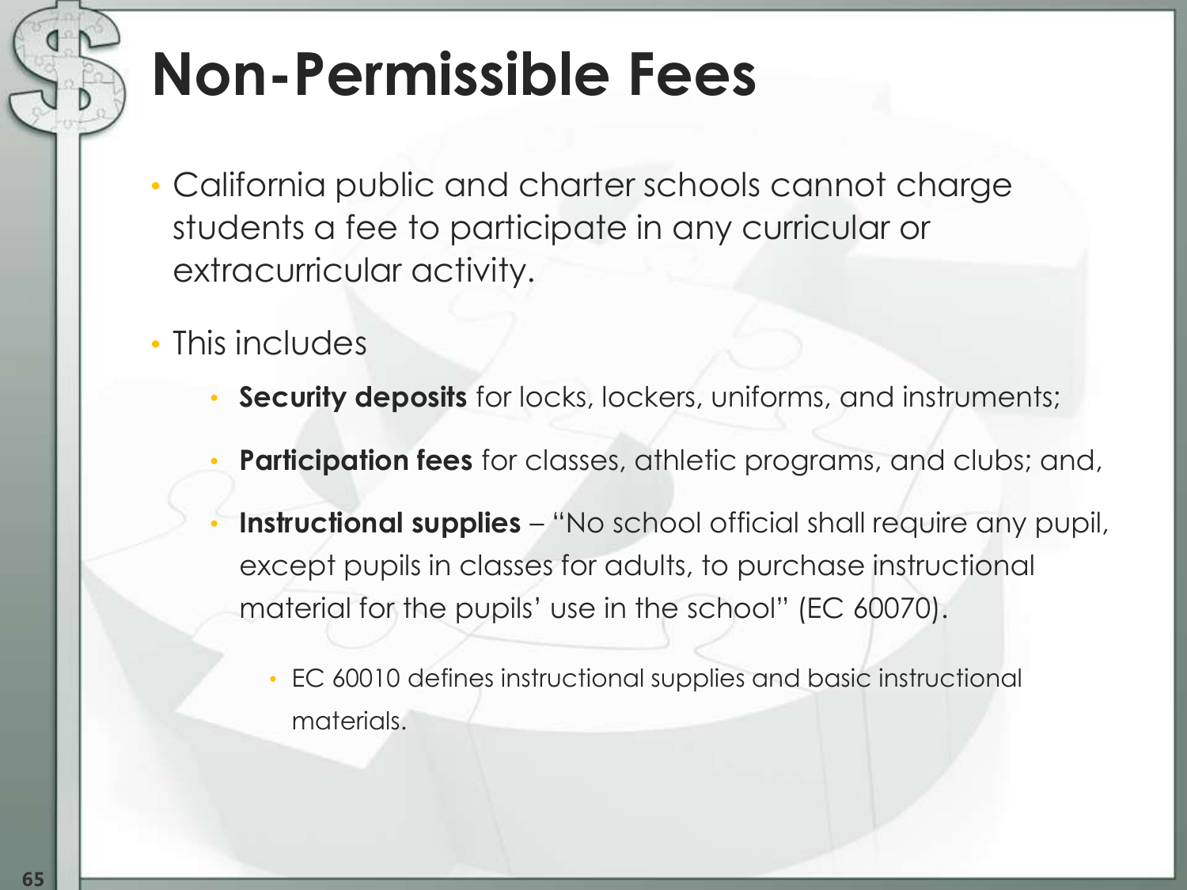# Non-Permissible Fees

- California public and charter schools cannot charge students a fee to participate in any curricular or extracurricular activity.
- This includes
  - **Security deposits** for locks, lockers, uniforms, and instruments;
  - **Participation fees** for classes, athletic programs, and clubs; and,
  - **Instructional supplies** – "No school official shall require any pupil, except pupils in classes for adults, to purchase instructional material for the pupils' use in the school" (EC 60070).
    - EC 60010 defines instructional supplies and basic instructional materials.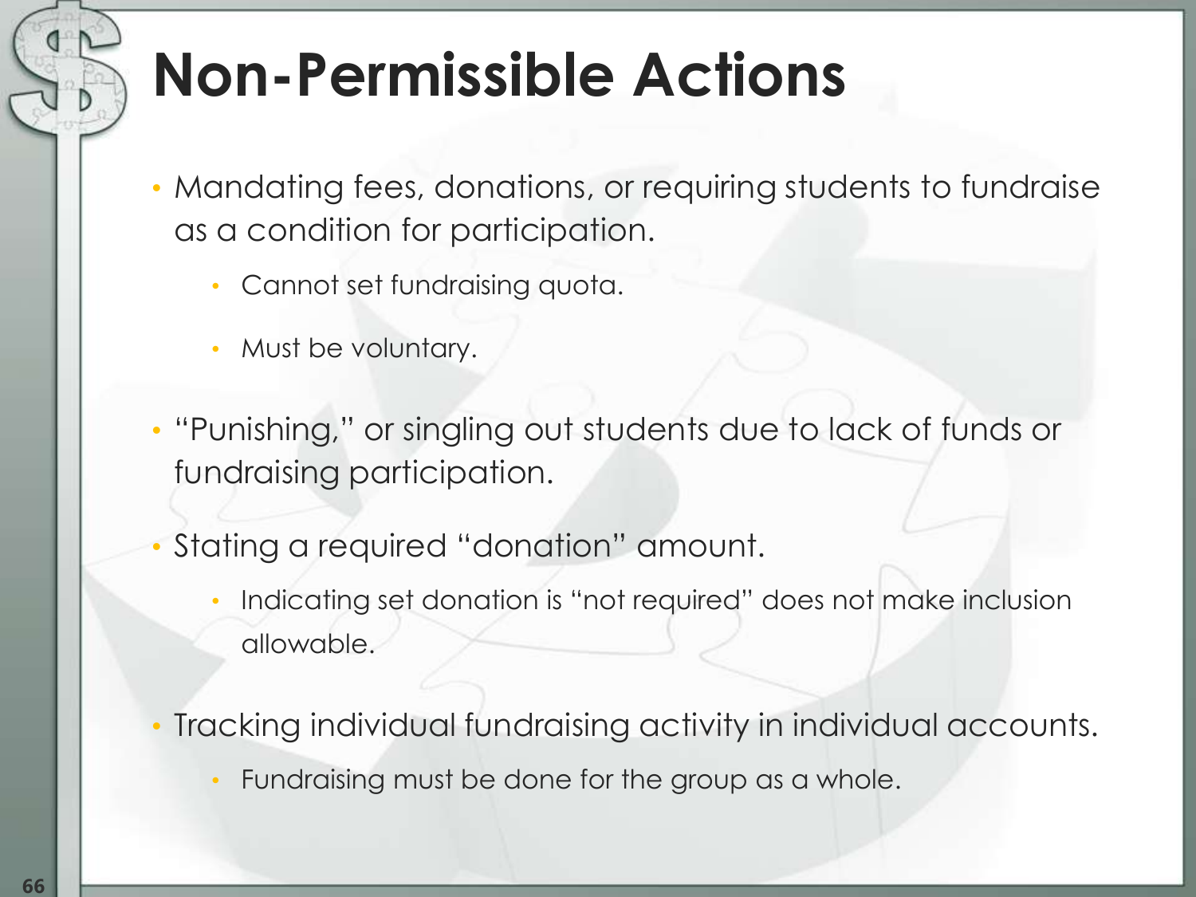# Non-Permissible Actions

- Mandating fees, donations, or requiring students to fundraise as a condition for participation.
  - Cannot set fundraising quota.
  - Must be voluntary.
- "Punishing," or singling out students due to lack of funds or fundraising participation.
- Stating a required "donation" amount.
  - Indicating set donation is "not required" does not make inclusion allowable.
- Tracking individual fundraising activity in individual accounts.
  - Fundraising must be done for the group as a whole.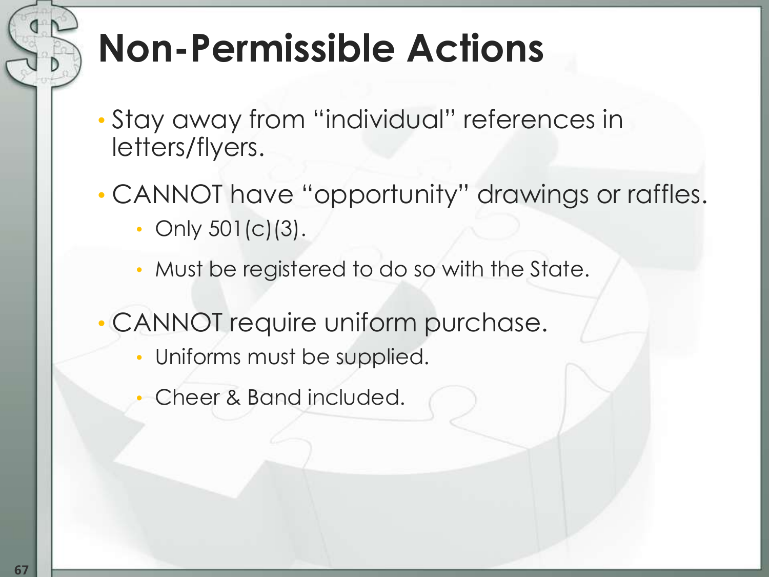# Non-Permissible Actions

- Stay away from "individual" references in letters/flyers.
- CANNOT have "opportunity" drawings or raffles.
  - Only 501(c)(3).
  - Must be registered to do so with the State.
- CANNOT require uniform purchase.
  - Uniforms must be supplied.
  - Cheer & Band included.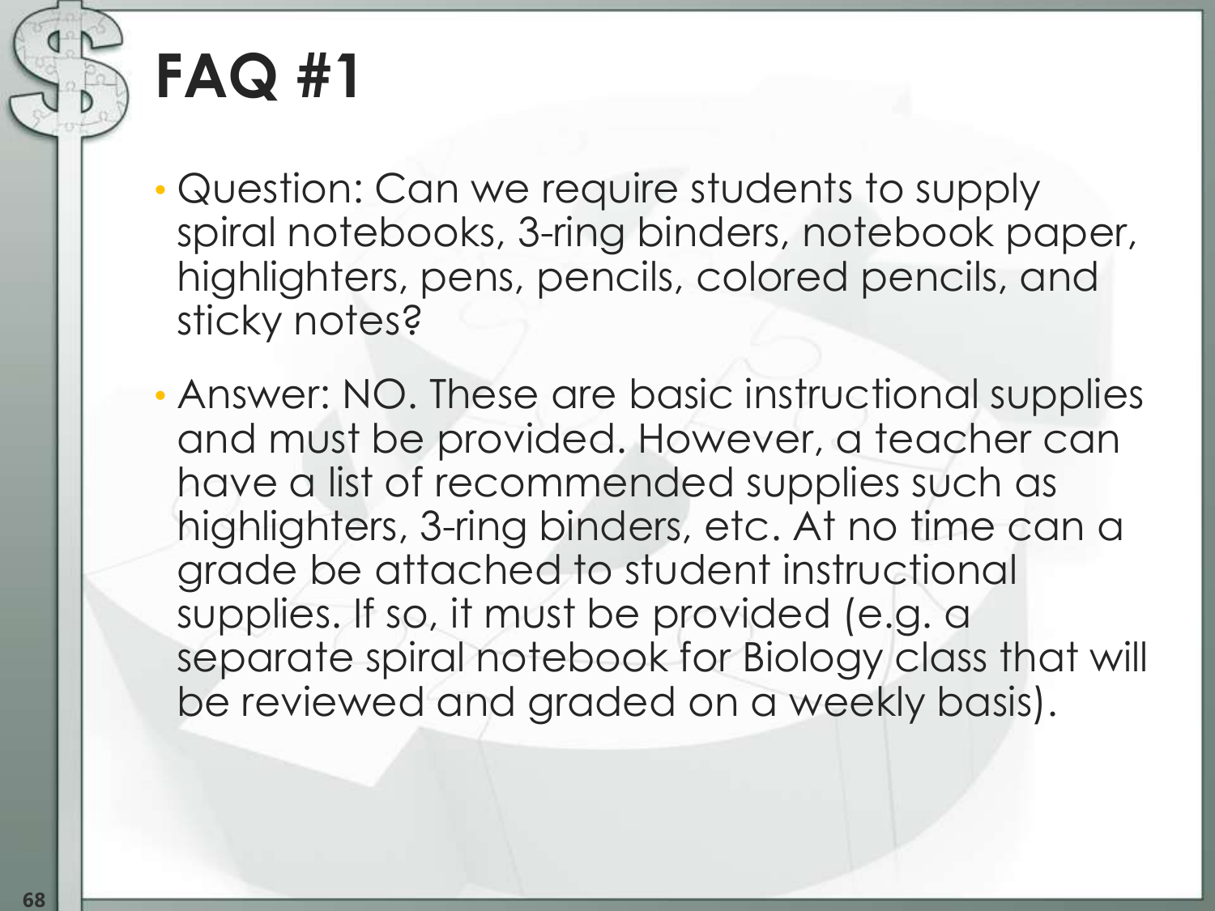# FAQ #1

- Question: Can we require students to supply spiral notebooks, 3-ring binders, notebook paper, highlighters, pens, pencils, colored pencils, and sticky notes?
- Answer: NO. These are basic instructional supplies and must be provided. However, a teacher can have a list of recommended supplies such as highlighters, 3-ring binders, etc. At no time can a grade be attached to student instructional supplies. If so, it must be provided (e.g. a separate spiral notebook for Biology class that will be reviewed and graded on a weekly basis).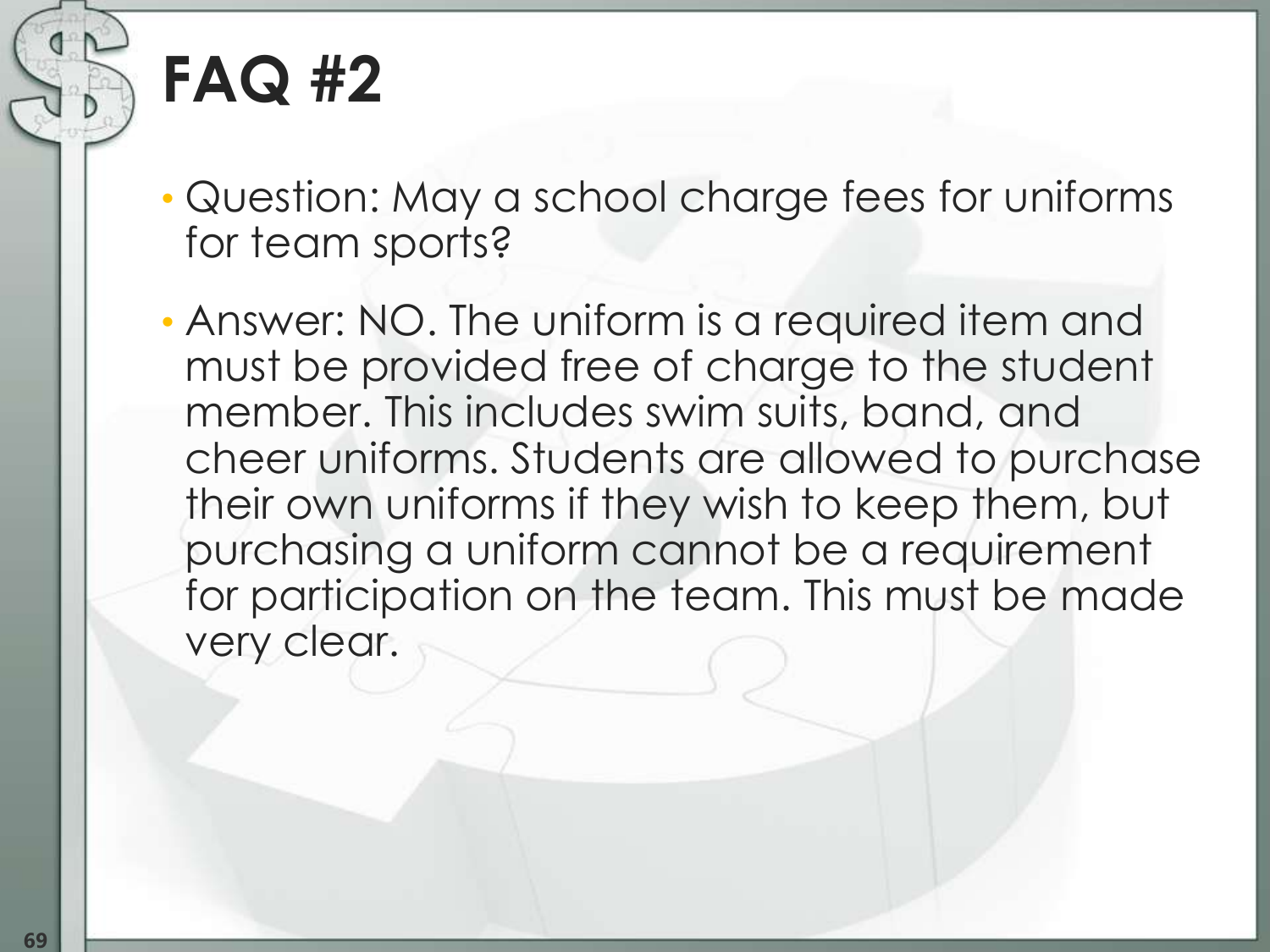# FAQ #2

- Question: May a school charge fees for uniforms for team sports?
- Answer: NO. The uniform is a required item and must be provided free of charge to the student member. This includes swim suits, band, and cheer uniforms. Students are allowed to purchase their own uniforms if they wish to keep them, but purchasing a uniform cannot be a requirement for participation on the team. This must be made very clear.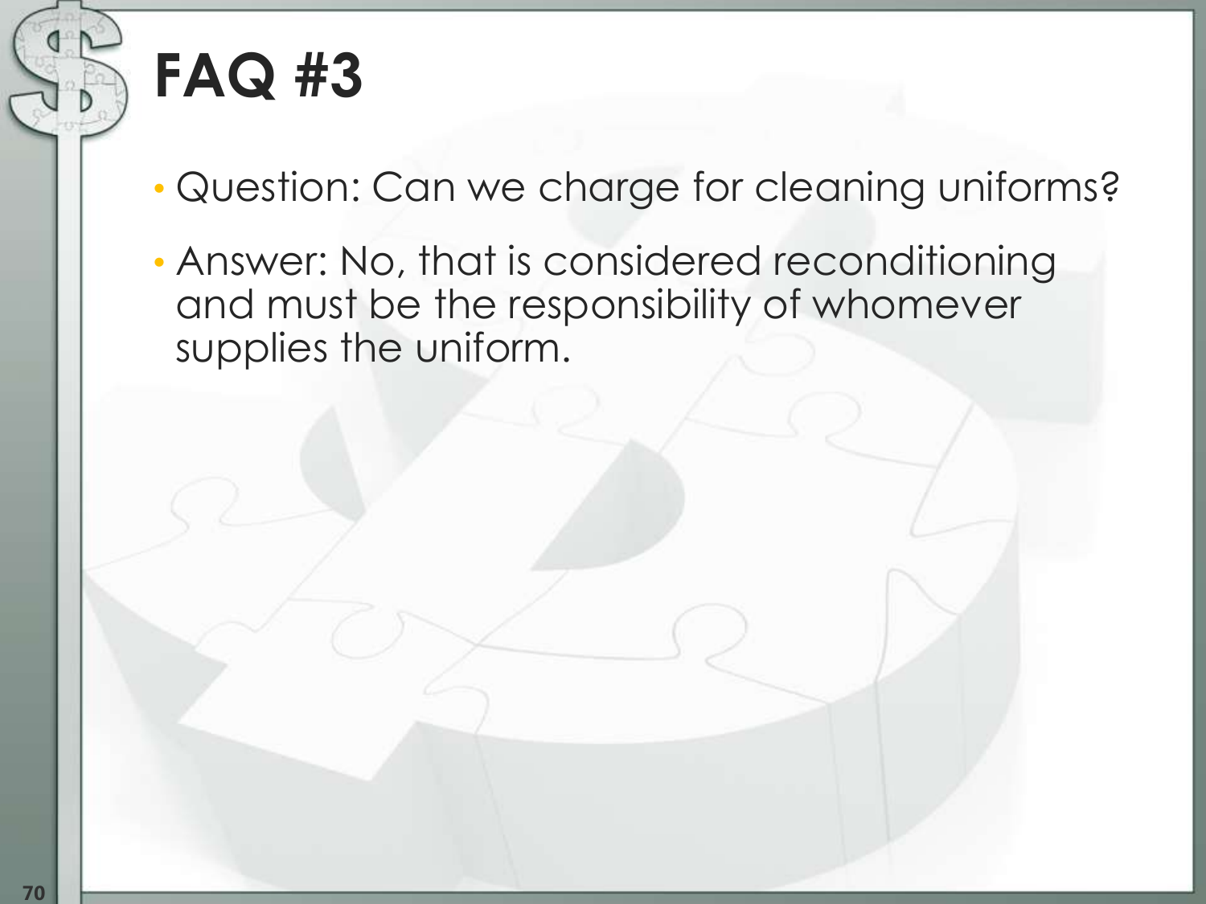# FAQ #3

- Question: Can we charge for cleaning uniforms?
- Answer: No, that is considered reconditioning and must be the responsibility of whomever supplies the uniform.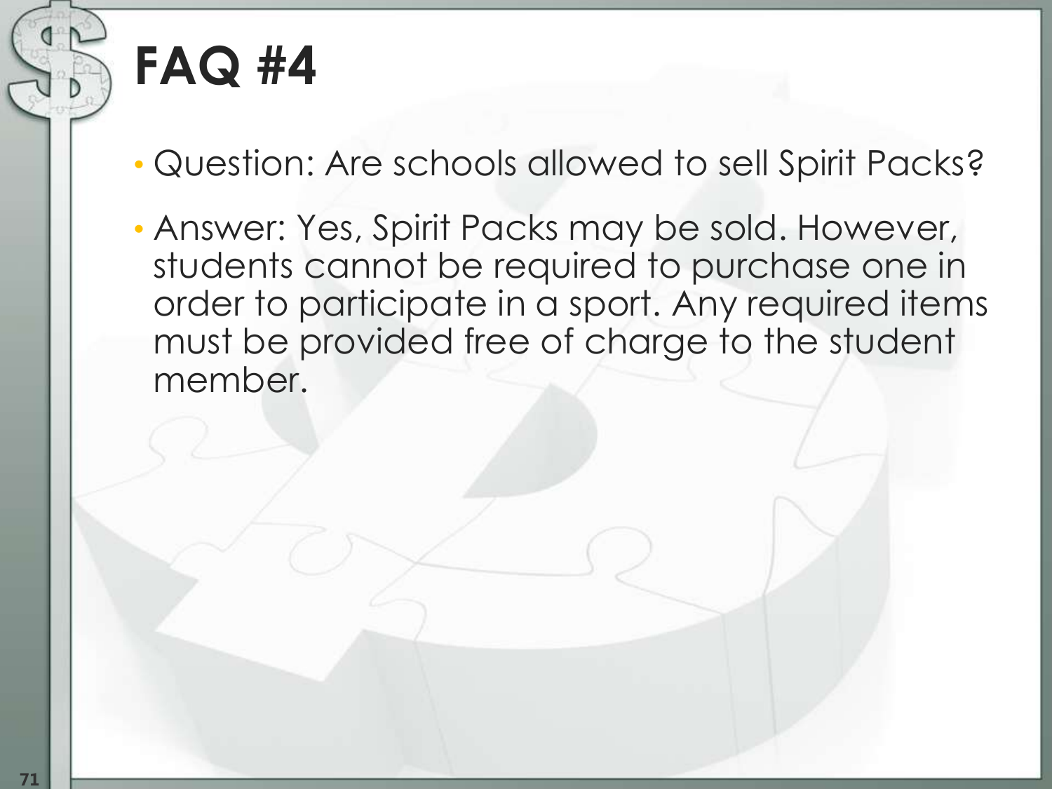# FAQ #4

- Question: Are schools allowed to sell Spirit Packs?
- Answer: Yes, Spirit Packs may be sold. However, students cannot be required to purchase one in order to participate in a sport. Any required items must be provided free of charge to the student member.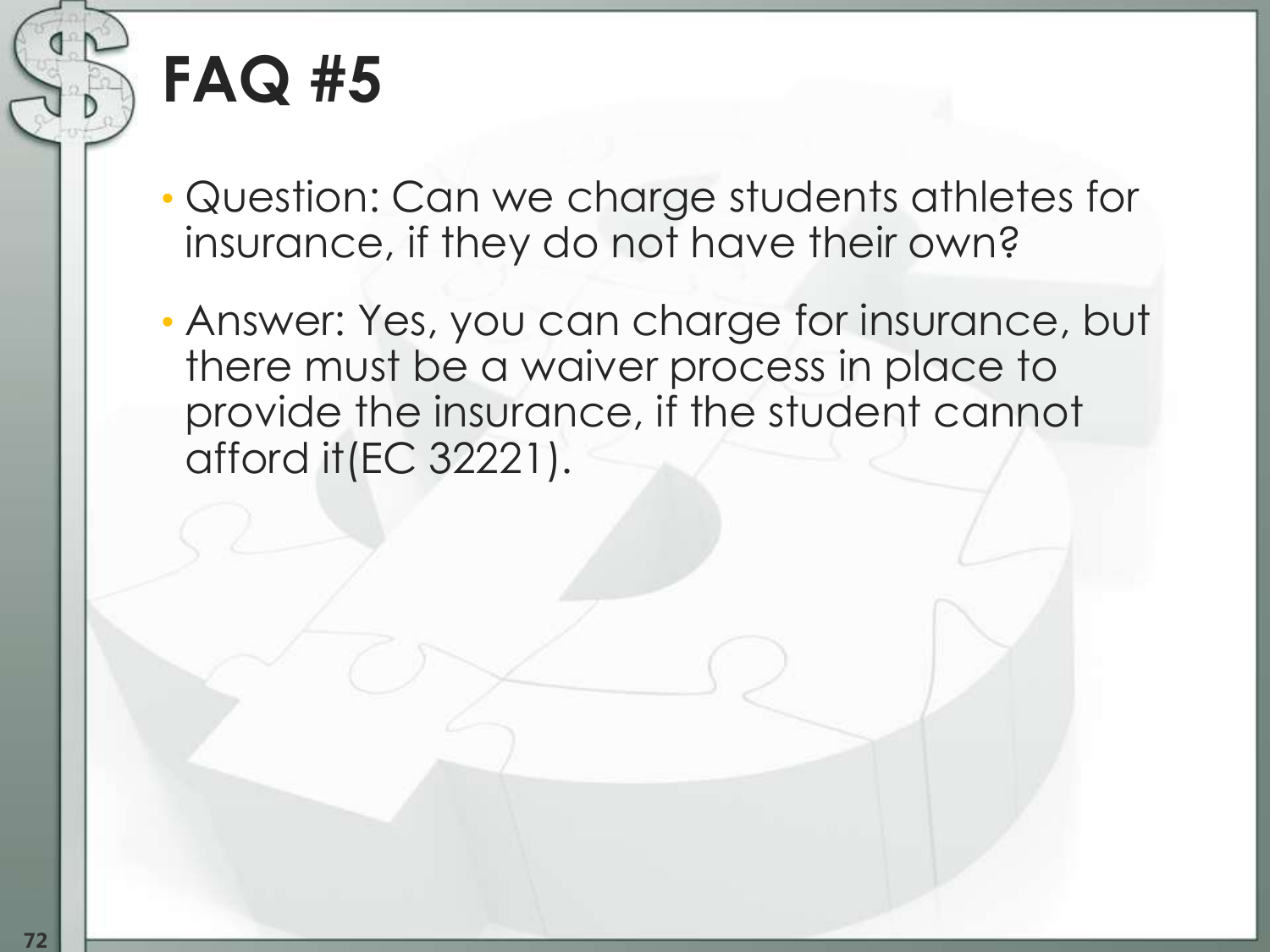# FAQ #5

- Question: Can we charge students athletes for insurance, if they do not have their own?
- Answer: Yes, you can charge for insurance, but there must be a waiver process in place to provide the insurance, if the student cannot afford it(EC 32221).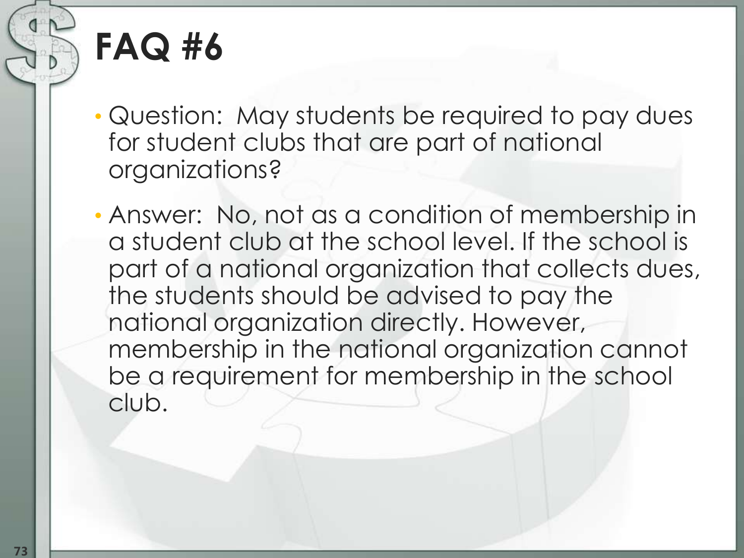# FAQ #6

- Question: May students be required to pay dues for student clubs that are part of national organizations?
- Answer: No, not as a condition of membership in a student club at the school level. If the school is part of a national organization that collects dues, the students should be advised to pay the national organization directly. However, membership in the national organization cannot be a requirement for membership in the school club.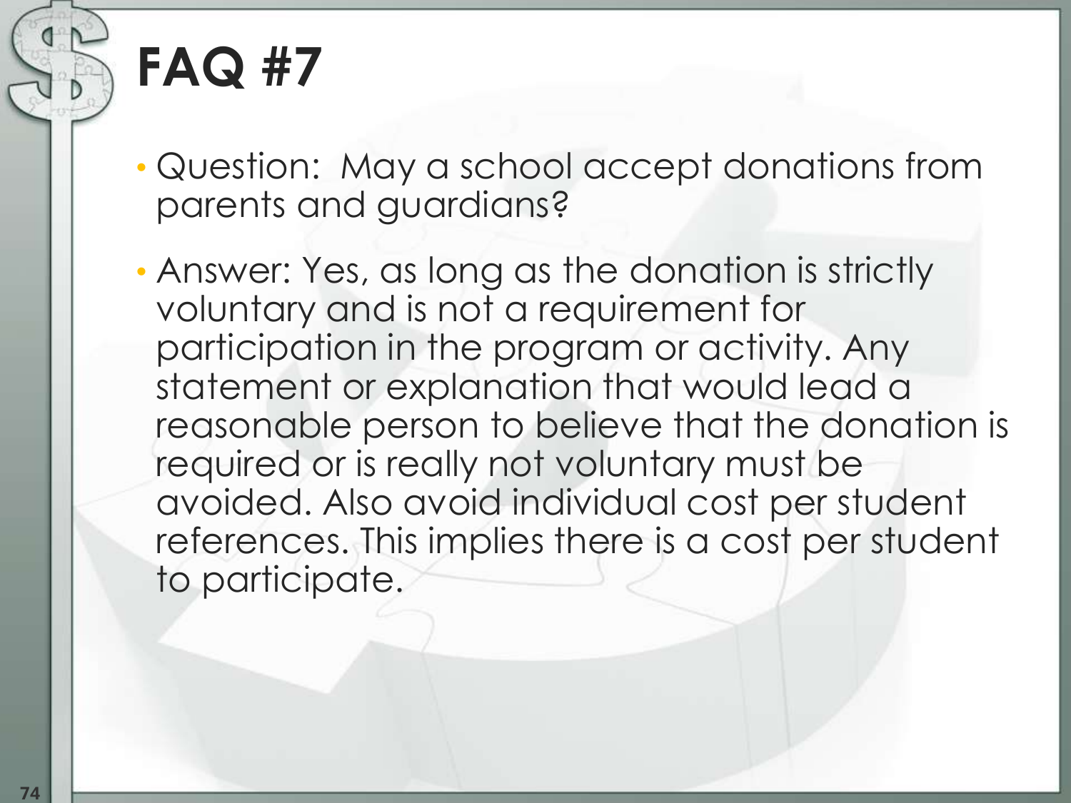# FAQ #7

- Question: May a school accept donations from parents and guardians?
- Answer: Yes, as long as the donation is strictly voluntary and is not a requirement for participation in the program or activity. Any statement or explanation that would lead a reasonable person to believe that the donation is required or is really not voluntary must be avoided. Also avoid individual cost per student references. This implies there is a cost per student to participate.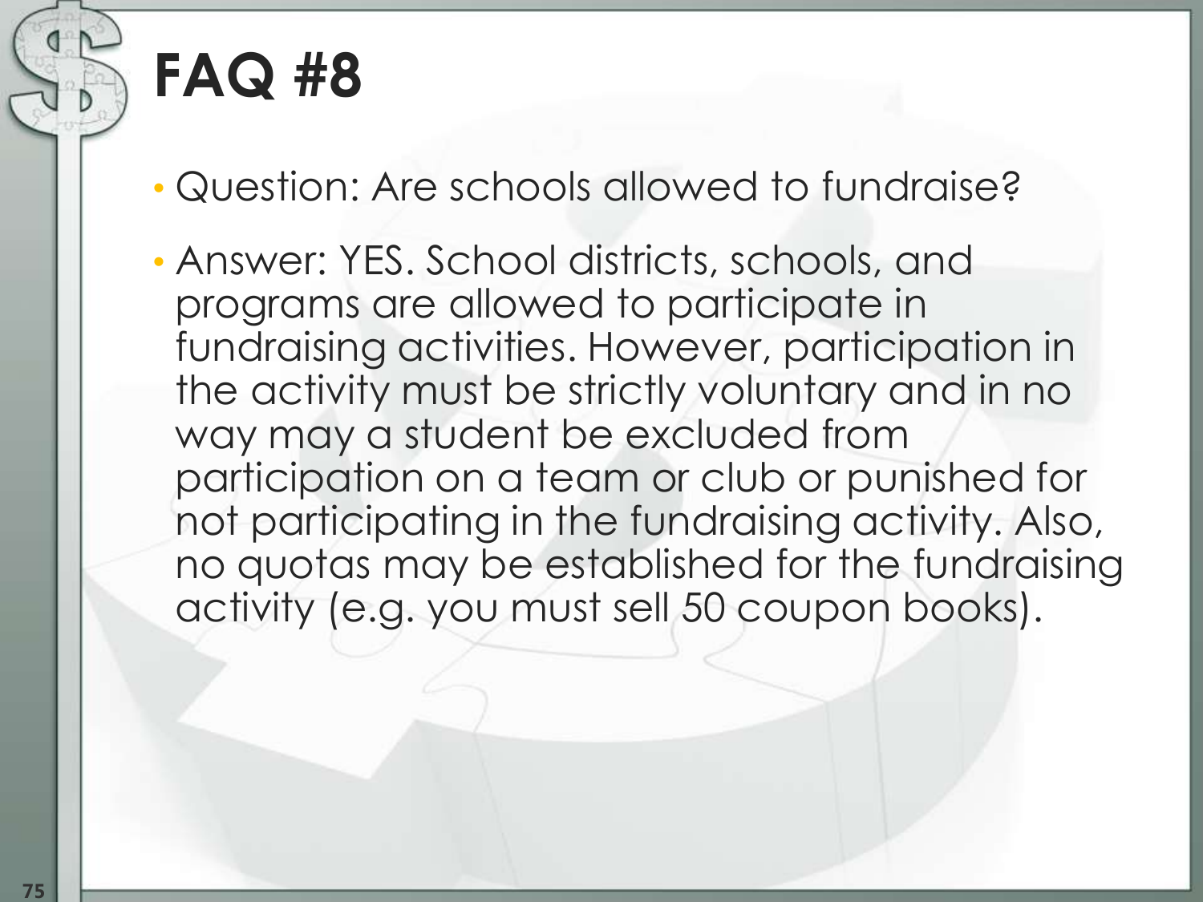# FAQ #8

- Question: Are schools allowed to fundraise?
- Answer: YES. School districts, schools, and programs are allowed to participate in fundraising activities. However, participation in the activity must be strictly voluntary and in no way may a student be excluded from participation on a team or club or punished for not participating in the fundraising activity. Also, no quotas may be established for the fundraising activity (e.g. you must sell 50 coupon books).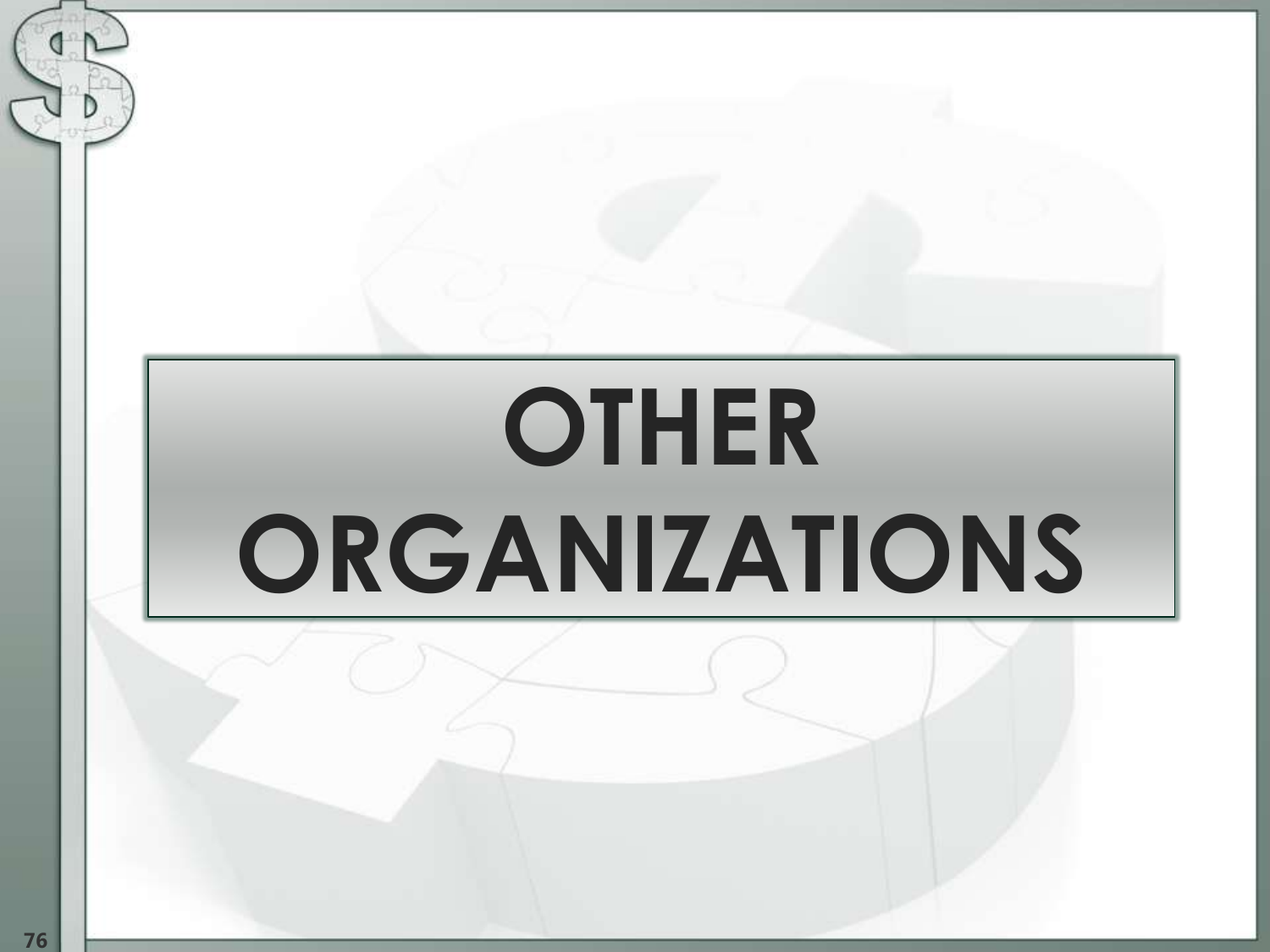# OTHER ORGANIZATIONS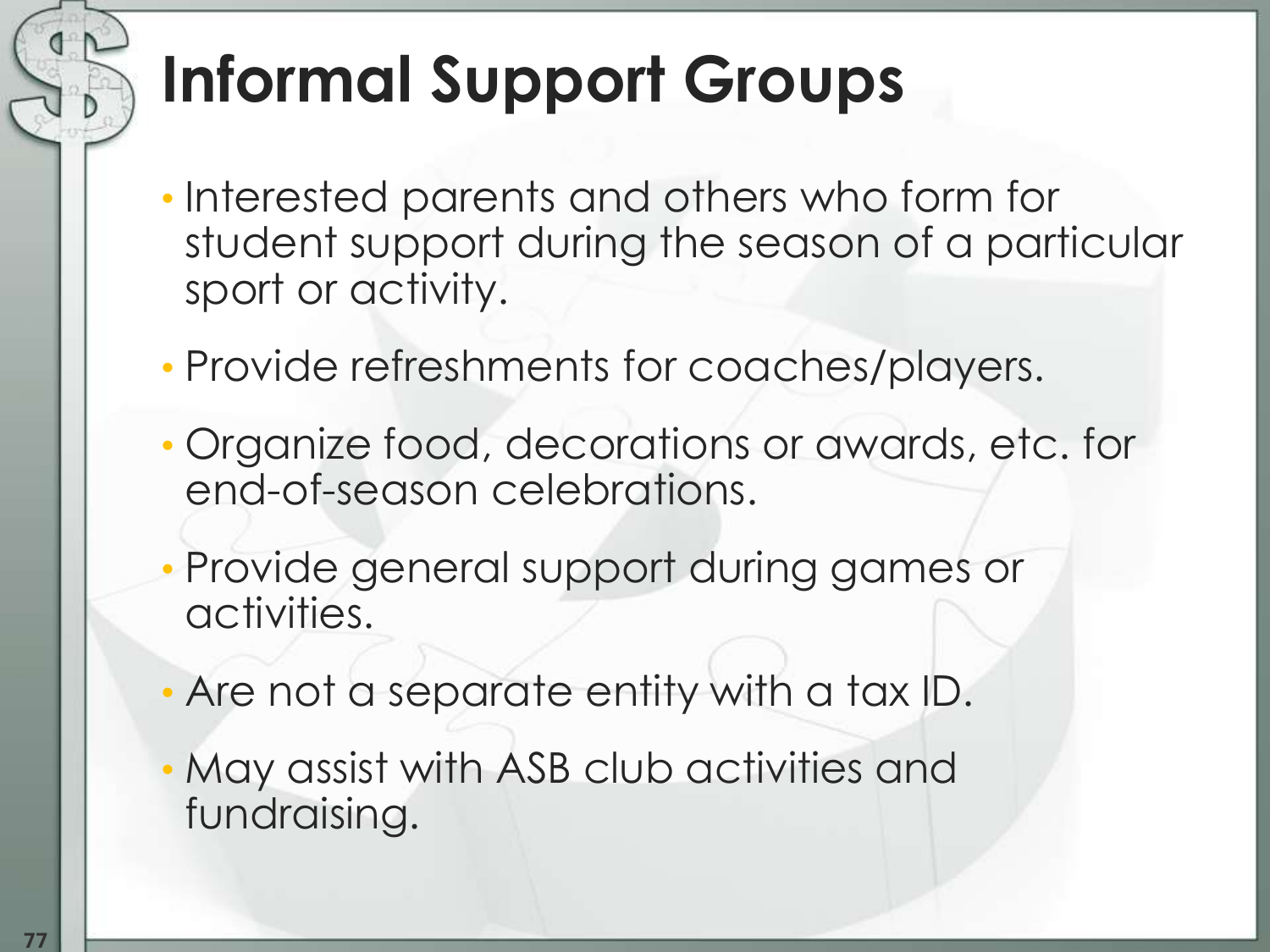# Informal Support Groups

- Interested parents and others who form for student support during the season of a particular sport or activity.
- Provide refreshments for coaches/players.
- Organize food, decorations or awards, etc. for end-of-season celebrations.
- Provide general support during games or activities.
- Are not a separate entity with a tax ID.
- May assist with ASB club activities and fundraising.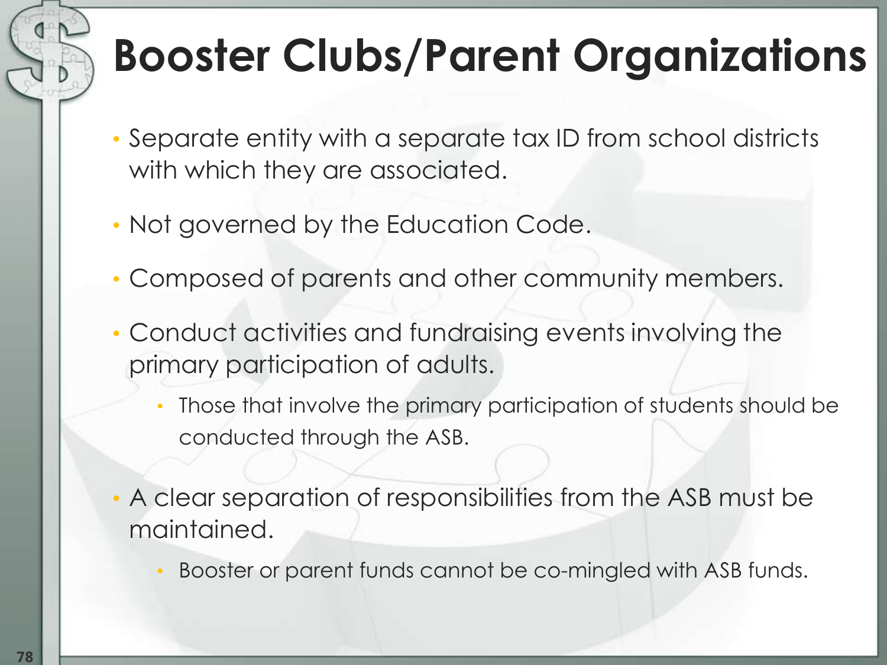# Booster Clubs/Parent Organizations

- Separate entity with a separate tax ID from school districts with which they are associated.
- Not governed by the Education Code.
- Composed of parents and other community members.
- Conduct activities and fundraising events involving the primary participation of adults.
  - Those that involve the primary participation of students should be conducted through the ASB.
- A clear separation of responsibilities from the ASB must be maintained.
  - Booster or parent funds cannot be co-mingled with ASB funds.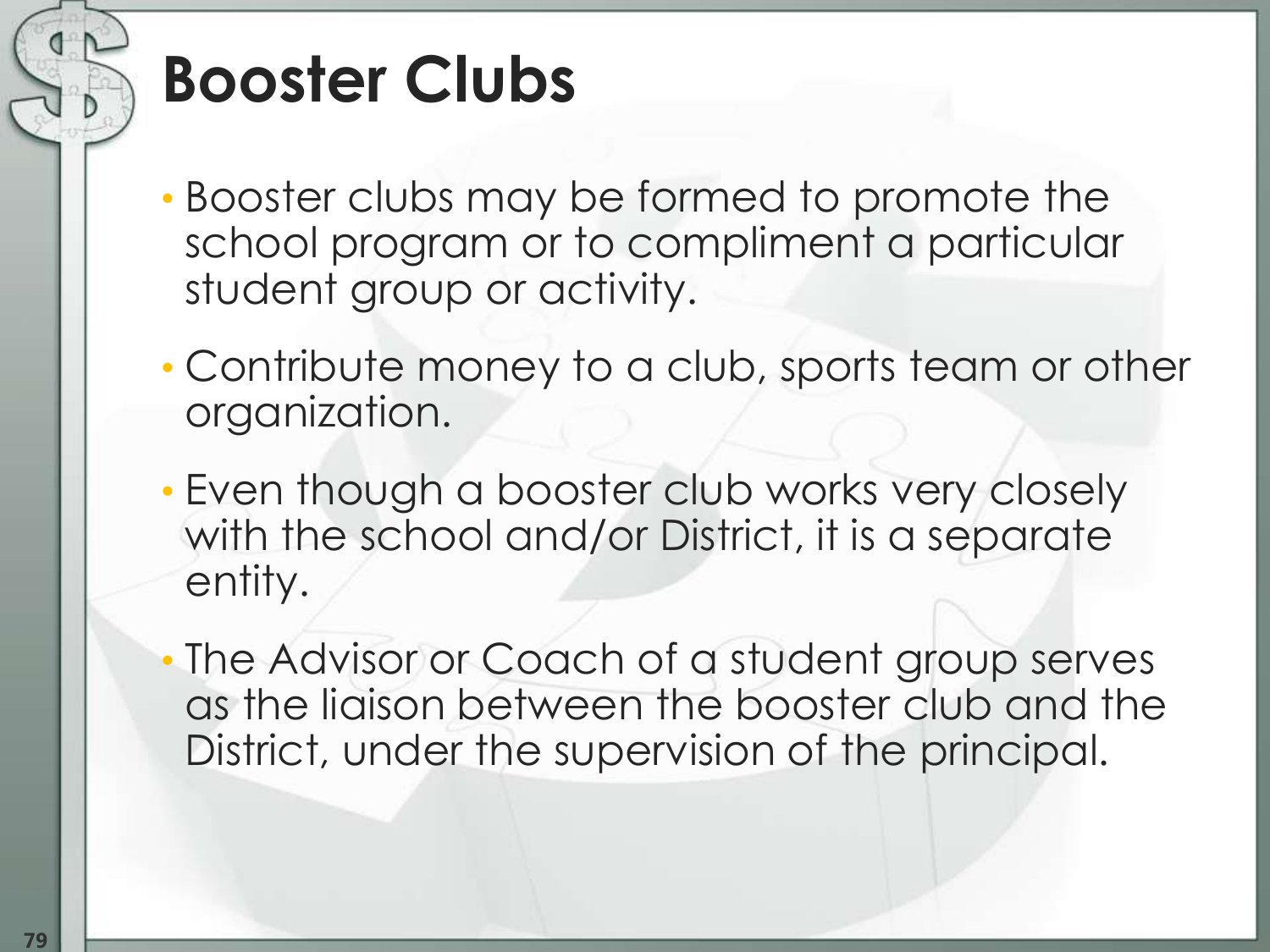# Booster Clubs

- Booster clubs may be formed to promote the school program or to compliment a particular student group or activity.
- Contribute money to a club, sports team or other organization.
- Even though a booster club works very closely with the school and/or District, it is a separate entity.
- The Advisor or Coach of a student group serves as the liaison between the booster club and the District, under the supervision of the principal.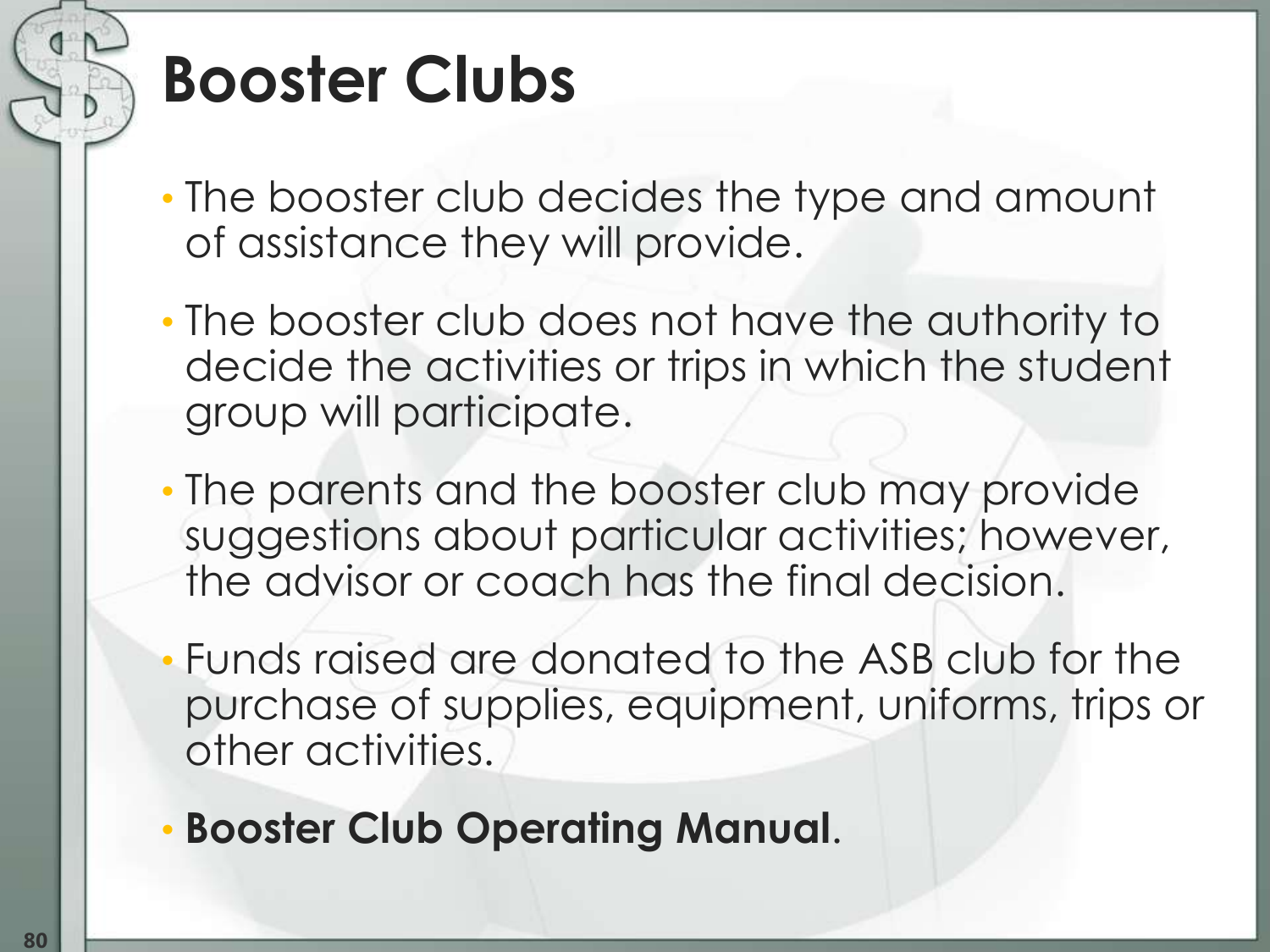# Booster Clubs

- The booster club decides the type and amount of assistance they will provide.
- The booster club does not have the authority to decide the activities or trips in which the student group will participate.
- The parents and the booster club may provide suggestions about particular activities; however, the advisor or coach has the final decision.
- Funds raised are donated to the ASB club for the purchase of supplies, equipment, uniforms, trips or other activities.
- **Booster Club Operating Manual**.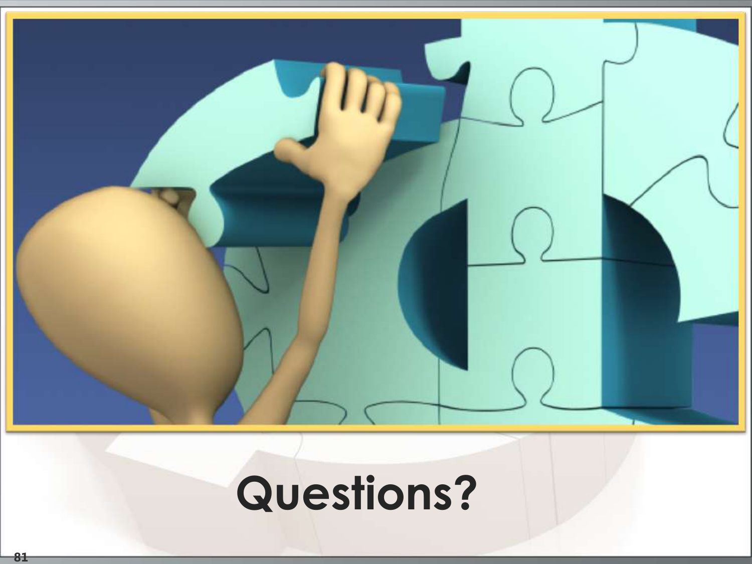# Questions?